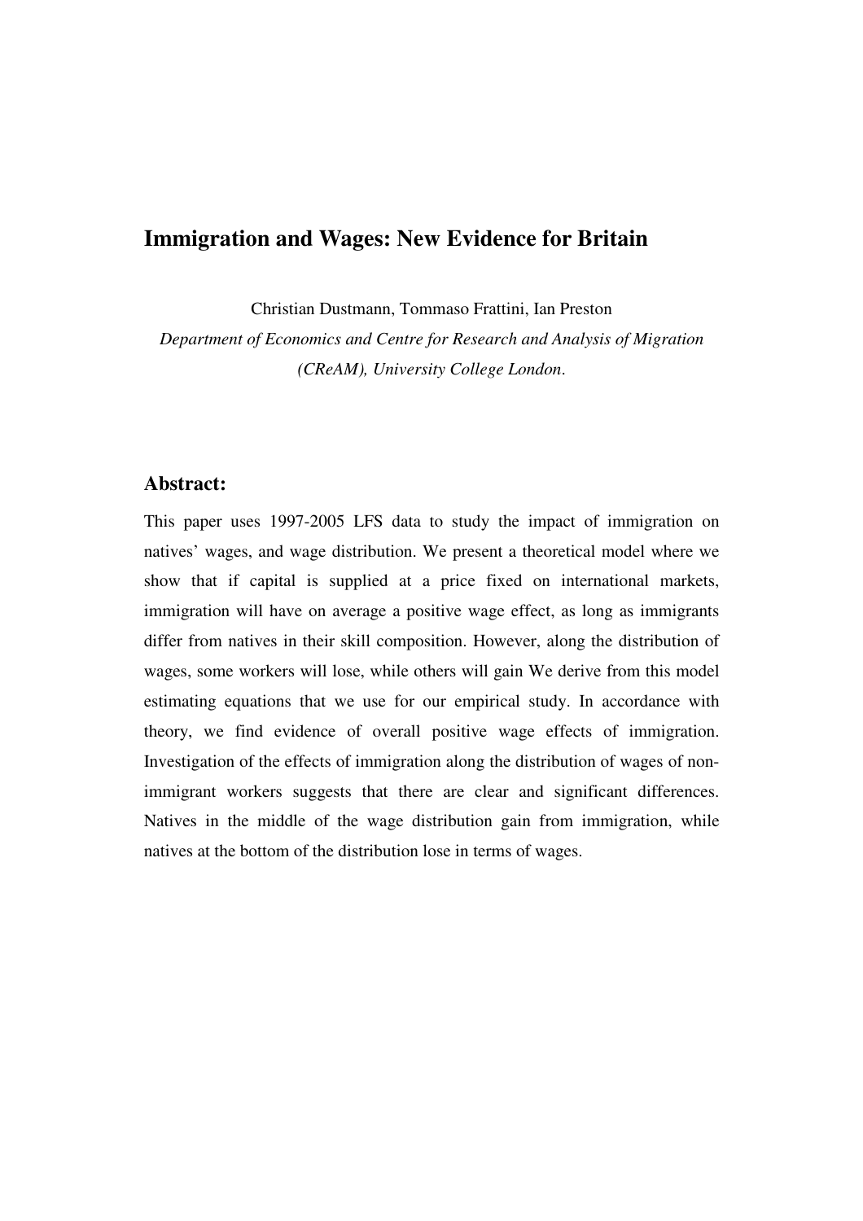# Immigration and Wages: New Evidence for Britain

Christian Dustmann, Tommaso Frattini, Ian Preston

*Department of Economics and Centre for Research and Analysis of Migration (CReAM), University College London.*

## Abstract:

This paper uses 1997-2005 LFS data to study the impact of immigration on natives' wages, and wage distribution. We present a theoretical model where we show that if capital is supplied at a price fixed on international markets, immigration will have on average a positive wage effect, as long as immigrants differ from natives in their skill composition. However, along the distribution of wages, some workers will lose, while others will gain We derive from this model estimating equations that we use for our empirical study. In accordance with theory, we find evidence of overall positive wage effects of immigration. Investigation of the effects of immigration along the distribution of wages of non-immigrant workers suggests that there are clear and significant differences. Natives in the middle of the wage distribution gain from immigration, while natives at the bottom of the distribution lose in terms of wages.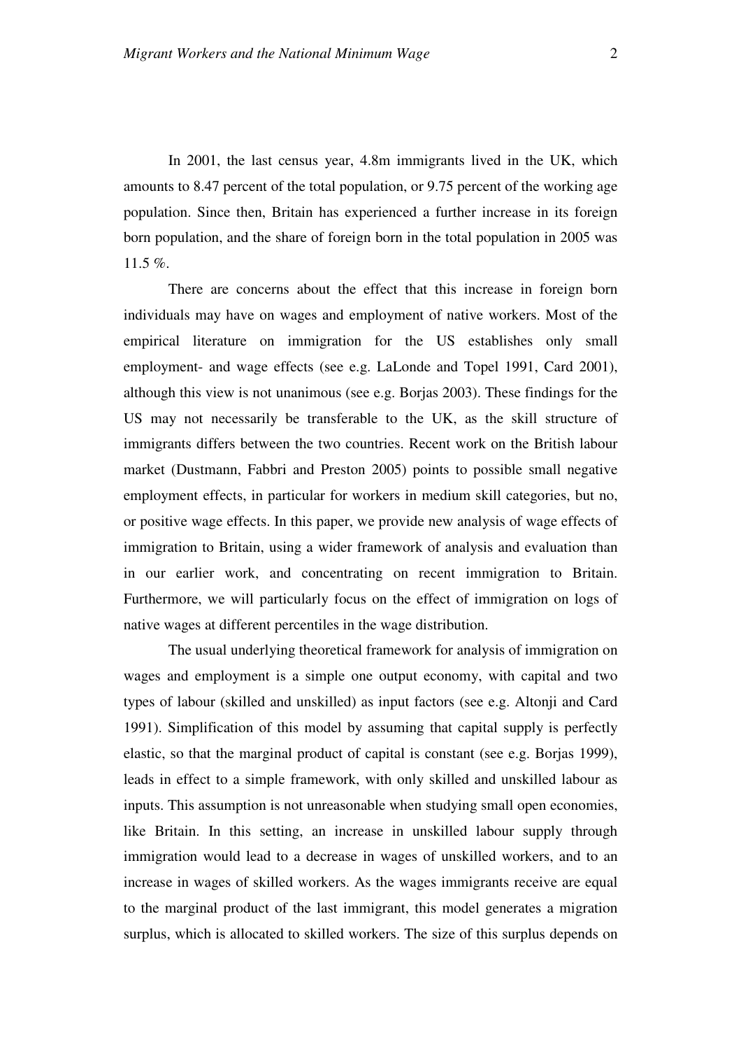In 2001, the last census year, 4.8m immigrants lived in the UK, which amounts to 8.47 percent of the total population, or 9.75 percent of the working age population. Since then, Britain has experienced a further increase in its foreign born population, and the share of foreign born in the total population in 2005 was 11.5 %.

There are concerns about the effect that this increase in foreign born individuals may have on wages and employment of native workers. Most of the empirical literature on immigration for the US establishes only small employment- and wage effects (see e.g. LaLonde and Topel 1991, Card 2001), although this view is not unanimous (see e.g. Borjas 2003). These findings for the US may not necessarily be transferable to the UK, as the skill structure of immigrants differs between the two countries. Recent work on the British labour market (Dustmann, Fabbri and Preston 2005) points to possible small negative employment effects, in particular for workers in medium skill categories, but no, or positive wage effects. In this paper, we provide new analysis of wage effects of immigration to Britain, using a wider framework of analysis and evaluation than in our earlier work, and concentrating on recent immigration to Britain. Furthermore, we will particularly focus on the effect of immigration on logs of native wages at different percentiles in the wage distribution.

The usual underlying theoretical framework for analysis of immigration on wages and employment is a simple one output economy, with capital and two types of labour (skilled and unskilled) as input factors (see e.g. Altonji and Card 1991). Simplification of this model by assuming that capital supply is perfectly elastic, so that the marginal product of capital is constant (see e.g. Borjas 1999), leads in effect to a simple framework, with only skilled and unskilled labour as inputs. This assumption is not unreasonable when studying small open economies, like Britain. In this setting, an increase in unskilled labour supply through immigration would lead to a decrease in wages of unskilled workers, and to an increase in wages of skilled workers. As the wages immigrants receive are equal to the marginal product of the last immigrant, this model generates a migration surplus, which is allocated to skilled workers. The size of this surplus depends on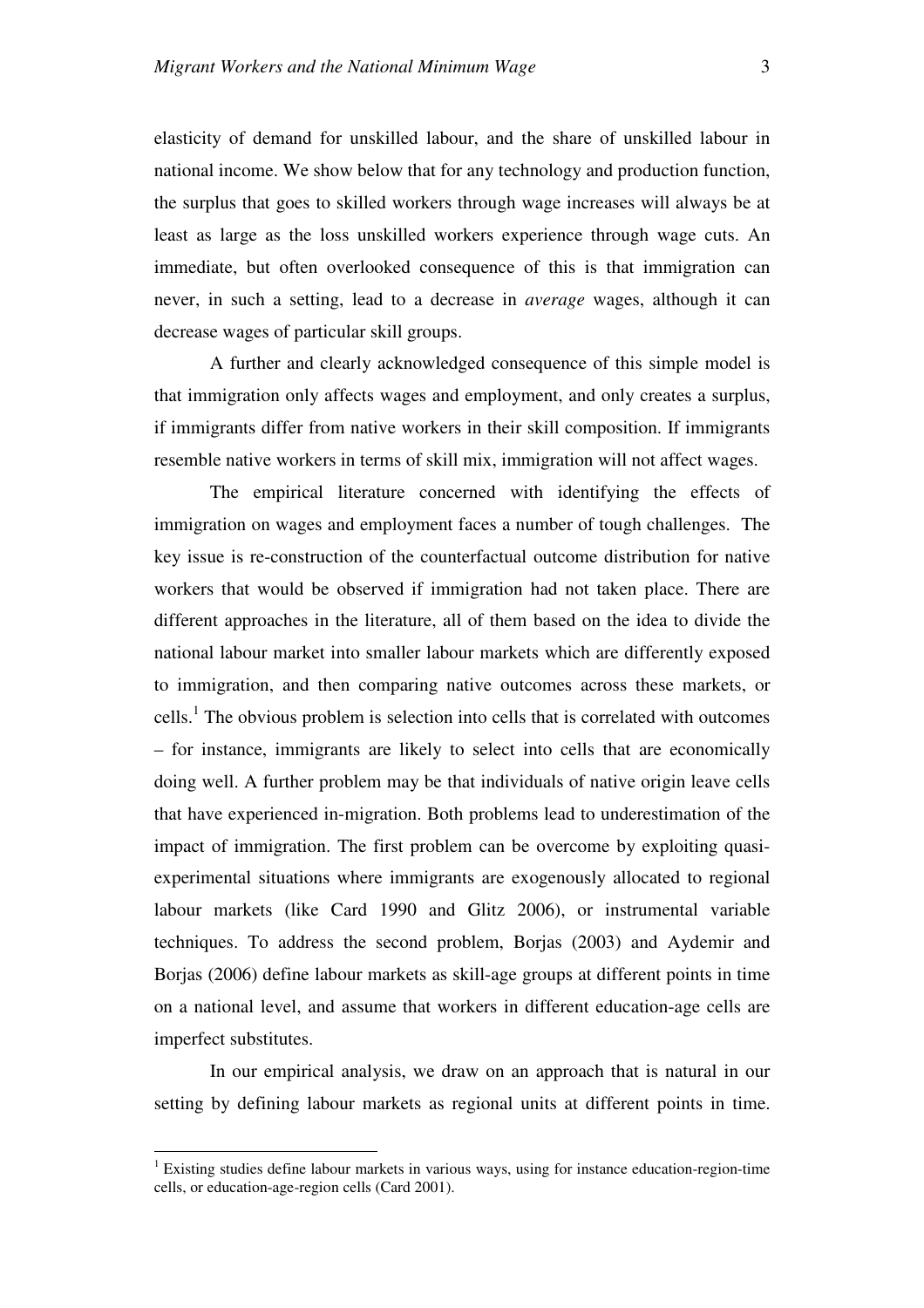elasticity of demand for unskilled labour, and the share of unskilled labour in national income. We show below that for any technology and production function, the surplus that goes to skilled workers through wage increases will always be at least as large as the loss unskilled workers experience through wage cuts. An immediate, but often overlooked consequence of this is that immigration can never, in such a setting, lead to a decrease in *average* wages, although it can decrease wages of particular skill groups.

A further and clearly acknowledged consequence of this simple model is that immigration only affects wages and employment, and only creates a surplus, if immigrants differ from native workers in their skill composition. If immigrants resemble native workers in terms of skill mix, immigration will not affect wages.

The empirical literature concerned with identifying the effects of immigration on wages and employment faces a number of tough challenges. The key issue is re-construction of the counterfactual outcome distribution for native workers that would be observed if immigration had not taken place. There are different approaches in the literature, all of them based on the idea to divide the national labour market into smaller labour markets which are differently exposed to immigration, and then comparing native outcomes across these markets, or cells.[1] The obvious problem is selection into cells that is correlated with outcomes – for instance, immigrants are likely to select into cells that are economically doing well. A further problem may be that individuals of native origin leave cells that have experienced in-migration. Both problems lead to underestimation of the impact of immigration. The first problem can be overcome by exploiting quasi-experimental situations where immigrants are exogenously allocated to regional labour markets (like Card 1990 and Glitz 2006), or instrumental variable techniques. To address the second problem, Borjas (2003) and Aydemir and Borjas (2006) define labour markets as skill-age groups at different points in time on a national level, and assume that workers in different education-age cells are imperfect substitutes.

In our empirical analysis, we draw on an approach that is natural in our setting by defining labour markets as regional units at different points in time.

[1] Existing studies define labour markets in various ways, using for instance education-region-time cells, or education-age-region cells (Card 2001).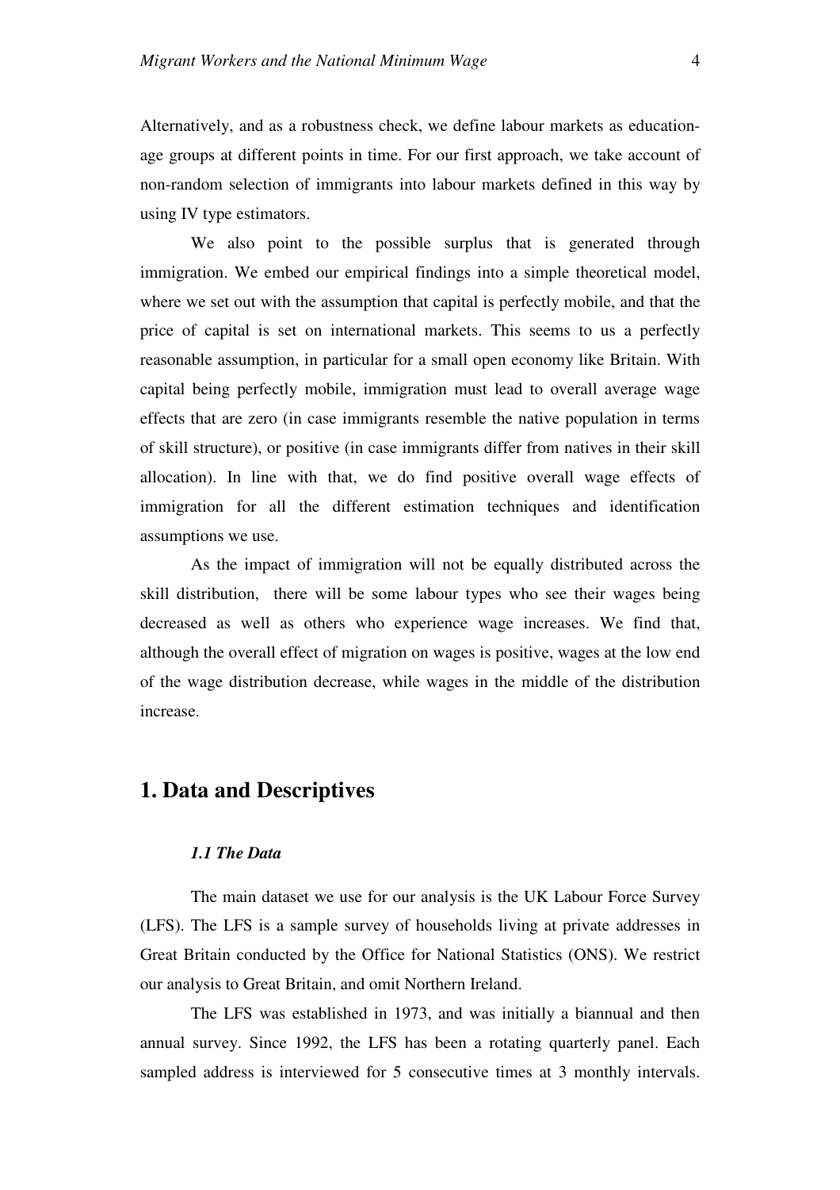Alternatively, and as a robustness check, we define labour markets as education-age groups at different points in time. For our first approach, we take account of non-random selection of immigrants into labour markets defined in this way by using IV type estimators.

We also point to the possible surplus that is generated through immigration. We embed our empirical findings into a simple theoretical model, where we set out with the assumption that capital is perfectly mobile, and that the price of capital is set on international markets. This seems to us a perfectly reasonable assumption, in particular for a small open economy like Britain. With capital being perfectly mobile, immigration must lead to overall average wage effects that are zero (in case immigrants resemble the native population in terms of skill structure), or positive (in case immigrants differ from natives in their skill allocation). In line with that, we do find positive overall wage effects of immigration for all the different estimation techniques and identification assumptions we use.

As the impact of immigration will not be equally distributed across the skill distribution, there will be some labour types who see their wages being decreased as well as others who experience wage increases. We find that, although the overall effect of migration on wages is positive, wages at the low end of the wage distribution decrease, while wages in the middle of the distribution increase.

## 1. Data and Descriptives

### *1.1 The Data*

The main dataset we use for our analysis is the UK Labour Force Survey (LFS). The LFS is a sample survey of households living at private addresses in Great Britain conducted by the Office for National Statistics (ONS). We restrict our analysis to Great Britain, and omit Northern Ireland.

The LFS was established in 1973, and was initially a biannual and then annual survey. Since 1992, the LFS has been a rotating quarterly panel. Each sampled address is interviewed for 5 consecutive times at 3 monthly intervals.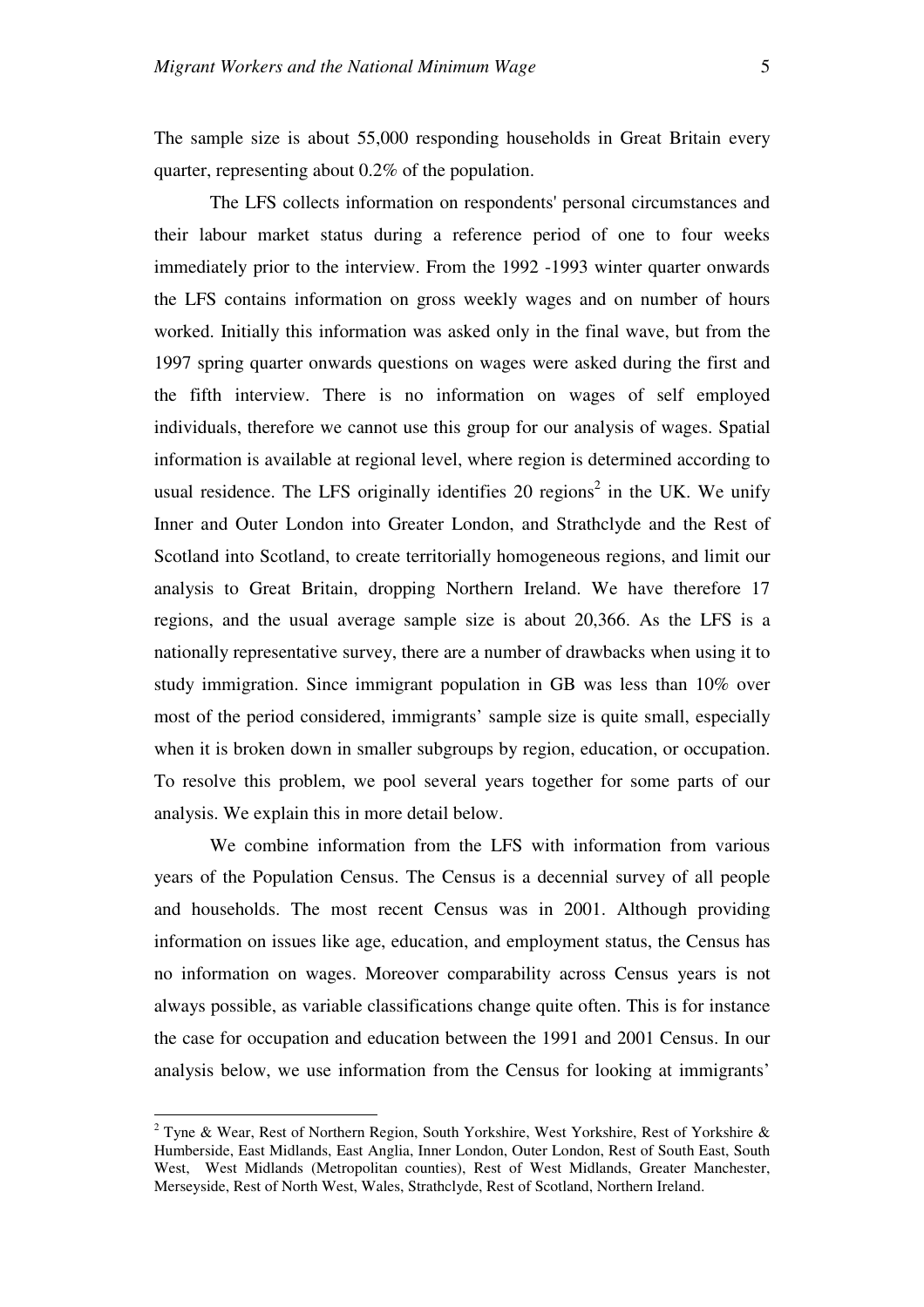The sample size is about 55,000 responding households in Great Britain every quarter, representing about 0.2% of the population.

The LFS collects information on respondents' personal circumstances and their labour market status during a reference period of one to four weeks immediately prior to the interview. From the 1992 -1993 winter quarter onwards the LFS contains information on gross weekly wages and on number of hours worked. Initially this information was asked only in the final wave, but from the 1997 spring quarter onwards questions on wages were asked during the first and the fifth interview. There is no information on wages of self employed individuals, therefore we cannot use this group for our analysis of wages. Spatial information is available at regional level, where region is determined according to usual residence. The LFS originally identifies 20 regions[2] in the UK. We unify Inner and Outer London into Greater London, and Strathclyde and the Rest of Scotland into Scotland, to create territorially homogeneous regions, and limit our analysis to Great Britain, dropping Northern Ireland. We have therefore 17 regions, and the usual average sample size is about 20,366. As the LFS is a nationally representative survey, there are a number of drawbacks when using it to study immigration. Since immigrant population in GB was less than 10% over most of the period considered, immigrants' sample size is quite small, especially when it is broken down in smaller subgroups by region, education, or occupation. To resolve this problem, we pool several years together for some parts of our analysis. We explain this in more detail below.

We combine information from the LFS with information from various years of the Population Census. The Census is a decennial survey of all people and households. The most recent Census was in 2001. Although providing information on issues like age, education, and employment status, the Census has no information on wages. Moreover comparability across Census years is not always possible, as variable classifications change quite often. This is for instance the case for occupation and education between the 1991 and 2001 Census. In our analysis below, we use information from the Census for looking at immigrants'

---

[2] Tyne & Wear, Rest of Northern Region, South Yorkshire, West Yorkshire, Rest of Yorkshire & Humberside, East Midlands, East Anglia, Inner London, Outer London, Rest of South East, South West, West Midlands (Metropolitan counties), Rest of West Midlands, Greater Manchester, Merseyside, Rest of North West, Wales, Strathclyde, Rest of Scotland, Northern Ireland.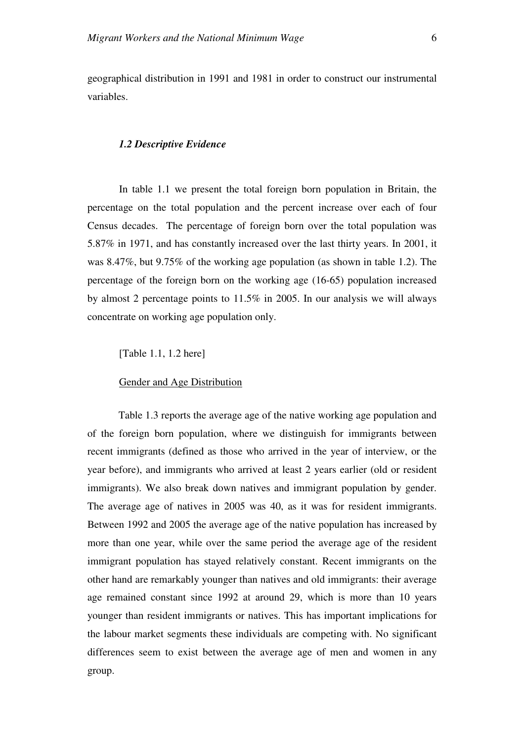geographical distribution in 1991 and 1981 in order to construct our instrumental variables.

### *1.2 Descriptive Evidence*

In table 1.1 we present the total foreign born population in Britain, the percentage on the total population and the percent increase over each of four Census decades. The percentage of foreign born over the total population was 5.87% in 1971, and has constantly increased over the last thirty years. In 2001, it was 8.47%, but 9.75% of the working age population (as shown in table 1.2). The percentage of the foreign born on the working age (16-65) population increased by almost 2 percentage points to 11.5% in 2005. In our analysis we will always concentrate on working age population only.

[Table 1.1, 1.2 here]

<u>Gender and Age Distribution</u>

Table 1.3 reports the average age of the native working age population and of the foreign born population, where we distinguish for immigrants between recent immigrants (defined as those who arrived in the year of interview, or the year before), and immigrants who arrived at least 2 years earlier (old or resident immigrants). We also break down natives and immigrant population by gender. The average age of natives in 2005 was 40, as it was for resident immigrants. Between 1992 and 2005 the average age of the native population has increased by more than one year, while over the same period the average age of the resident immigrant population has stayed relatively constant. Recent immigrants on the other hand are remarkably younger than natives and old immigrants: their average age remained constant since 1992 at around 29, which is more than 10 years younger than resident immigrants or natives. This has important implications for the labour market segments these individuals are competing with. No significant differences seem to exist between the average age of men and women in any group.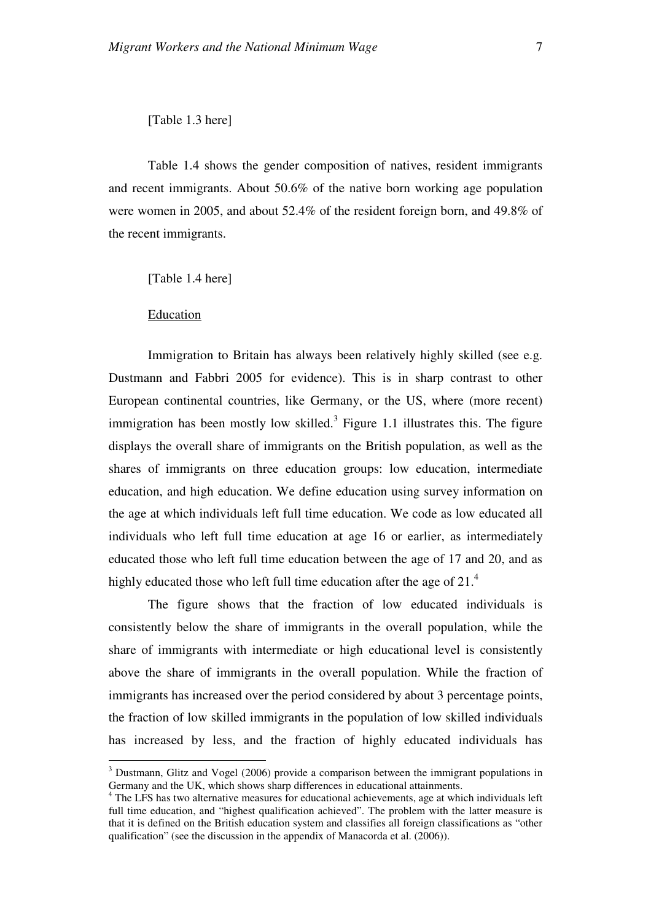[Table 1.3 here]

Table 1.4 shows the gender composition of natives, resident immigrants and recent immigrants. About 50.6% of the native born working age population were women in 2005, and about 52.4% of the resident foreign born, and 49.8% of the recent immigrants.

[Table 1.4 here]

Education

Immigration to Britain has always been relatively highly skilled (see e.g. Dustmann and Fabbri 2005 for evidence). This is in sharp contrast to other European continental countries, like Germany, or the US, where (more recent) immigration has been mostly low skilled.[3] Figure 1.1 illustrates this. The figure displays the overall share of immigrants on the British population, as well as the shares of immigrants on three education groups: low education, intermediate education, and high education. We define education using survey information on the age at which individuals left full time education. We code as low educated all individuals who left full time education at age 16 or earlier, as intermediately educated those who left full time education between the age of 17 and 20, and as highly educated those who left full time education after the age of 21.[4]

The figure shows that the fraction of low educated individuals is consistently below the share of immigrants in the overall population, while the share of immigrants with intermediate or high educational level is consistently above the share of immigrants in the overall population. While the fraction of immigrants has increased over the period considered by about 3 percentage points, the fraction of low skilled immigrants in the population of low skilled individuals has increased by less, and the fraction of highly educated individuals has

[3] Dustmann, Glitz and Vogel (2006) provide a comparison between the immigrant populations in Germany and the UK, which shows sharp differences in educational attainments.

[4] The LFS has two alternative measures for educational achievements, age at which individuals left full time education, and "highest qualification achieved". The problem with the latter measure is that it is defined on the British education system and classifies all foreign classifications as "other qualification" (see the discussion in the appendix of Manacorda et al. (2006)).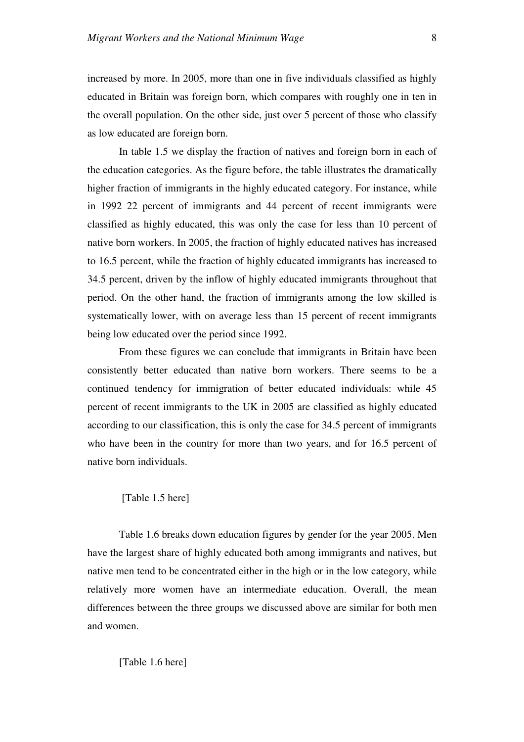increased by more. In 2005, more than one in five individuals classified as highly educated in Britain was foreign born, which compares with roughly one in ten in the overall population. On the other side, just over 5 percent of those who classify as low educated are foreign born.

In table 1.5 we display the fraction of natives and foreign born in each of the education categories. As the figure before, the table illustrates the dramatically higher fraction of immigrants in the highly educated category. For instance, while in 1992 22 percent of immigrants and 44 percent of recent immigrants were classified as highly educated, this was only the case for less than 10 percent of native born workers. In 2005, the fraction of highly educated natives has increased to 16.5 percent, while the fraction of highly educated immigrants has increased to 34.5 percent, driven by the inflow of highly educated immigrants throughout that period. On the other hand, the fraction of immigrants among the low skilled is systematically lower, with on average less than 15 percent of recent immigrants being low educated over the period since 1992.

From these figures we can conclude that immigrants in Britain have been consistently better educated than native born workers. There seems to be a continued tendency for immigration of better educated individuals: while 45 percent of recent immigrants to the UK in 2005 are classified as highly educated according to our classification, this is only the case for 34.5 percent of immigrants who have been in the country for more than two years, and for 16.5 percent of native born individuals.

[Table 1.5 here]

Table 1.6 breaks down education figures by gender for the year 2005. Men have the largest share of highly educated both among immigrants and natives, but native men tend to be concentrated either in the high or in the low category, while relatively more women have an intermediate education. Overall, the mean differences between the three groups we discussed above are similar for both men and women.

[Table 1.6 here]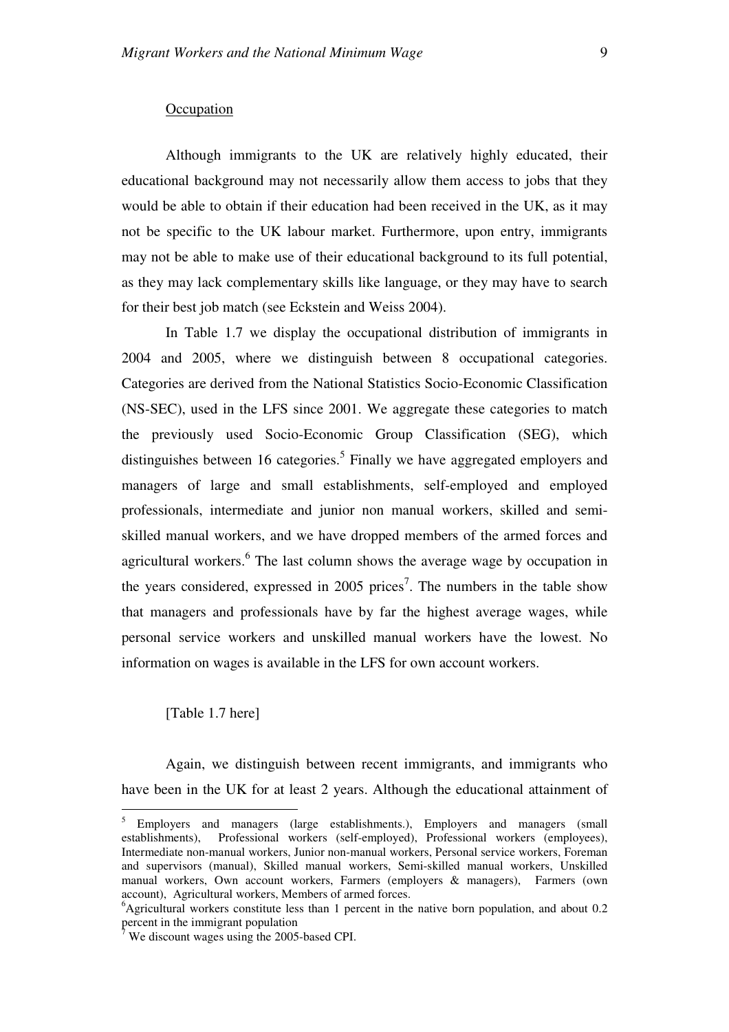Occupation

Although immigrants to the UK are relatively highly educated, their educational background may not necessarily allow them access to jobs that they would be able to obtain if their education had been received in the UK, as it may not be specific to the UK labour market. Furthermore, upon entry, immigrants may not be able to make use of their educational background to its full potential, as they may lack complementary skills like language, or they may have to search for their best job match (see Eckstein and Weiss 2004).

In Table 1.7 we display the occupational distribution of immigrants in 2004 and 2005, where we distinguish between 8 occupational categories. Categories are derived from the National Statistics Socio-Economic Classification (NS-SEC), used in the LFS since 2001. We aggregate these categories to match the previously used Socio-Economic Group Classification (SEG), which distinguishes between 16 categories.[5] Finally we have aggregated employers and managers of large and small establishments, self-employed and employed professionals, intermediate and junior non manual workers, skilled and semi-skilled manual workers, and we have dropped members of the armed forces and agricultural workers.[6] The last column shows the average wage by occupation in the years considered, expressed in 2005 prices[7]. The numbers in the table show that managers and professionals have by far the highest average wages, while personal service workers and unskilled manual workers have the lowest. No information on wages is available in the LFS for own account workers.

[Table 1.7 here]

Again, we distinguish between recent immigrants, and immigrants who have been in the UK for at least 2 years. Although the educational attainment of

---

[5] Employers and managers (large establishments.), Employers and managers (small establishments), Professional workers (self-employed), Professional workers (employees), Intermediate non-manual workers, Junior non-manual workers, Personal service workers, Foreman and supervisors (manual), Skilled manual workers, Semi-skilled manual workers, Unskilled manual workers, Own account workers, Farmers (employers & managers), Farmers (own account), Agricultural workers, Members of armed forces.

[6] Agricultural workers constitute less than 1 percent in the native born population, and about 0.2 percent in the immigrant population

[7] We discount wages using the 2005-based CPI.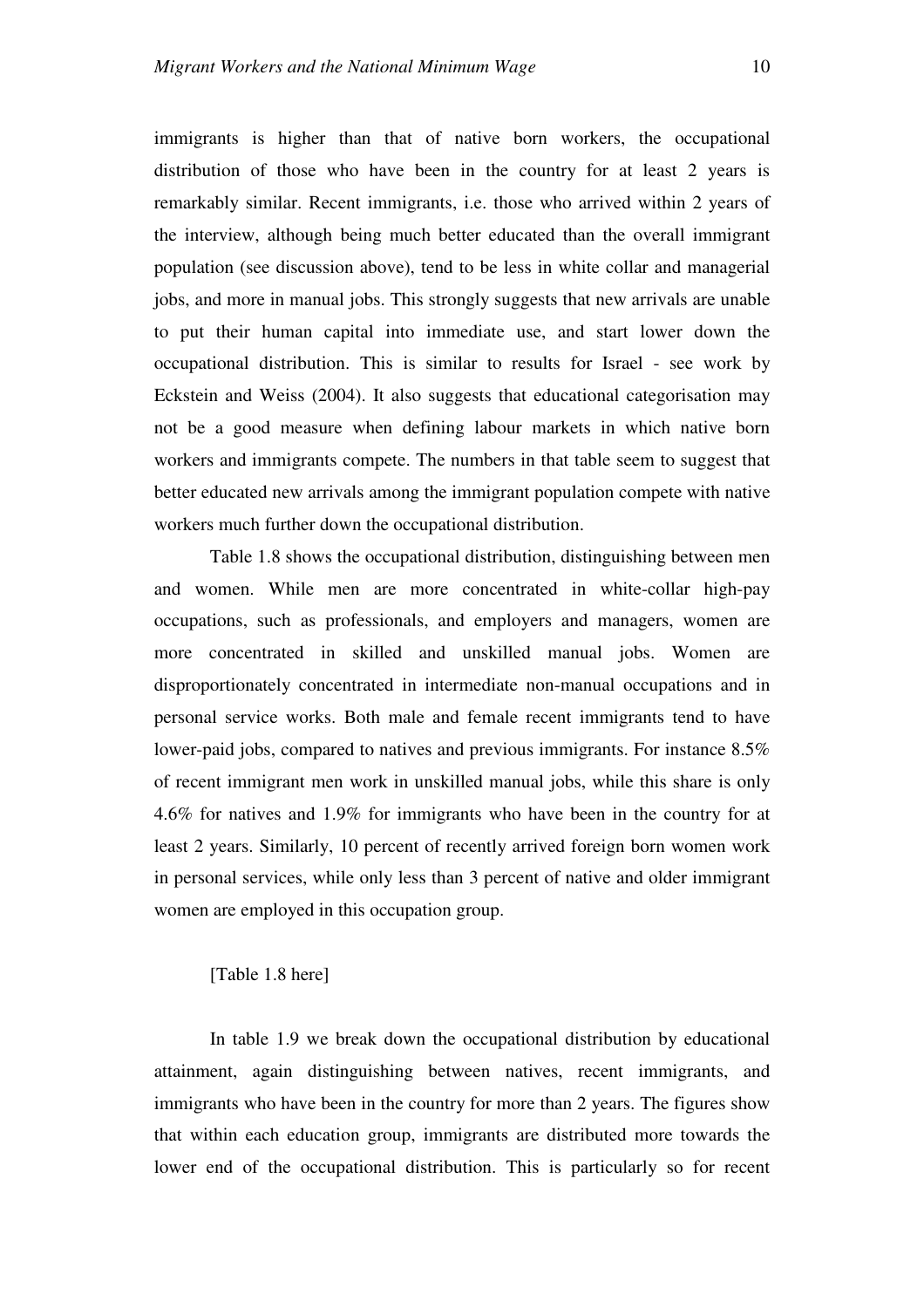immigrants is higher than that of native born workers, the occupational distribution of those who have been in the country for at least 2 years is remarkably similar. Recent immigrants, i.e. those who arrived within 2 years of the interview, although being much better educated than the overall immigrant population (see discussion above), tend to be less in white collar and managerial jobs, and more in manual jobs. This strongly suggests that new arrivals are unable to put their human capital into immediate use, and start lower down the occupational distribution. This is similar to results for Israel - see work by Eckstein and Weiss (2004). It also suggests that educational categorisation may not be a good measure when defining labour markets in which native born workers and immigrants compete. The numbers in that table seem to suggest that better educated new arrivals among the immigrant population compete with native workers much further down the occupational distribution.

Table 1.8 shows the occupational distribution, distinguishing between men and women. While men are more concentrated in white-collar high-pay occupations, such as professionals, and employers and managers, women are more concentrated in skilled and unskilled manual jobs. Women are disproportionately concentrated in intermediate non-manual occupations and in personal service works. Both male and female recent immigrants tend to have lower-paid jobs, compared to natives and previous immigrants. For instance 8.5% of recent immigrant men work in unskilled manual jobs, while this share is only 4.6% for natives and 1.9% for immigrants who have been in the country for at least 2 years. Similarly, 10 percent of recently arrived foreign born women work in personal services, while only less than 3 percent of native and older immigrant women are employed in this occupation group.

[Table 1.8 here]

In table 1.9 we break down the occupational distribution by educational attainment, again distinguishing between natives, recent immigrants, and immigrants who have been in the country for more than 2 years. The figures show that within each education group, immigrants are distributed more towards the lower end of the occupational distribution. This is particularly so for recent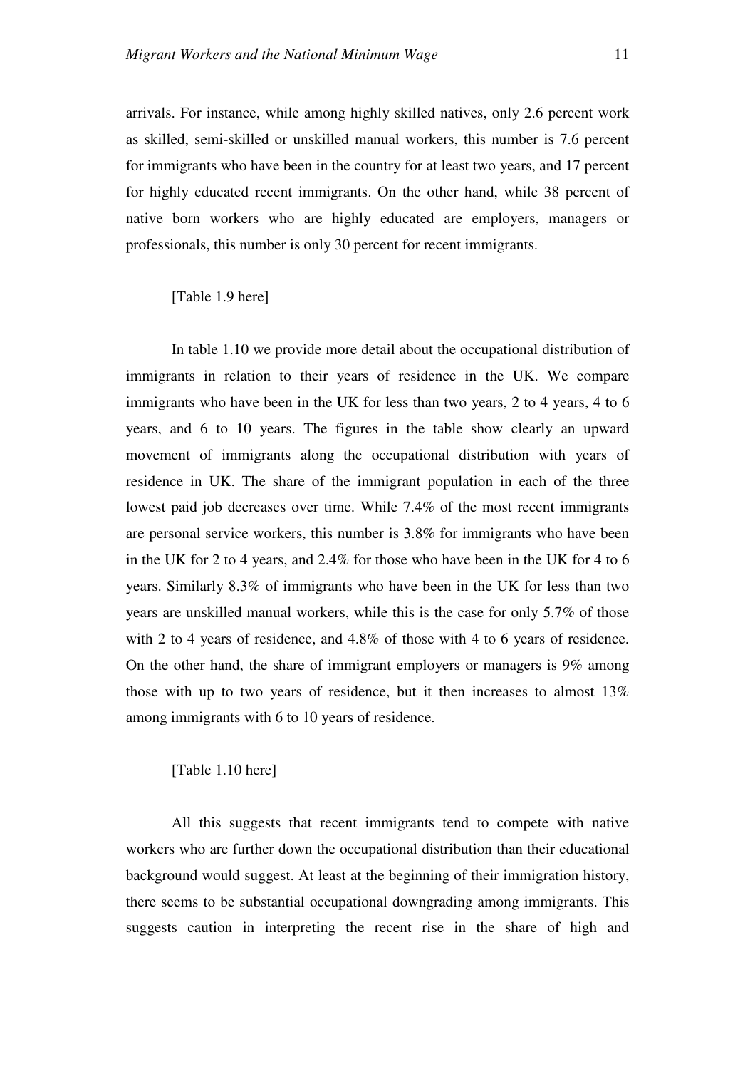arrivals. For instance, while among highly skilled natives, only 2.6 percent work as skilled, semi-skilled or unskilled manual workers, this number is 7.6 percent for immigrants who have been in the country for at least two years, and 17 percent for highly educated recent immigrants. On the other hand, while 38 percent of native born workers who are highly educated are employers, managers or professionals, this number is only 30 percent for recent immigrants.

[Table 1.9 here]

In table 1.10 we provide more detail about the occupational distribution of immigrants in relation to their years of residence in the UK. We compare immigrants who have been in the UK for less than two years, 2 to 4 years, 4 to 6 years, and 6 to 10 years. The figures in the table show clearly an upward movement of immigrants along the occupational distribution with years of residence in UK. The share of the immigrant population in each of the three lowest paid job decreases over time. While 7.4% of the most recent immigrants are personal service workers, this number is 3.8% for immigrants who have been in the UK for 2 to 4 years, and 2.4% for those who have been in the UK for 4 to 6 years. Similarly 8.3% of immigrants who have been in the UK for less than two years are unskilled manual workers, while this is the case for only 5.7% of those with 2 to 4 years of residence, and 4.8% of those with 4 to 6 years of residence. On the other hand, the share of immigrant employers or managers is 9% among those with up to two years of residence, but it then increases to almost 13% among immigrants with 6 to 10 years of residence.

[Table 1.10 here]

All this suggests that recent immigrants tend to compete with native workers who are further down the occupational distribution than their educational background would suggest. At least at the beginning of their immigration history, there seems to be substantial occupational downgrading among immigrants. This suggests caution in interpreting the recent rise in the share of high and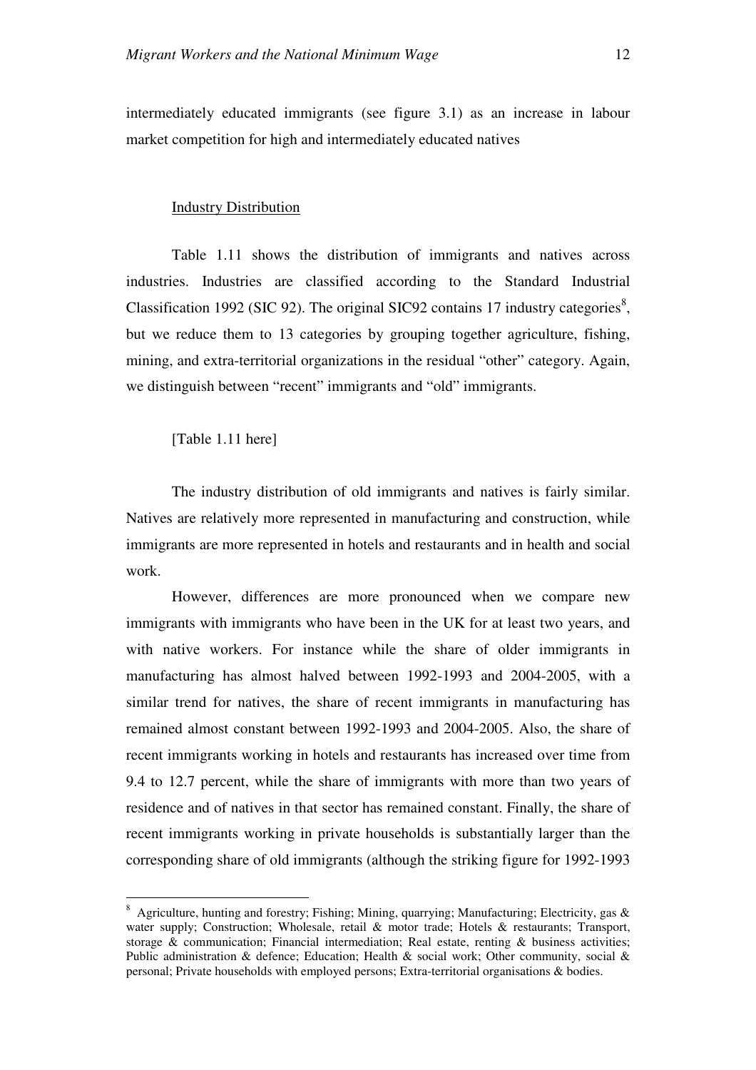intermediately educated immigrants (see figure 3.1) as an increase in labour market competition for high and intermediately educated natives

<u>Industry Distribution</u>

Table 1.11 shows the distribution of immigrants and natives across industries. Industries are classified according to the Standard Industrial Classification 1992 (SIC 92). The original SIC92 contains 17 industry categories[8], but we reduce them to 13 categories by grouping together agriculture, fishing, mining, and extra-territorial organizations in the residual "other" category. Again, we distinguish between "recent" immigrants and "old" immigrants.

[Table 1.11 here]

The industry distribution of old immigrants and natives is fairly similar. Natives are relatively more represented in manufacturing and construction, while immigrants are more represented in hotels and restaurants and in health and social work.

However, differences are more pronounced when we compare new immigrants with immigrants who have been in the UK for at least two years, and with native workers. For instance while the share of older immigrants in manufacturing has almost halved between 1992-1993 and 2004-2005, with a similar trend for natives, the share of recent immigrants in manufacturing has remained almost constant between 1992-1993 and 2004-2005. Also, the share of recent immigrants working in hotels and restaurants has increased over time from 9.4 to 12.7 percent, while the share of immigrants with more than two years of residence and of natives in that sector has remained constant. Finally, the share of recent immigrants working in private households is substantially larger than the corresponding share of old immigrants (although the striking figure for 1992-1993

[8] Agriculture, hunting and forestry; Fishing; Mining, quarrying; Manufacturing; Electricity, gas & water supply; Construction; Wholesale, retail & motor trade; Hotels & restaurants; Transport, storage & communication; Financial intermediation; Real estate, renting & business activities; Public administration & defence; Education; Health & social work; Other community, social & personal; Private households with employed persons; Extra-territorial organisations & bodies.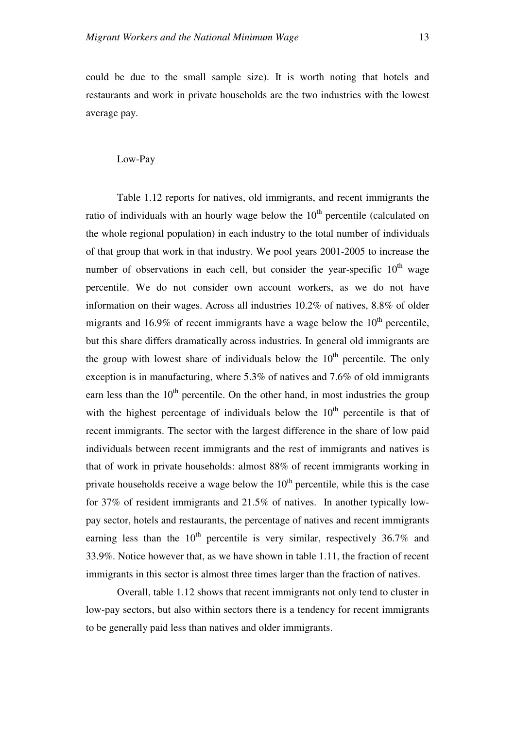could be due to the small sample size). It is worth noting that hotels and restaurants and work in private households are the two industries with the lowest average pay.

### Low-Pay

Table 1.12 reports for natives, old immigrants, and recent immigrants the ratio of individuals with an hourly wage below the $10^{th}$ percentile (calculated on the whole regional population) in each industry to the total number of individuals of that group that work in that industry. We pool years 2001-2005 to increase the number of observations in each cell, but consider the year-specific $10^{th}$ wage percentile. We do not consider own account workers, as we do not have information on their wages. Across all industries 10.2% of natives, 8.8% of older migrants and 16.9% of recent immigrants have a wage below the $10^{th}$ percentile, but this share differs dramatically across industries. In general old immigrants are the group with lowest share of individuals below the $10^{th}$ percentile. The only exception is in manufacturing, where 5.3% of natives and 7.6% of old immigrants earn less than the $10^{th}$ percentile. On the other hand, in most industries the group with the highest percentage of individuals below the $10^{th}$ percentile is that of recent immigrants. The sector with the largest difference in the share of low paid individuals between recent immigrants and the rest of immigrants and natives is that of work in private households: almost 88% of recent immigrants working in private households receive a wage below the $10^{th}$ percentile, while this is the case for 37% of resident immigrants and 21.5% of natives. In another typically low-pay sector, hotels and restaurants, the percentage of natives and recent immigrants earning less than the $10^{th}$ percentile is very similar, respectively 36.7% and 33.9%. Notice however that, as we have shown in table 1.11, the fraction of recent immigrants in this sector is almost three times larger than the fraction of natives.

Overall, table 1.12 shows that recent immigrants not only tend to cluster in low-pay sectors, but also within sectors there is a tendency for recent immigrants to be generally paid less than natives and older immigrants.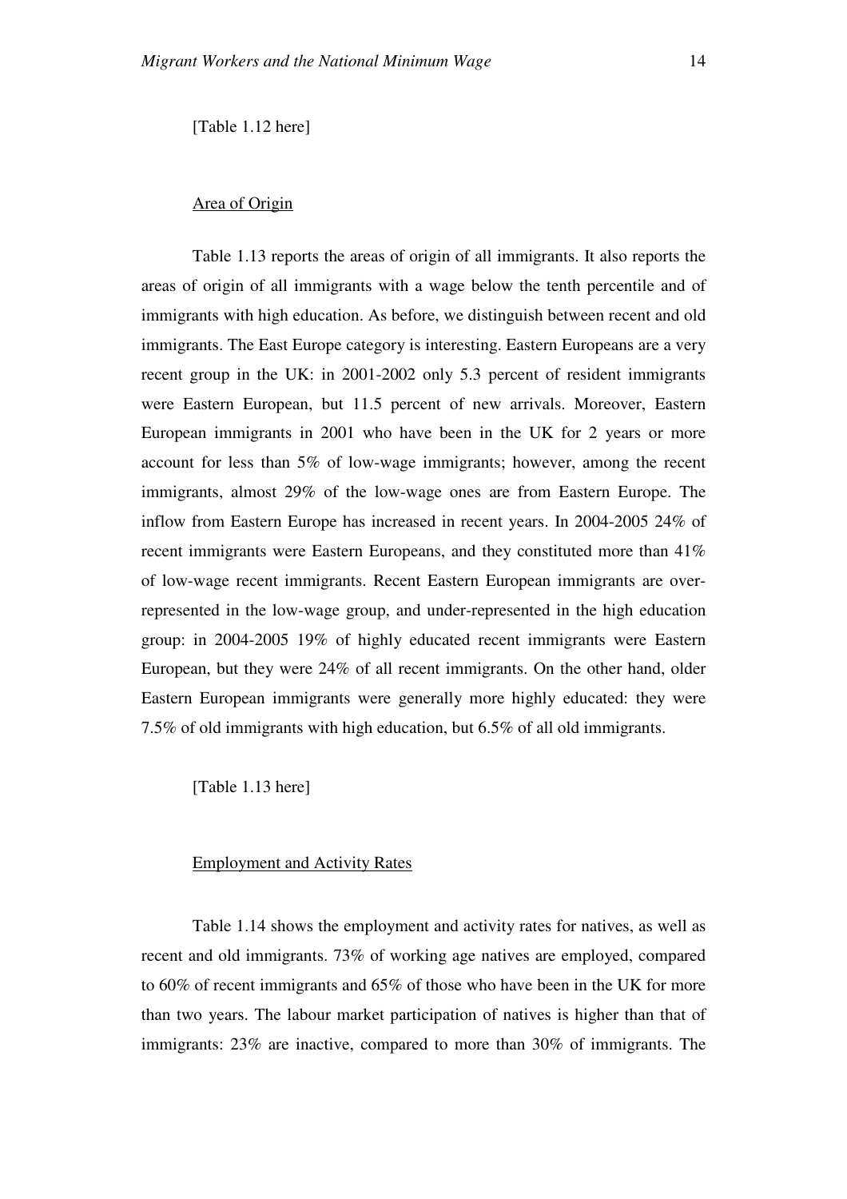[Table 1.12 here]

Area of Origin

Table 1.13 reports the areas of origin of all immigrants. It also reports the areas of origin of all immigrants with a wage below the tenth percentile and of immigrants with high education. As before, we distinguish between recent and old immigrants. The East Europe category is interesting. Eastern Europeans are a very recent group in the UK: in 2001-2002 only 5.3 percent of resident immigrants were Eastern European, but 11.5 percent of new arrivals. Moreover, Eastern European immigrants in 2001 who have been in the UK for 2 years or more account for less than 5% of low-wage immigrants; however, among the recent immigrants, almost 29% of the low-wage ones are from Eastern Europe. The inflow from Eastern Europe has increased in recent years. In 2004-2005 24% of recent immigrants were Eastern Europeans, and they constituted more than 41% of low-wage recent immigrants. Recent Eastern European immigrants are over-represented in the low-wage group, and under-represented in the high education group: in 2004-2005 19% of highly educated recent immigrants were Eastern European, but they were 24% of all recent immigrants. On the other hand, older Eastern European immigrants were generally more highly educated: they were 7.5% of old immigrants with high education, but 6.5% of all old immigrants.

[Table 1.13 here]

Employment and Activity Rates

Table 1.14 shows the employment and activity rates for natives, as well as recent and old immigrants. 73% of working age natives are employed, compared to 60% of recent immigrants and 65% of those who have been in the UK for more than two years. The labour market participation of natives is higher than that of immigrants: 23% are inactive, compared to more than 30% of immigrants. The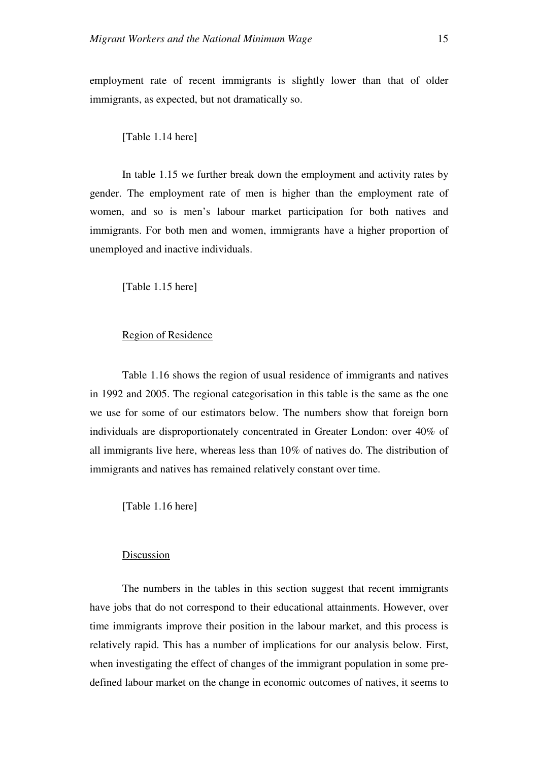employment rate of recent immigrants is slightly lower than that of older immigrants, as expected, but not dramatically so.

[Table 1.14 here]

In table 1.15 we further break down the employment and activity rates by gender. The employment rate of men is higher than the employment rate of women, and so is men's labour market participation for both natives and immigrants. For both men and women, immigrants have a higher proportion of unemployed and inactive individuals.

[Table 1.15 here]

### Region of Residence

Table 1.16 shows the region of usual residence of immigrants and natives in 1992 and 2005. The regional categorisation in this table is the same as the one we use for some of our estimators below. The numbers show that foreign born individuals are disproportionately concentrated in Greater London: over 40% of all immigrants live here, whereas less than 10% of natives do. The distribution of immigrants and natives has remained relatively constant over time.

[Table 1.16 here]

### Discussion

The numbers in the tables in this section suggest that recent immigrants have jobs that do not correspond to their educational attainments. However, over time immigrants improve their position in the labour market, and this process is relatively rapid. This has a number of implications for our analysis below. First, when investigating the effect of changes of the immigrant population in some pre-defined labour market on the change in economic outcomes of natives, it seems to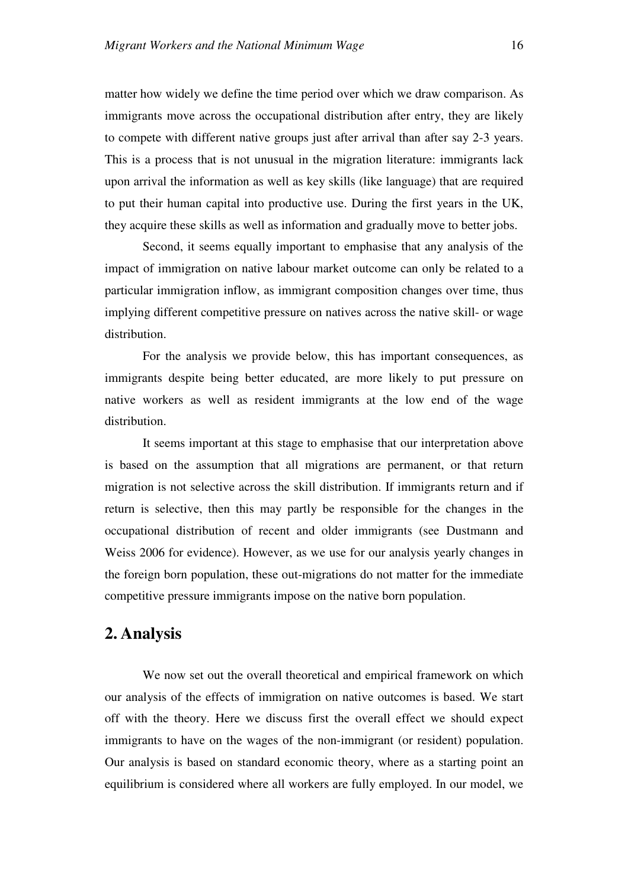matter how widely we define the time period over which we draw comparison. As immigrants move across the occupational distribution after entry, they are likely to compete with different native groups just after arrival than after say 2-3 years. This is a process that is not unusual in the migration literature: immigrants lack upon arrival the information as well as key skills (like language) that are required to put their human capital into productive use. During the first years in the UK, they acquire these skills as well as information and gradually move to better jobs.

Second, it seems equally important to emphasise that any analysis of the impact of immigration on native labour market outcome can only be related to a particular immigration inflow, as immigrant composition changes over time, thus implying different competitive pressure on natives across the native skill- or wage distribution.

For the analysis we provide below, this has important consequences, as immigrants despite being better educated, are more likely to put pressure on native workers as well as resident immigrants at the low end of the wage distribution.

It seems important at this stage to emphasise that our interpretation above is based on the assumption that all migrations are permanent, or that return migration is not selective across the skill distribution. If immigrants return and if return is selective, then this may partly be responsible for the changes in the occupational distribution of recent and older immigrants (see Dustmann and Weiss 2006 for evidence). However, as we use for our analysis yearly changes in the foreign born population, these out-migrations do not matter for the immediate competitive pressure immigrants impose on the native born population.

## 2. Analysis

We now set out the overall theoretical and empirical framework on which our analysis of the effects of immigration on native outcomes is based. We start off with the theory. Here we discuss first the overall effect we should expect immigrants to have on the wages of the non-immigrant (or resident) population. Our analysis is based on standard economic theory, where as a starting point an equilibrium is considered where all workers are fully employed. In our model, we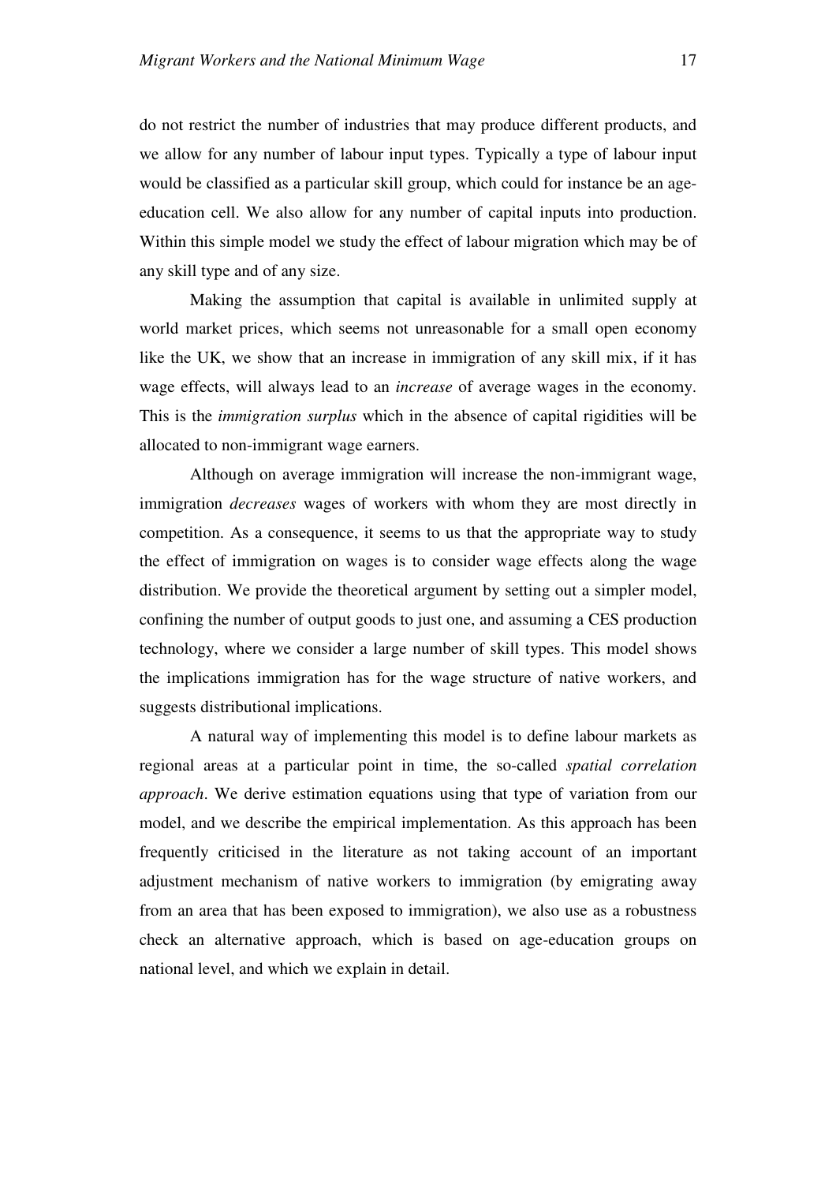do not restrict the number of industries that may produce different products, and we allow for any number of labour input types. Typically a type of labour input would be classified as a particular skill group, which could for instance be an age-education cell. We also allow for any number of capital inputs into production. Within this simple model we study the effect of labour migration which may be of any skill type and of any size.

Making the assumption that capital is available in unlimited supply at world market prices, which seems not unreasonable for a small open economy like the UK, we show that an increase in immigration of any skill mix, if it has wage effects, will always lead to an *increase* of average wages in the economy. This is the *immigration surplus* which in the absence of capital rigidities will be allocated to non-immigrant wage earners.

Although on average immigration will increase the non-immigrant wage, immigration *decreases* wages of workers with whom they are most directly in competition. As a consequence, it seems to us that the appropriate way to study the effect of immigration on wages is to consider wage effects along the wage distribution. We provide the theoretical argument by setting out a simpler model, confining the number of output goods to just one, and assuming a CES production technology, where we consider a large number of skill types. This model shows the implications immigration has for the wage structure of native workers, and suggests distributional implications.

A natural way of implementing this model is to define labour markets as regional areas at a particular point in time, the so-called *spatial correlation approach*. We derive estimation equations using that type of variation from our model, and we describe the empirical implementation. As this approach has been frequently criticised in the literature as not taking account of an important adjustment mechanism of native workers to immigration (by emigrating away from an area that has been exposed to immigration), we also use as a robustness check an alternative approach, which is based on age-education groups on national level, and which we explain in detail.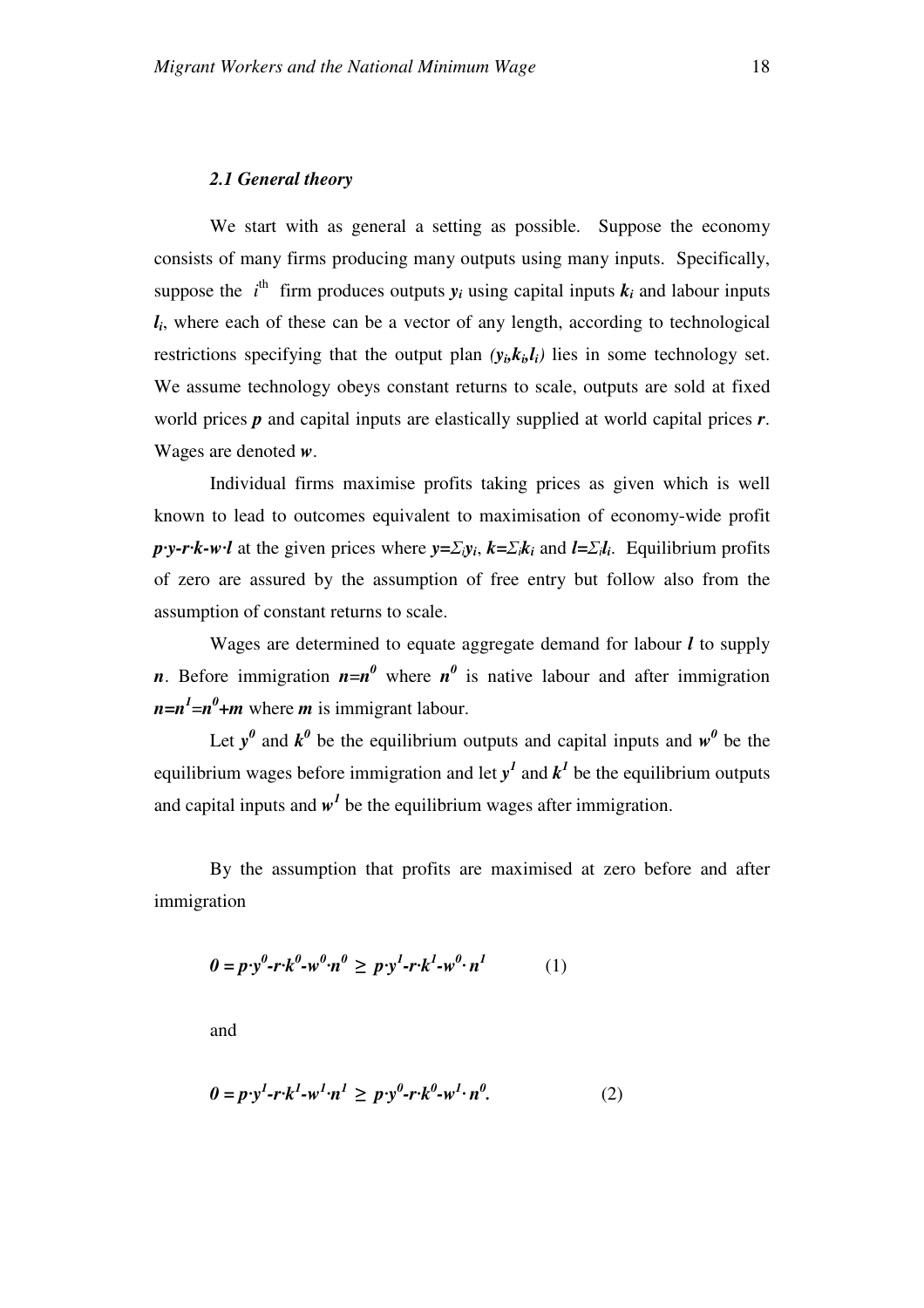### *2.1 General theory*

We start with as general a setting as possible. Suppose the economy consists of many firms producing many outputs using many inputs. Specifically, suppose the $i^{\text{th}}$ firm produces outputs $\boldsymbol{y_i}$ using capital inputs $\boldsymbol{k_i}$ and labour inputs $\boldsymbol{l_i}$, where each of these can be a vector of any length, according to technological restrictions specifying that the output plan $(\boldsymbol{y_i}, \boldsymbol{k_i}, \boldsymbol{l_i})$ lies in some technology set. We assume technology obeys constant returns to scale, outputs are sold at fixed world prices $\boldsymbol{p}$ and capital inputs are elastically supplied at world capital prices $\boldsymbol{r}$. Wages are denoted $\boldsymbol{w}$.

Individual firms maximise profits taking prices as given which is well known to lead to outcomes equivalent to maximisation of economy-wide profit $\boldsymbol{p \cdot y - r \cdot k - w \cdot l}$ at the given prices where $\boldsymbol{y = \Sigma_i y_i}$, $\boldsymbol{k = \Sigma_i k_i}$ and $\boldsymbol{l = \Sigma_i l_i}$. Equilibrium profits of zero are assured by the assumption of free entry but follow also from the assumption of constant returns to scale.

Wages are determined to equate aggregate demand for labour $\boldsymbol{l}$ to supply $\boldsymbol{n}$. Before immigration $\boldsymbol{n = n^0}$ where $\boldsymbol{n^0}$ is native labour and after immigration $\boldsymbol{n = n^1 = n^0 + m}$ where $\boldsymbol{m}$ is immigrant labour.

Let $\boldsymbol{y^0}$ and $\boldsymbol{k^0}$ be the equilibrium outputs and capital inputs and $\boldsymbol{w^0}$ be the equilibrium wages before immigration and let $\boldsymbol{y^1}$ and $\boldsymbol{k^1}$ be the equilibrium outputs and capital inputs and $\boldsymbol{w^1}$ be the equilibrium wages after immigration.

By the assumption that profits are maximised at zero before and after immigration

$$\boldsymbol{0 = p \cdot y^0 - r \cdot k^0 - w^0 \cdot n^0 \geq p \cdot y^1 - r \cdot k^1 - w^0 \cdot n^1} \qquad (1)$$

and

$$\boldsymbol{0 = p \cdot y^1 - r \cdot k^1 - w^1 \cdot n^1 \geq p \cdot y^0 - r \cdot k^0 - w^1 \cdot n^0.} \qquad (2)$$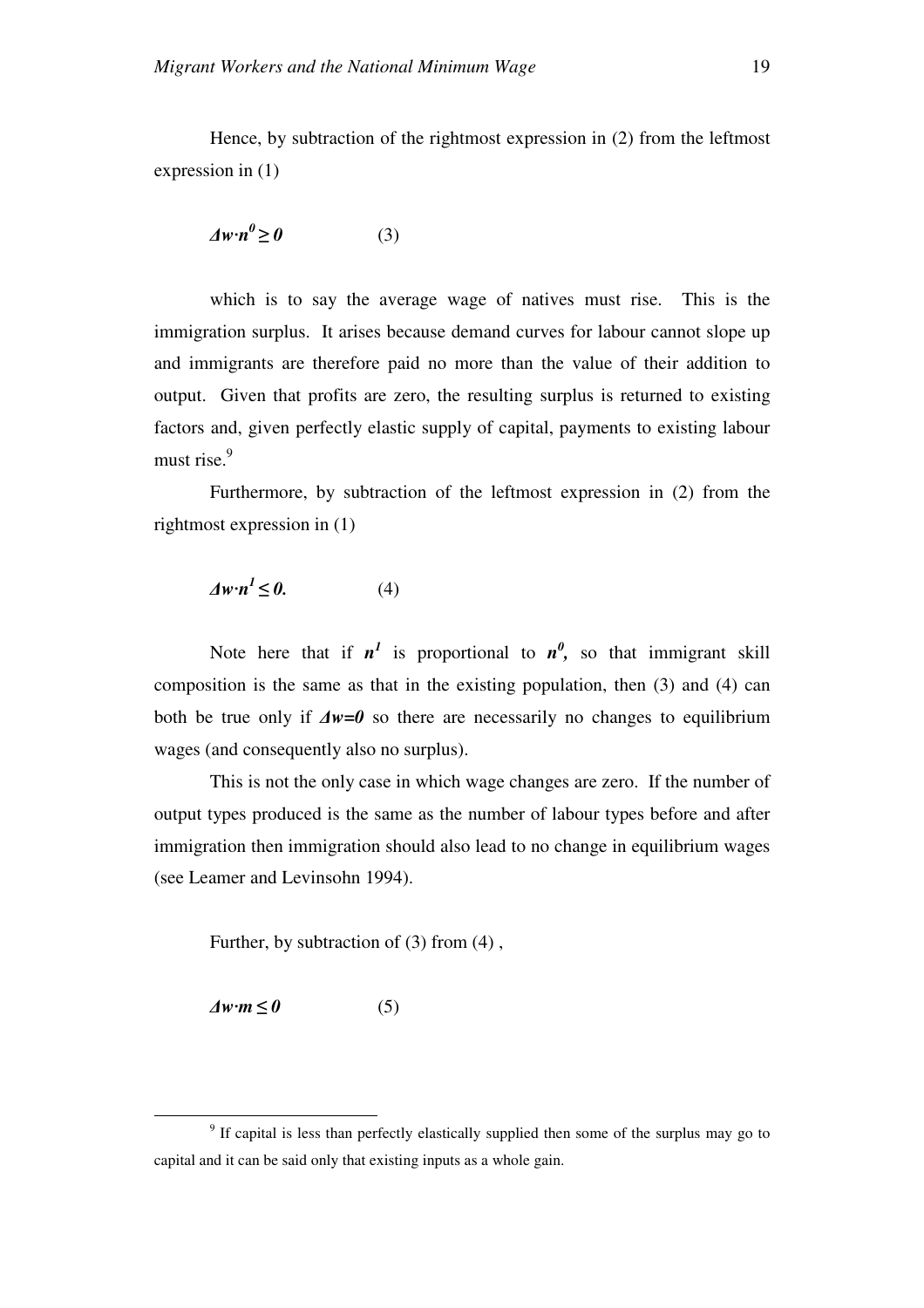Hence, by subtraction of the rightmost expression in (2) from the leftmost expression in (1)

$$\boldsymbol{\Delta w \cdot n^0 \geq 0} \qquad (3)$$

which is to say the average wage of natives must rise. This is the immigration surplus. It arises because demand curves for labour cannot slope up and immigrants are therefore paid no more than the value of their addition to output. Given that profits are zero, the resulting surplus is returned to existing factors and, given perfectly elastic supply of capital, payments to existing labour must rise.[9]

Furthermore, by subtraction of the leftmost expression in (2) from the rightmost expression in (1)

$$\boldsymbol{\Delta w \cdot n^1 \leq 0.} \qquad (4)$$

Note here that if $\boldsymbol{n^1}$ is proportional to $\boldsymbol{n^0}$, so that immigrant skill composition is the same as that in the existing population, then (3) and (4) can both be true only if $\boldsymbol{\Delta w = 0}$ so there are necessarily no changes to equilibrium wages (and consequently also no surplus).

This is not the only case in which wage changes are zero. If the number of output types produced is the same as the number of labour types before and after immigration then immigration should also lead to no change in equilibrium wages (see Leamer and Levinsohn 1994).

Further, by subtraction of (3) from (4) ,

$$\boldsymbol{\Delta w \cdot m \leq 0} \qquad (5)$$

---

[9] If capital is less than perfectly elastically supplied then some of the surplus may go to capital and it can be said only that existing inputs as a whole gain.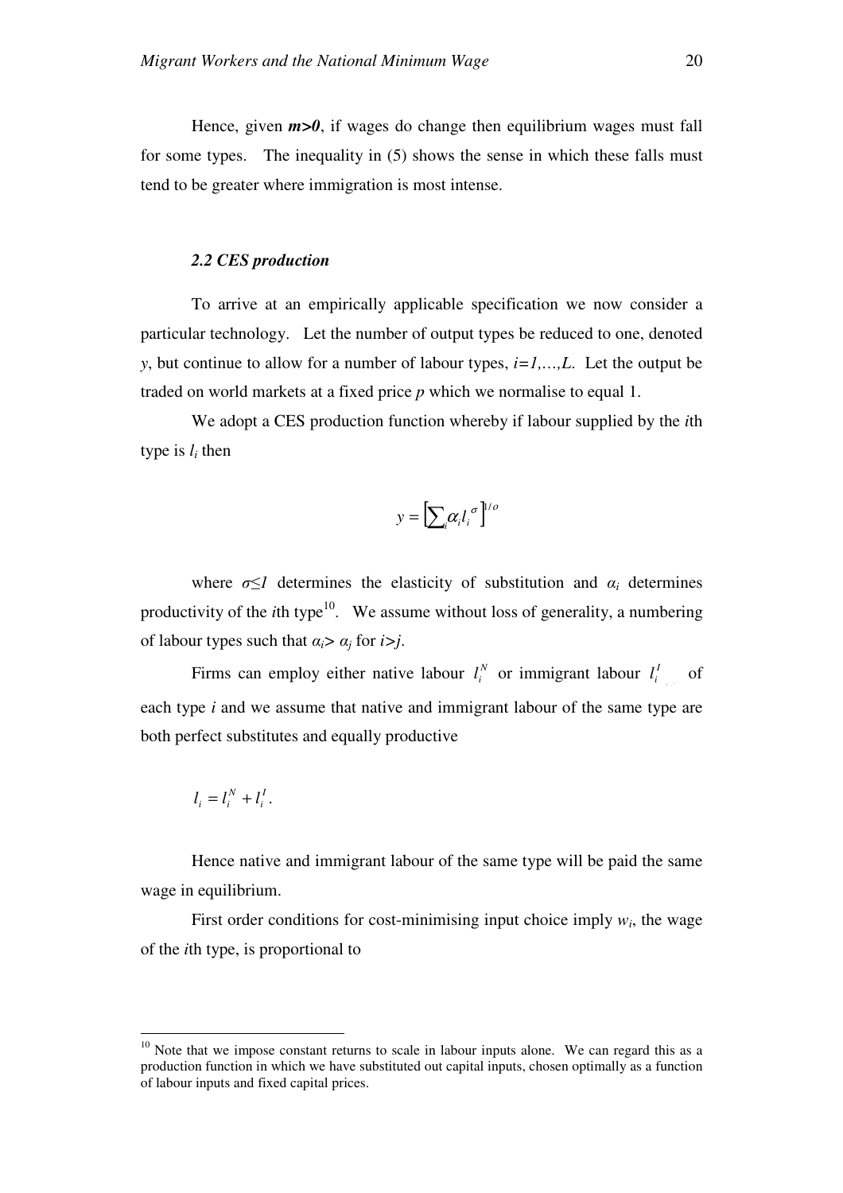Hence, given ***m>0***, if wages do change then equilibrium wages must fall for some types. The inequality in (5) shows the sense in which these falls must tend to be greater where immigration is most intense.

### *2.2 CES production*

To arrive at an empirically applicable specification we now consider a particular technology. Let the number of output types be reduced to one, denoted $y$, but continue to allow for a number of labour types, $i=1,\ldots,L$. Let the output be traded on world markets at a fixed price $p$ which we normalise to equal 1.

We adopt a CES production function whereby if labour supplied by the $i$th type is $l_i$ then

$$y = \left[\sum_i \alpha_i l_i^{\,\sigma}\right]^{1/o}$$

where $\sigma \leq 1$ determines the elasticity of substitution and $\alpha_i$ determines productivity of the $i$th type[10]. We assume without loss of generality, a numbering of labour types such that $\alpha_i > \alpha_j$ for $i>j$.

Firms can employ either native labour $l_i^N$ or immigrant labour $l_i^I$ of each type $i$ and we assume that native and immigrant labour of the same type are both perfect substitutes and equally productive

$$l_i = l_i^N + l_i^I.$$

Hence native and immigrant labour of the same type will be paid the same wage in equilibrium.

First order conditions for cost-minimising input choice imply $w_i$, the wage of the $i$th type, is proportional to

---

[10] Note that we impose constant returns to scale in labour inputs alone. We can regard this as a production function in which we have substituted out capital inputs, chosen optimally as a function of labour inputs and fixed capital prices.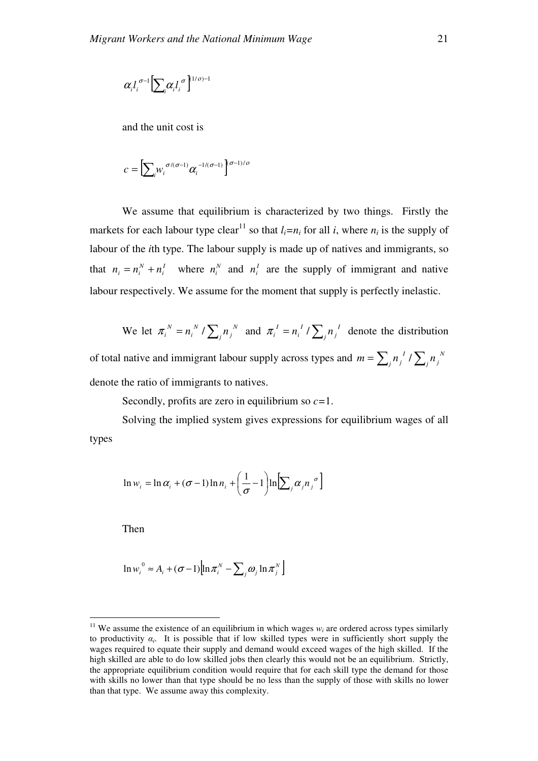$$\alpha_i l_i^{\sigma-1}\left[\sum_i \alpha_i l_i^{\sigma}\right]^{(1/\sigma)-1}$$

and the unit cost is

$$c = \left[\sum_i w_i^{\sigma/(\sigma-1)} \alpha_i^{-1/(\sigma-1)}\right]^{(\sigma-1)/\sigma}$$

We assume that equilibrium is characterized by two things. Firstly the markets for each labour type clear[11] so that $l_i=n_i$ for all $i$, where $n_i$ is the supply of labour of the $i$th type. The labour supply is made up of natives and immigrants, so that $n_i = n_i^N + n_i^I$ where $n_i^N$ and $n_i^I$ are the supply of immigrant and native labour respectively. We assume for the moment that supply is perfectly inelastic.

We let $\pi_i^N = n_i^N / \sum_j n_j^N$ and $\pi_i^I = n_i^I / \sum_j n_j^I$ denote the distribution of total native and immigrant labour supply across types and $m = \sum_j n_j^I / \sum_j n_j^N$ denote the ratio of immigrants to natives.

Secondly, profits are zero in equilibrium so $c=1$.

Solving the implied system gives expressions for equilibrium wages of all types

$$\ln w_i = \ln \alpha_i + (\sigma-1)\ln n_i + \left(\frac{1}{\sigma}-1\right)\ln\left[\sum_j \alpha_j n_j^{\sigma}\right]$$

Then

$$\ln w_i^0 \approx A_i + (\sigma-1)\left[\ln \pi_i^N - \sum_j \omega_j \ln \pi_j^N\right]$$

[11] We assume the existence of an equilibrium in which wages $w_i$ are ordered across types similarly to productivity $\alpha_i$. It is possible that if low skilled types were in sufficiently short supply the wages required to equate their supply and demand would exceed wages of the high skilled. If the high skilled are able to do low skilled jobs then clearly this would not be an equilibrium. Strictly, the appropriate equilibrium condition would require that for each skill type the demand for those with skills no lower than that type should be no less than the supply of those with skills no lower than that type. We assume away this complexity.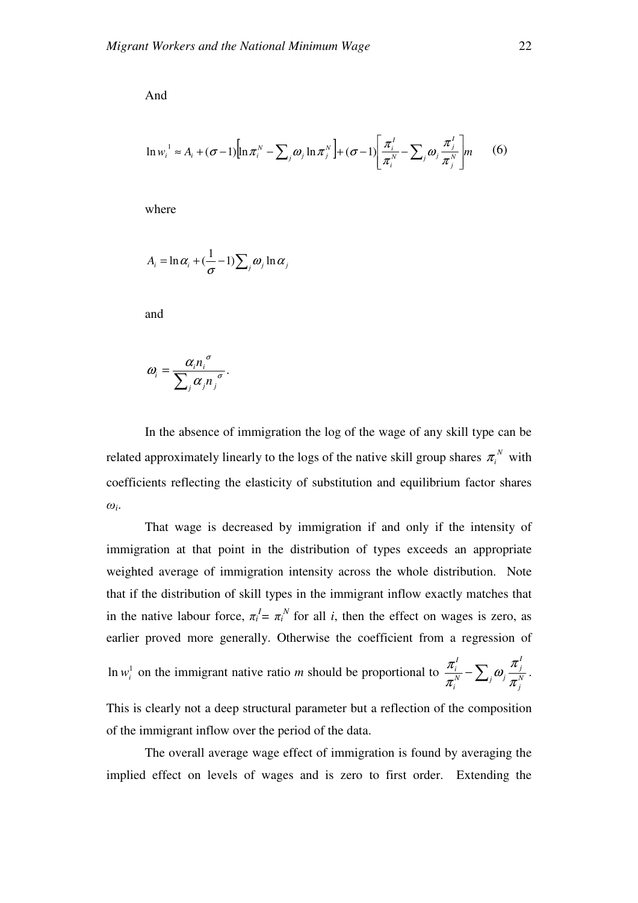And

$$\ln w_i^{1} \approx A_i + (\sigma - 1)\left[\ln \pi_i^N - \sum_j \omega_j \ln \pi_j^N\right] + (\sigma - 1)\left[\frac{\pi_i^I}{\pi_i^N} - \sum_j \omega_j \frac{\pi_j^I}{\pi_j^N}\right] m \qquad (6)$$

where

$$A_i = \ln \alpha_i + (\frac{1}{\sigma} - 1)\sum_j \omega_j \ln \alpha_j$$

and

$$\omega_i = \frac{\alpha_i n_i^{\sigma}}{\sum_j \alpha_j n_j^{\sigma}}.$$

In the absence of immigration the log of the wage of any skill type can be related approximately linearly to the logs of the native skill group shares $\pi_i^N$ with coefficients reflecting the elasticity of substitution and equilibrium factor shares $\omega_i$.

That wage is decreased by immigration if and only if the intensity of immigration at that point in the distribution of types exceeds an appropriate weighted average of immigration intensity across the whole distribution. Note that if the distribution of skill types in the immigrant inflow exactly matches that in the native labour force, $\pi_i^I = \pi_i^N$ for all $i$, then the effect on wages is zero, as earlier proved more generally. Otherwise the coefficient from a regression of $\ln w_i^1$ on the immigrant native ratio $m$ should be proportional to $\frac{\pi_i^I}{\pi_i^N} - \sum_j \omega_j \frac{\pi_j^I}{\pi_j^N}$. This is clearly not a deep structural parameter but a reflection of the composition of the immigrant inflow over the period of the data.

The overall average wage effect of immigration is found by averaging the implied effect on levels of wages and is zero to first order. Extending the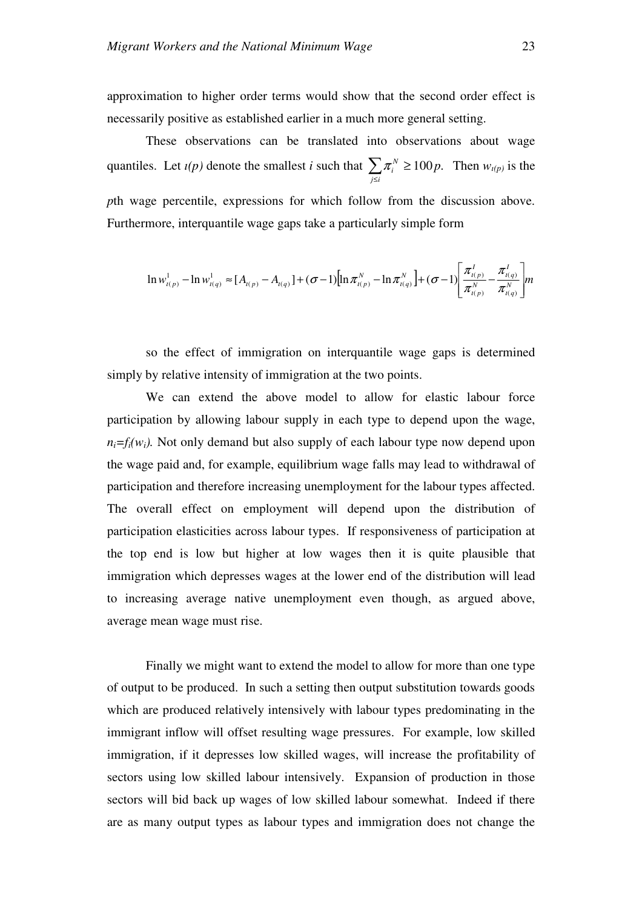approximation to higher order terms would show that the second order effect is necessarily positive as established earlier in a much more general setting.

These observations can be translated into observations about wage quantiles. Let $\iota(p)$ denote the smallest $i$ such that $\sum_{j\leq i} \pi_i^N \geq 100p$. Then $w_{\iota(p)}$ is the $p$th wage percentile, expressions for which follow from the discussion above. Furthermore, interquantile wage gaps take a particularly simple form

$$\ln w_{\iota(p)}^1 - \ln w_{\iota(q)}^1 \approx [A_{\iota(p)} - A_{\iota(q)}] + (\sigma - 1)\left[\ln \pi_{\iota(p)}^N - \ln \pi_{\iota(q)}^N\right] + (\sigma - 1)\left[\frac{\pi_{\iota(p)}^I}{\pi_{\iota(p)}^N} - \frac{\pi_{\iota(q)}^I}{\pi_{\iota(q)}^N}\right] m$$

so the effect of immigration on interquantile wage gaps is determined simply by relative intensity of immigration at the two points.

We can extend the above model to allow for elastic labour force participation by allowing labour supply in each type to depend upon the wage, $n_i=f_i(w_i)$. Not only demand but also supply of each labour type now depend upon the wage paid and, for example, equilibrium wage falls may lead to withdrawal of participation and therefore increasing unemployment for the labour types affected. The overall effect on employment will depend upon the distribution of participation elasticities across labour types. If responsiveness of participation at the top end is low but higher at low wages then it is quite plausible that immigration which depresses wages at the lower end of the distribution will lead to increasing average native unemployment even though, as argued above, average mean wage must rise.

Finally we might want to extend the model to allow for more than one type of output to be produced. In such a setting then output substitution towards goods which are produced relatively intensively with labour types predominating in the immigrant inflow will offset resulting wage pressures. For example, low skilled immigration, if it depresses low skilled wages, will increase the profitability of sectors using low skilled labour intensively. Expansion of production in those sectors will bid back up wages of low skilled labour somewhat. Indeed if there are as many output types as labour types and immigration does not change the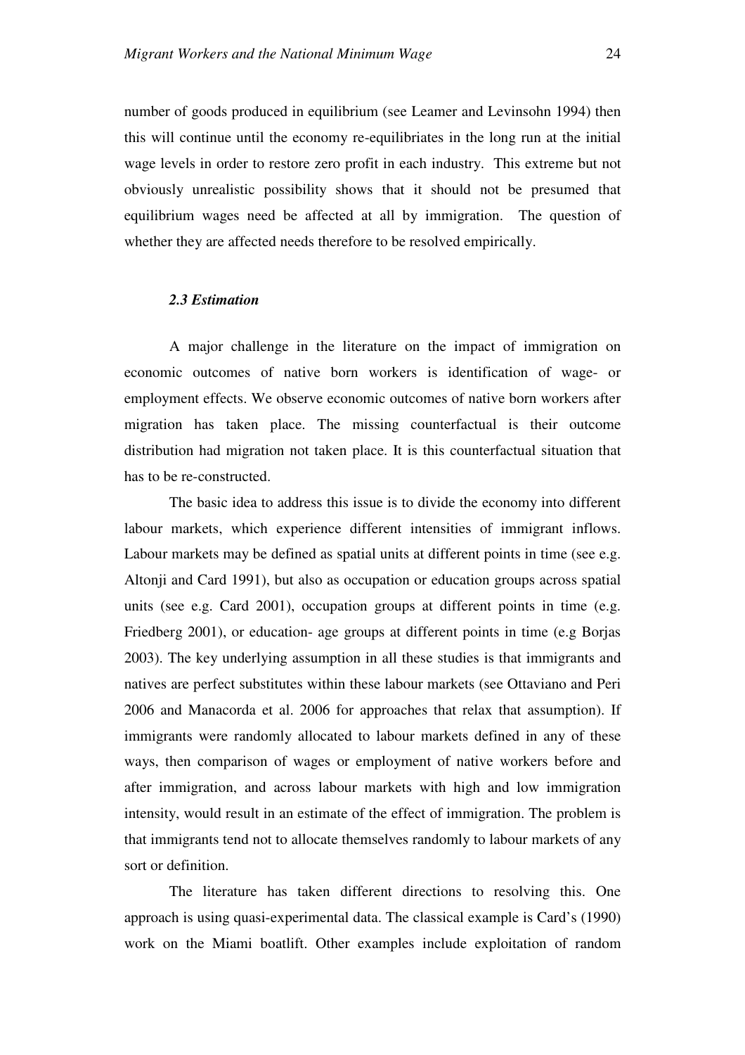number of goods produced in equilibrium (see Leamer and Levinsohn 1994) then this will continue until the economy re-equilibriates in the long run at the initial wage levels in order to restore zero profit in each industry. This extreme but not obviously unrealistic possibility shows that it should not be presumed that equilibrium wages need be affected at all by immigration. The question of whether they are affected needs therefore to be resolved empirically.

### *2.3 Estimation*

A major challenge in the literature on the impact of immigration on economic outcomes of native born workers is identification of wage- or employment effects. We observe economic outcomes of native born workers after migration has taken place. The missing counterfactual is their outcome distribution had migration not taken place. It is this counterfactual situation that has to be re-constructed.

The basic idea to address this issue is to divide the economy into different labour markets, which experience different intensities of immigrant inflows. Labour markets may be defined as spatial units at different points in time (see e.g. Altonji and Card 1991), but also as occupation or education groups across spatial units (see e.g. Card 2001), occupation groups at different points in time (e.g. Friedberg 2001), or education- age groups at different points in time (e.g Borjas 2003). The key underlying assumption in all these studies is that immigrants and natives are perfect substitutes within these labour markets (see Ottaviano and Peri 2006 and Manacorda et al. 2006 for approaches that relax that assumption). If immigrants were randomly allocated to labour markets defined in any of these ways, then comparison of wages or employment of native workers before and after immigration, and across labour markets with high and low immigration intensity, would result in an estimate of the effect of immigration. The problem is that immigrants tend not to allocate themselves randomly to labour markets of any sort or definition.

The literature has taken different directions to resolving this. One approach is using quasi-experimental data. The classical example is Card's (1990) work on the Miami boatlift. Other examples include exploitation of random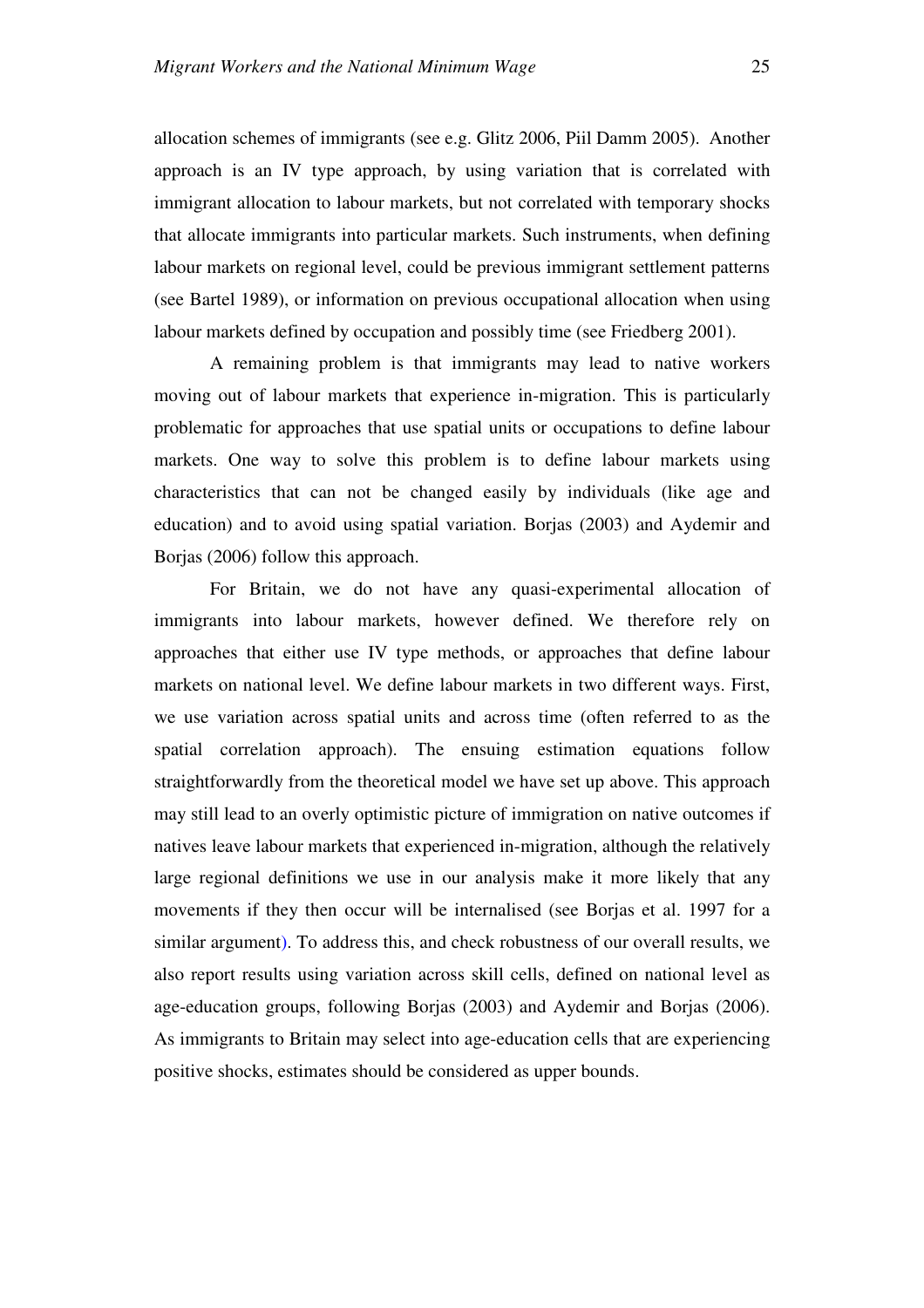allocation schemes of immigrants (see e.g. Glitz 2006, Piil Damm 2005). Another approach is an IV type approach, by using variation that is correlated with immigrant allocation to labour markets, but not correlated with temporary shocks that allocate immigrants into particular markets. Such instruments, when defining labour markets on regional level, could be previous immigrant settlement patterns (see Bartel 1989), or information on previous occupational allocation when using labour markets defined by occupation and possibly time (see Friedberg 2001).

A remaining problem is that immigrants may lead to native workers moving out of labour markets that experience in-migration. This is particularly problematic for approaches that use spatial units or occupations to define labour markets. One way to solve this problem is to define labour markets using characteristics that can not be changed easily by individuals (like age and education) and to avoid using spatial variation. Borjas (2003) and Aydemir and Borjas (2006) follow this approach.

For Britain, we do not have any quasi-experimental allocation of immigrants into labour markets, however defined. We therefore rely on approaches that either use IV type methods, or approaches that define labour markets on national level. We define labour markets in two different ways. First, we use variation across spatial units and across time (often referred to as the spatial correlation approach). The ensuing estimation equations follow straightforwardly from the theoretical model we have set up above. This approach may still lead to an overly optimistic picture of immigration on native outcomes if natives leave labour markets that experienced in-migration, although the relatively large regional definitions we use in our analysis make it more likely that any movements if they then occur will be internalised (see Borjas et al. 1997 for a similar argument). To address this, and check robustness of our overall results, we also report results using variation across skill cells, defined on national level as age-education groups, following Borjas (2003) and Aydemir and Borjas (2006). As immigrants to Britain may select into age-education cells that are experiencing positive shocks, estimates should be considered as upper bounds.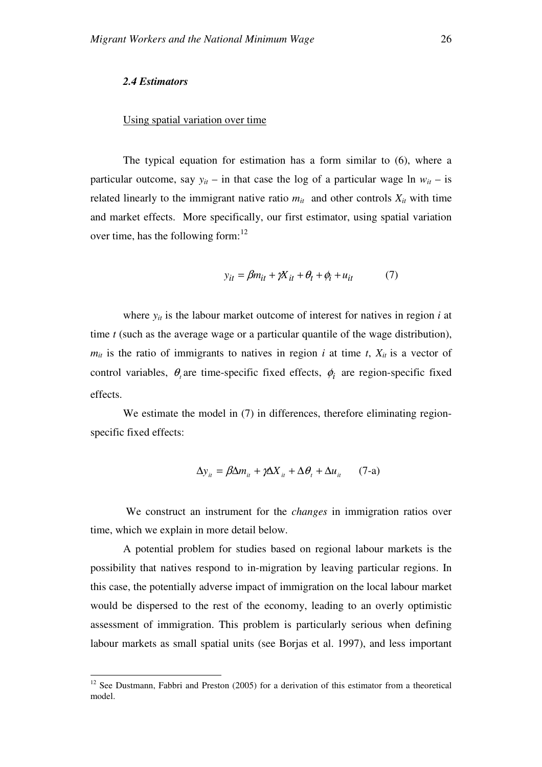### *2.4 Estimators*

Using spatial variation over time

The typical equation for estimation has a form similar to (6), where a particular outcome, say $y_{it}$ – in that case the log of a particular wage ln $w_{it}$ – is related linearly to the immigrant native ratio $m_{it}$ and other controls $X_{it}$ with time and market effects. More specifically, our first estimator, using spatial variation over time, has the following form:[12]

$$y_{it} = \beta m_{it} + \gamma X_{it} + \theta_t + \phi_i + u_{it} \qquad (7)$$

where $y_{it}$ is the labour market outcome of interest for natives in region $i$ at time $t$ (such as the average wage or a particular quantile of the wage distribution), $m_{it}$ is the ratio of immigrants to natives in region $i$ at time $t$, $X_{it}$ is a vector of control variables, $\theta_t$ are time-specific fixed effects, $\phi_i$ are region-specific fixed effects.

We estimate the model in (7) in differences, therefore eliminating region-specific fixed effects:

$$\Delta y_{it} = \beta \Delta m_{it} + \gamma \Delta X_{it} + \Delta \theta_t + \Delta u_{it} \qquad \text{(7-a)}$$

We construct an instrument for the *changes* in immigration ratios over time, which we explain in more detail below.

A potential problem for studies based on regional labour markets is the possibility that natives respond to in-migration by leaving particular regions. In this case, the potentially adverse impact of immigration on the local labour market would be dispersed to the rest of the economy, leading to an overly optimistic assessment of immigration. This problem is particularly serious when defining labour markets as small spatial units (see Borjas et al. 1997), and less important

[12] See Dustmann, Fabbri and Preston (2005) for a derivation of this estimator from a theoretical model.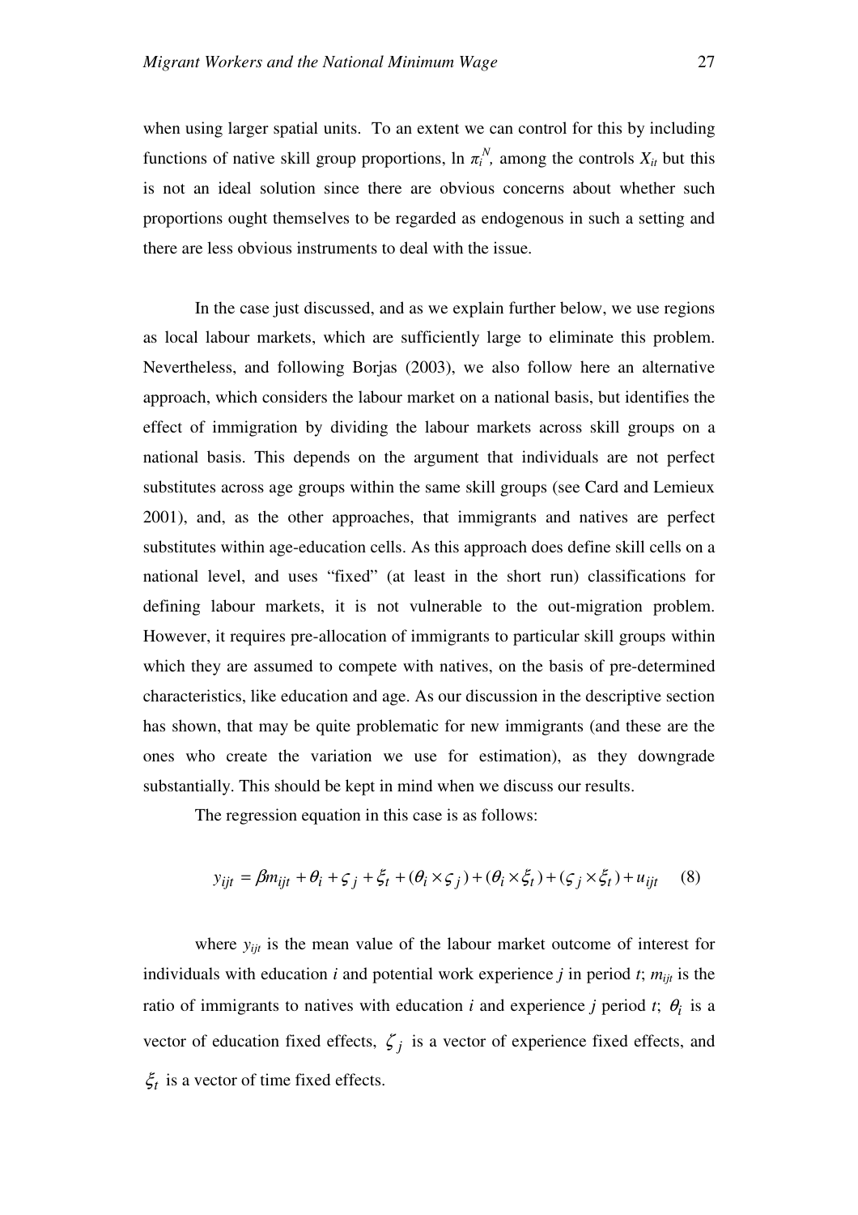when using larger spatial units. To an extent we can control for this by including functions of native skill group proportions, $\ln \pi_i^N$, among the controls $X_{it}$ but this is not an ideal solution since there are obvious concerns about whether such proportions ought themselves to be regarded as endogenous in such a setting and there are less obvious instruments to deal with the issue.

In the case just discussed, and as we explain further below, we use regions as local labour markets, which are sufficiently large to eliminate this problem. Nevertheless, and following Borjas (2003), we also follow here an alternative approach, which considers the labour market on a national basis, but identifies the effect of immigration by dividing the labour markets across skill groups on a national basis. This depends on the argument that individuals are not perfect substitutes across age groups within the same skill groups (see Card and Lemieux 2001), and, as the other approaches, that immigrants and natives are perfect substitutes within age-education cells. As this approach does define skill cells on a national level, and uses "fixed" (at least in the short run) classifications for defining labour markets, it is not vulnerable to the out-migration problem. However, it requires pre-allocation of immigrants to particular skill groups within which they are assumed to compete with natives, on the basis of pre-determined characteristics, like education and age. As our discussion in the descriptive section has shown, that may be quite problematic for new immigrants (and these are the ones who create the variation we use for estimation), as they downgrade substantially. This should be kept in mind when we discuss our results.

The regression equation in this case is as follows:

$$y_{ijt} = \beta m_{ijt} + \theta_i + \varsigma_j + \xi_t + (\theta_i \times \varsigma_j) + (\theta_i \times \xi_t) + (\varsigma_j \times \xi_t) + u_{ijt} \quad (8)$$

where $y_{ijt}$ is the mean value of the labour market outcome of interest for individuals with education $i$ and potential work experience $j$ in period $t$; $m_{ijt}$ is the ratio of immigrants to natives with education $i$ and experience $j$ period $t$; $\theta_i$ is a vector of education fixed effects, $\zeta_j$ is a vector of experience fixed effects, and $\xi_t$ is a vector of time fixed effects.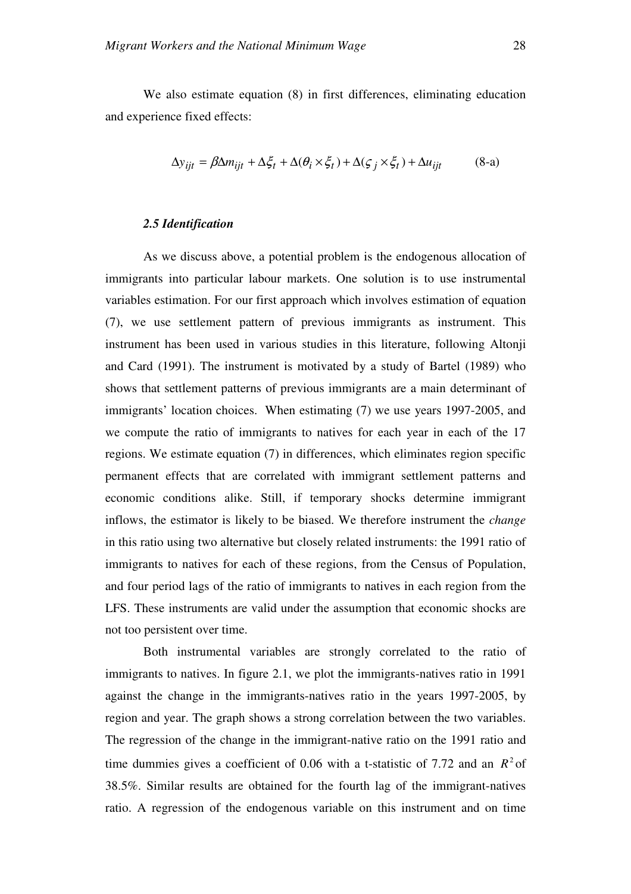We also estimate equation (8) in first differences, eliminating education and experience fixed effects:

$$\Delta y_{ijt} = \beta \Delta m_{ijt} + \Delta \xi_t + \Delta(\theta_i \times \xi_t) + \Delta(\varsigma_j \times \xi_t) + \Delta u_{ijt} \qquad \text{(8-a)}$$

### *2.5 Identification*

As we discuss above, a potential problem is the endogenous allocation of immigrants into particular labour markets. One solution is to use instrumental variables estimation. For our first approach which involves estimation of equation (7), we use settlement pattern of previous immigrants as instrument. This instrument has been used in various studies in this literature, following Altonji and Card (1991). The instrument is motivated by a study of Bartel (1989) who shows that settlement patterns of previous immigrants are a main determinant of immigrants' location choices. When estimating (7) we use years 1997-2005, and we compute the ratio of immigrants to natives for each year in each of the 17 regions. We estimate equation (7) in differences, which eliminates region specific permanent effects that are correlated with immigrant settlement patterns and economic conditions alike. Still, if temporary shocks determine immigrant inflows, the estimator is likely to be biased. We therefore instrument the *change* in this ratio using two alternative but closely related instruments: the 1991 ratio of immigrants to natives for each of these regions, from the Census of Population, and four period lags of the ratio of immigrants to natives in each region from the LFS. These instruments are valid under the assumption that economic shocks are not too persistent over time.

Both instrumental variables are strongly correlated to the ratio of immigrants to natives. In figure 2.1, we plot the immigrants-natives ratio in 1991 against the change in the immigrants-natives ratio in the years 1997-2005, by region and year. The graph shows a strong correlation between the two variables. The regression of the change in the immigrant-native ratio on the 1991 ratio and time dummies gives a coefficient of 0.06 with a t-statistic of 7.72 and an $R^2$ of 38.5%. Similar results are obtained for the fourth lag of the immigrant-natives ratio. A regression of the endogenous variable on this instrument and on time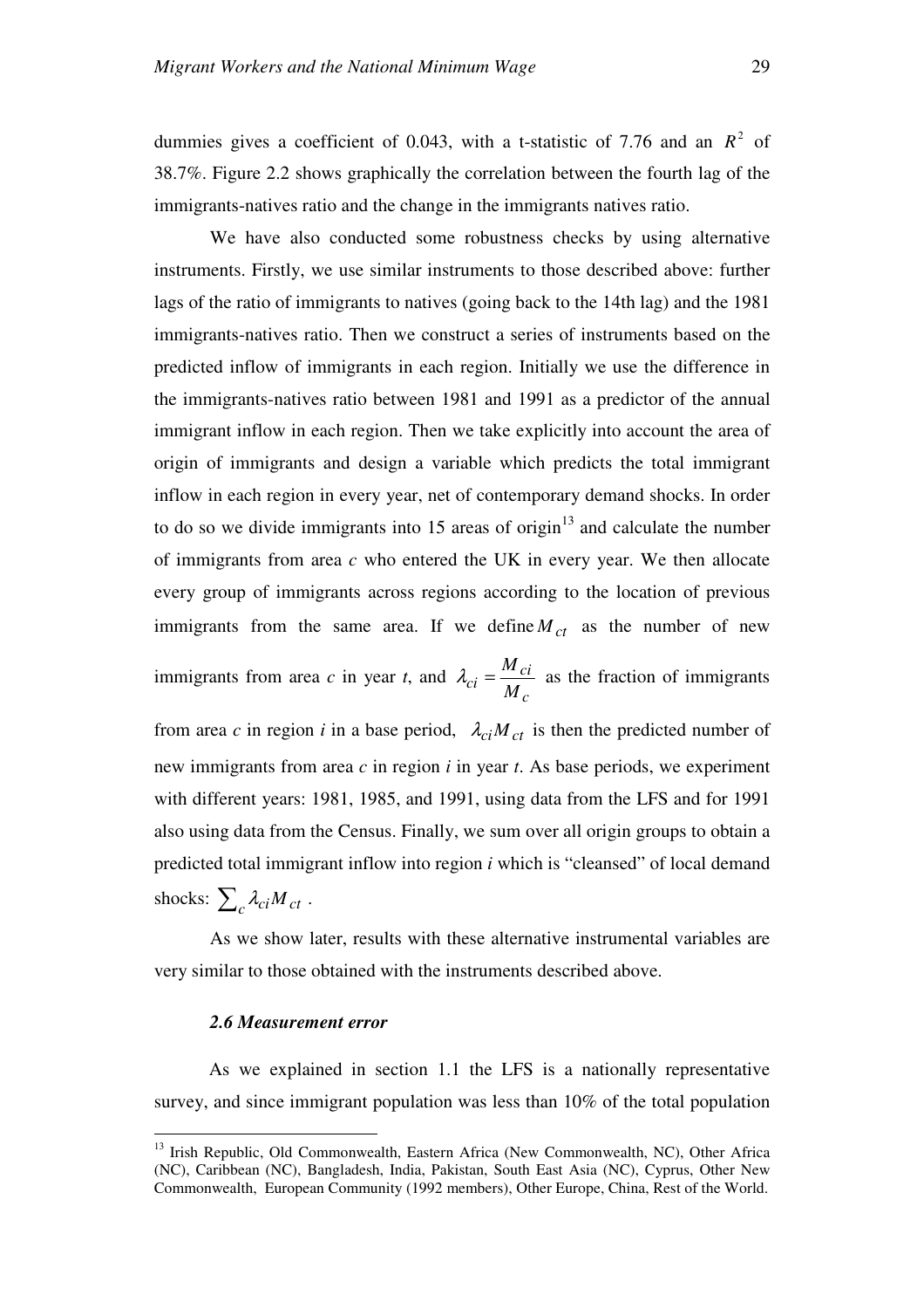dummies gives a coefficient of 0.043, with a t-statistic of 7.76 and an $R^2$ of 38.7%. Figure 2.2 shows graphically the correlation between the fourth lag of the immigrants-natives ratio and the change in the immigrants natives ratio.

We have also conducted some robustness checks by using alternative instruments. Firstly, we use similar instruments to those described above: further lags of the ratio of immigrants to natives (going back to the 14th lag) and the 1981 immigrants-natives ratio. Then we construct a series of instruments based on the predicted inflow of immigrants in each region. Initially we use the difference in the immigrants-natives ratio between 1981 and 1991 as a predictor of the annual immigrant inflow in each region. Then we take explicitly into account the area of origin of immigrants and design a variable which predicts the total immigrant inflow in each region in every year, net of contemporary demand shocks. In order to do so we divide immigrants into 15 areas of origin[13] and calculate the number of immigrants from area *c* who entered the UK in every year. We then allocate every group of immigrants across regions according to the location of previous immigrants from the same area. If we define $M_{ct}$ as the number of new immigrants from area *c* in year *t*, and $\lambda_{ci} = \frac{M_{ci}}{M_c}$ as the fraction of immigrants from area *c* in region *i* in a base period, $\lambda_{ci} M_{ct}$ is then the predicted number of new immigrants from area *c* in region *i* in year *t*. As base periods, we experiment with different years: 1981, 1985, and 1991, using data from the LFS and for 1991 also using data from the Census. Finally, we sum over all origin groups to obtain a predicted total immigrant inflow into region *i* which is "cleansed" of local demand shocks: $\sum_c \lambda_{ci} M_{ct}$.

As we show later, results with these alternative instrumental variables are very similar to those obtained with the instruments described above.

### *2.6 Measurement error*

As we explained in section 1.1 the LFS is a nationally representative survey, and since immigrant population was less than 10% of the total population

[13] Irish Republic, Old Commonwealth, Eastern Africa (New Commonwealth, NC), Other Africa (NC), Caribbean (NC), Bangladesh, India, Pakistan, South East Asia (NC), Cyprus, Other New Commonwealth, European Community (1992 members), Other Europe, China, Rest of the World.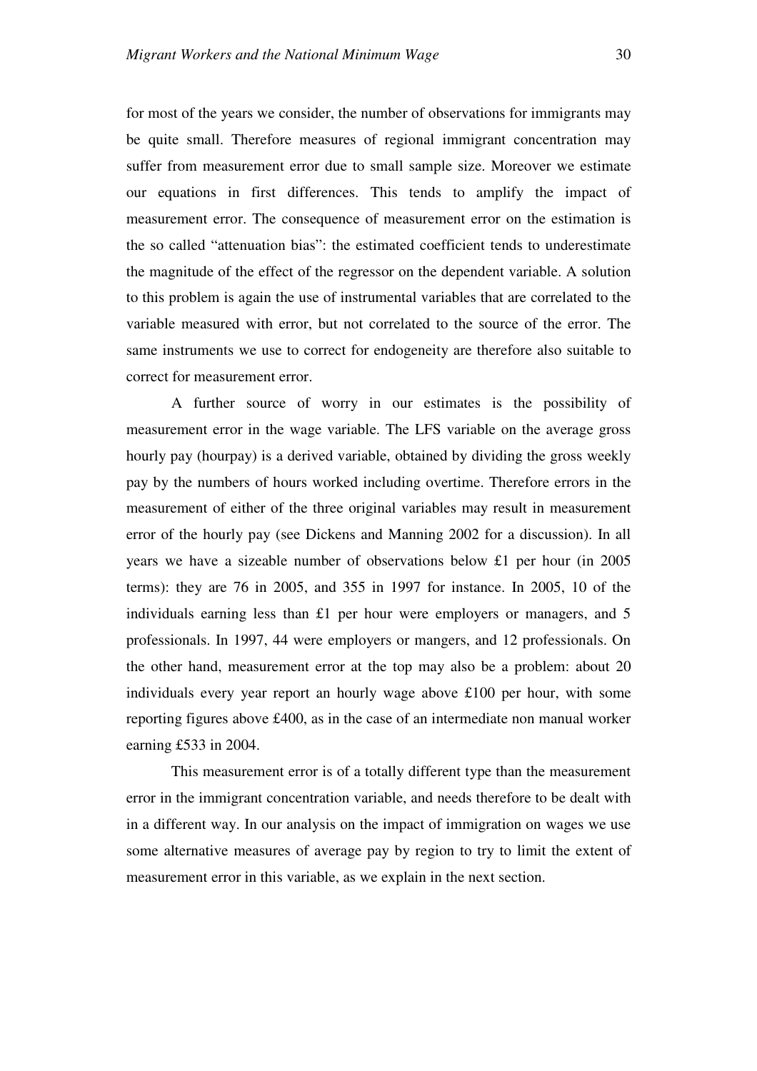for most of the years we consider, the number of observations for immigrants may be quite small. Therefore measures of regional immigrant concentration may suffer from measurement error due to small sample size. Moreover we estimate our equations in first differences. This tends to amplify the impact of measurement error. The consequence of measurement error on the estimation is the so called "attenuation bias": the estimated coefficient tends to underestimate the magnitude of the effect of the regressor on the dependent variable. A solution to this problem is again the use of instrumental variables that are correlated to the variable measured with error, but not correlated to the source of the error. The same instruments we use to correct for endogeneity are therefore also suitable to correct for measurement error.

A further source of worry in our estimates is the possibility of measurement error in the wage variable. The LFS variable on the average gross hourly pay (hourpay) is a derived variable, obtained by dividing the gross weekly pay by the numbers of hours worked including overtime. Therefore errors in the measurement of either of the three original variables may result in measurement error of the hourly pay (see Dickens and Manning 2002 for a discussion). In all years we have a sizeable number of observations below £1 per hour (in 2005 terms): they are 76 in 2005, and 355 in 1997 for instance. In 2005, 10 of the individuals earning less than £1 per hour were employers or managers, and 5 professionals. In 1997, 44 were employers or mangers, and 12 professionals. On the other hand, measurement error at the top may also be a problem: about 20 individuals every year report an hourly wage above £100 per hour, with some reporting figures above £400, as in the case of an intermediate non manual worker earning £533 in 2004.

This measurement error is of a totally different type than the measurement error in the immigrant concentration variable, and needs therefore to be dealt with in a different way. In our analysis on the impact of immigration on wages we use some alternative measures of average pay by region to try to limit the extent of measurement error in this variable, as we explain in the next section.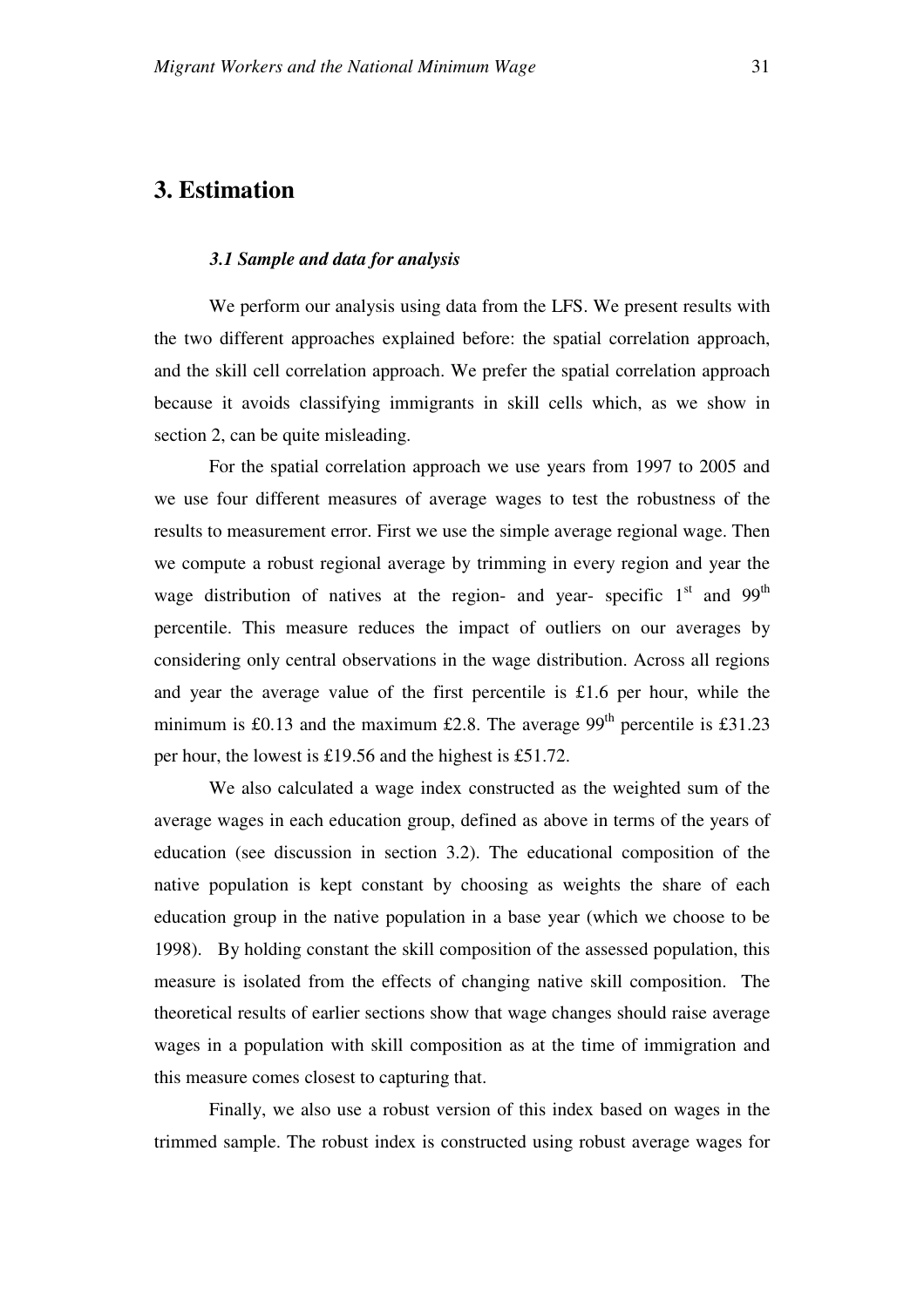# 3. Estimation

### *3.1 Sample and data for analysis*

We perform our analysis using data from the LFS. We present results with the two different approaches explained before: the spatial correlation approach, and the skill cell correlation approach. We prefer the spatial correlation approach because it avoids classifying immigrants in skill cells which, as we show in section 2, can be quite misleading.

For the spatial correlation approach we use years from 1997 to 2005 and we use four different measures of average wages to test the robustness of the results to measurement error. First we use the simple average regional wage. Then we compute a robust regional average by trimming in every region and year the wage distribution of natives at the region- and year- specific 1st and 99th percentile. This measure reduces the impact of outliers on our averages by considering only central observations in the wage distribution. Across all regions and year the average value of the first percentile is £1.6 per hour, while the minimum is £0.13 and the maximum £2.8. The average 99th percentile is £31.23 per hour, the lowest is £19.56 and the highest is £51.72.

We also calculated a wage index constructed as the weighted sum of the average wages in each education group, defined as above in terms of the years of education (see discussion in section 3.2). The educational composition of the native population is kept constant by choosing as weights the share of each education group in the native population in a base year (which we choose to be 1998). By holding constant the skill composition of the assessed population, this measure is isolated from the effects of changing native skill composition. The theoretical results of earlier sections show that wage changes should raise average wages in a population with skill composition as at the time of immigration and this measure comes closest to capturing that.

Finally, we also use a robust version of this index based on wages in the trimmed sample. The robust index is constructed using robust average wages for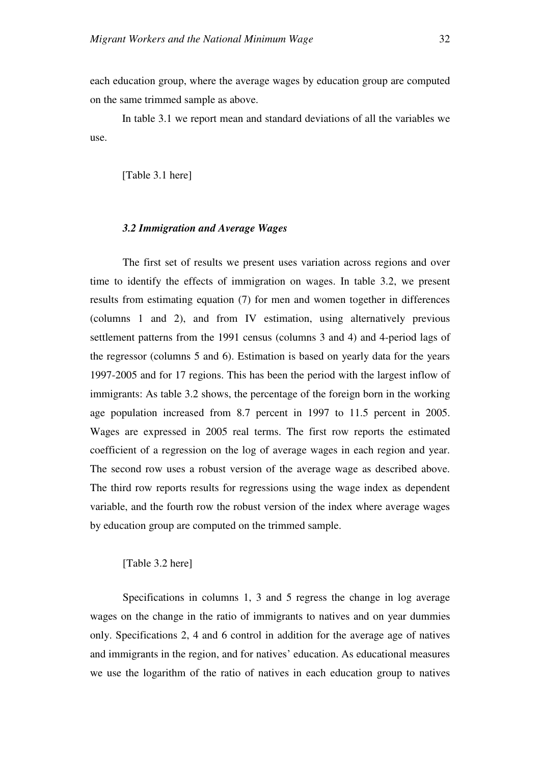each education group, where the average wages by education group are computed on the same trimmed sample as above.

In table 3.1 we report mean and standard deviations of all the variables we use.

[Table 3.1 here]

### *3.2 Immigration and Average Wages*

The first set of results we present uses variation across regions and over time to identify the effects of immigration on wages. In table 3.2, we present results from estimating equation (7) for men and women together in differences (columns 1 and 2), and from IV estimation, using alternatively previous settlement patterns from the 1991 census (columns 3 and 4) and 4-period lags of the regressor (columns 5 and 6). Estimation is based on yearly data for the years 1997-2005 and for 17 regions. This has been the period with the largest inflow of immigrants: As table 3.2 shows, the percentage of the foreign born in the working age population increased from 8.7 percent in 1997 to 11.5 percent in 2005. Wages are expressed in 2005 real terms. The first row reports the estimated coefficient of a regression on the log of average wages in each region and year. The second row uses a robust version of the average wage as described above. The third row reports results for regressions using the wage index as dependent variable, and the fourth row the robust version of the index where average wages by education group are computed on the trimmed sample.

[Table 3.2 here]

Specifications in columns 1, 3 and 5 regress the change in log average wages on the change in the ratio of immigrants to natives and on year dummies only. Specifications 2, 4 and 6 control in addition for the average age of natives and immigrants in the region, and for natives' education. As educational measures we use the logarithm of the ratio of natives in each education group to natives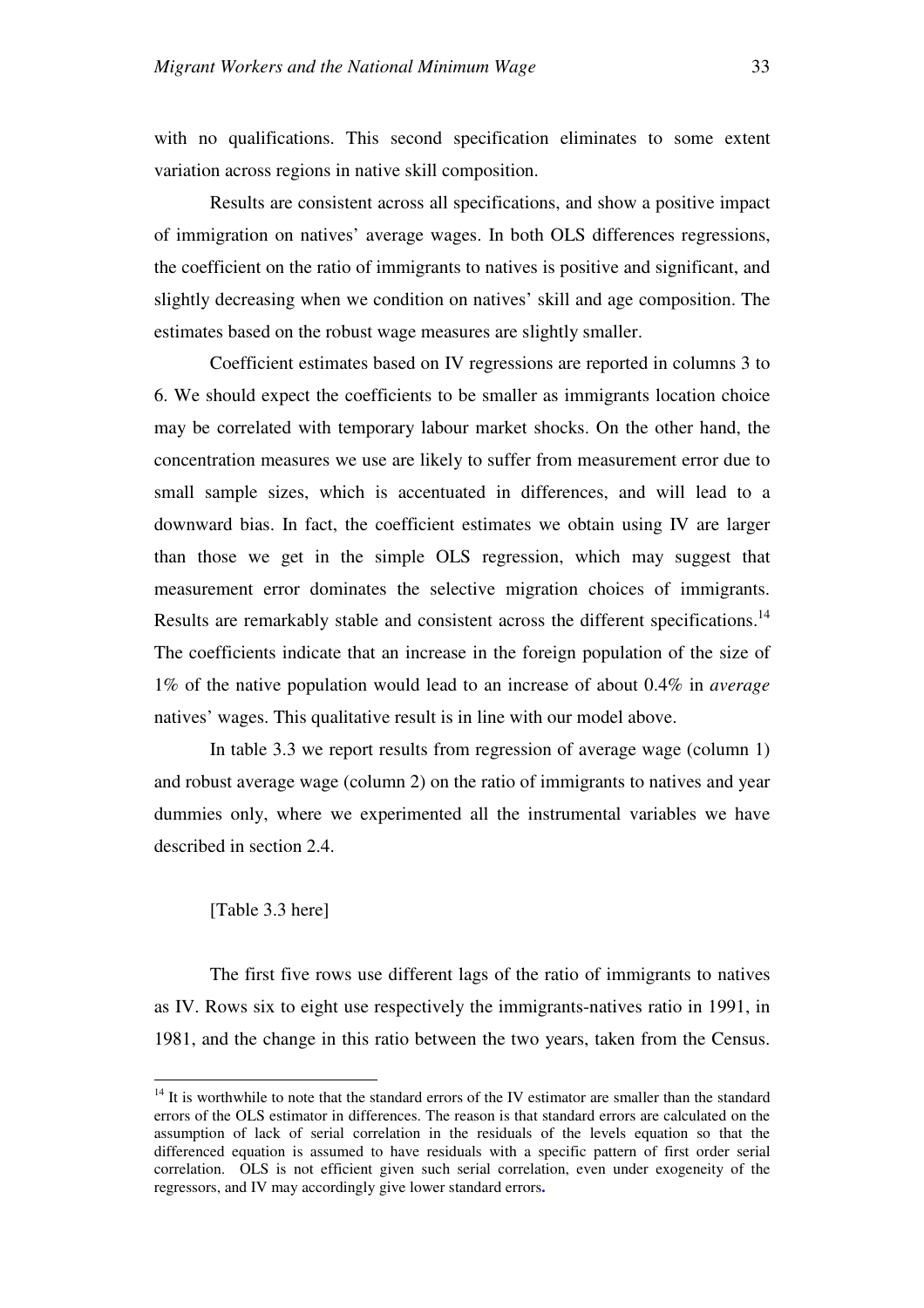with no qualifications. This second specification eliminates to some extent variation across regions in native skill composition.

Results are consistent across all specifications, and show a positive impact of immigration on natives' average wages. In both OLS differences regressions, the coefficient on the ratio of immigrants to natives is positive and significant, and slightly decreasing when we condition on natives' skill and age composition. The estimates based on the robust wage measures are slightly smaller.

Coefficient estimates based on IV regressions are reported in columns 3 to 6. We should expect the coefficients to be smaller as immigrants location choice may be correlated with temporary labour market shocks. On the other hand, the concentration measures we use are likely to suffer from measurement error due to small sample sizes, which is accentuated in differences, and will lead to a downward bias. In fact, the coefficient estimates we obtain using IV are larger than those we get in the simple OLS regression, which may suggest that measurement error dominates the selective migration choices of immigrants. Results are remarkably stable and consistent across the different specifications.[14] The coefficients indicate that an increase in the foreign population of the size of 1% of the native population would lead to an increase of about 0.4% in *average* natives' wages. This qualitative result is in line with our model above.

In table 3.3 we report results from regression of average wage (column 1) and robust average wage (column 2) on the ratio of immigrants to natives and year dummies only, where we experimented all the instrumental variables we have described in section 2.4.

[Table 3.3 here]

The first five rows use different lags of the ratio of immigrants to natives as IV. Rows six to eight use respectively the immigrants-natives ratio in 1991, in 1981, and the change in this ratio between the two years, taken from the Census.

---

[14] It is worthwhile to note that the standard errors of the IV estimator are smaller than the standard errors of the OLS estimator in differences. The reason is that standard errors are calculated on the assumption of lack of serial correlation in the residuals of the levels equation so that the differenced equation is assumed to have residuals with a specific pattern of first order serial correlation. OLS is not efficient given such serial correlation, even under exogeneity of the regressors, and IV may accordingly give lower standard errors.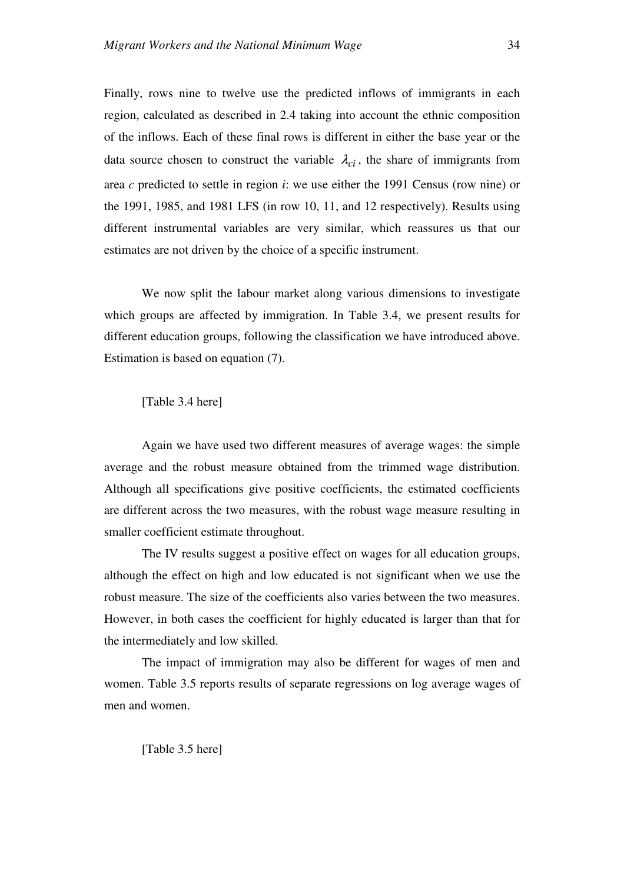Finally, rows nine to twelve use the predicted inflows of immigrants in each region, calculated as described in 2.4 taking into account the ethnic composition of the inflows. Each of these final rows is different in either the base year or the data source chosen to construct the variable $\lambda_{ci}$, the share of immigrants from area *c* predicted to settle in region *i*: we use either the 1991 Census (row nine) or the 1991, 1985, and 1981 LFS (in row 10, 11, and 12 respectively). Results using different instrumental variables are very similar, which reassures us that our estimates are not driven by the choice of a specific instrument.

We now split the labour market along various dimensions to investigate which groups are affected by immigration. In Table 3.4, we present results for different education groups, following the classification we have introduced above. Estimation is based on equation (7).

[Table 3.4 here]

Again we have used two different measures of average wages: the simple average and the robust measure obtained from the trimmed wage distribution. Although all specifications give positive coefficients, the estimated coefficients are different across the two measures, with the robust wage measure resulting in smaller coefficient estimate throughout.

The IV results suggest a positive effect on wages for all education groups, although the effect on high and low educated is not significant when we use the robust measure. The size of the coefficients also varies between the two measures. However, in both cases the coefficient for highly educated is larger than that for the intermediately and low skilled.

The impact of immigration may also be different for wages of men and women. Table 3.5 reports results of separate regressions on log average wages of men and women.

[Table 3.5 here]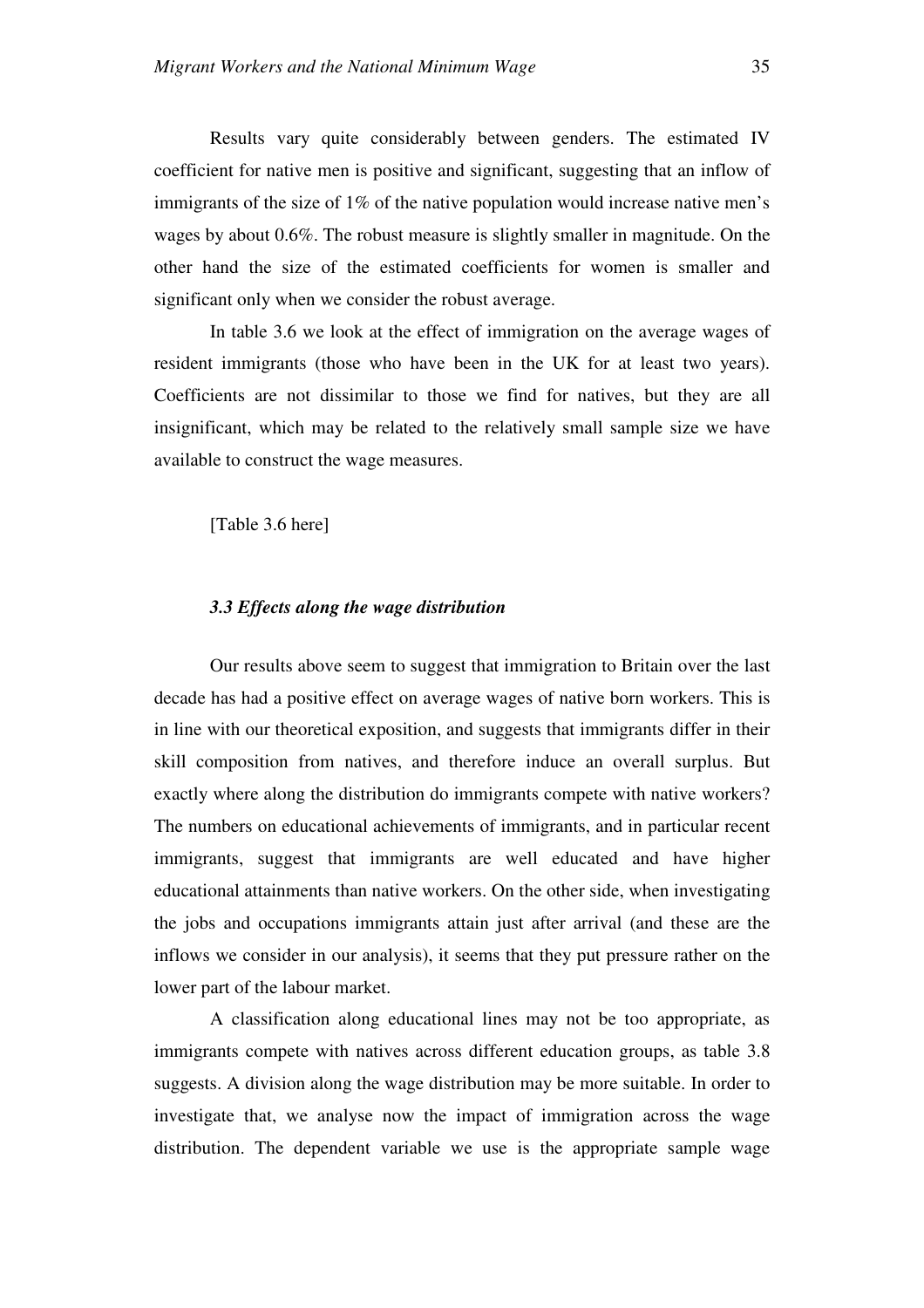Results vary quite considerably between genders. The estimated IV coefficient for native men is positive and significant, suggesting that an inflow of immigrants of the size of 1% of the native population would increase native men's wages by about 0.6%. The robust measure is slightly smaller in magnitude. On the other hand the size of the estimated coefficients for women is smaller and significant only when we consider the robust average.

In table 3.6 we look at the effect of immigration on the average wages of resident immigrants (those who have been in the UK for at least two years). Coefficients are not dissimilar to those we find for natives, but they are all insignificant, which may be related to the relatively small sample size we have available to construct the wage measures.

[Table 3.6 here]

### *3.3 Effects along the wage distribution*

Our results above seem to suggest that immigration to Britain over the last decade has had a positive effect on average wages of native born workers. This is in line with our theoretical exposition, and suggests that immigrants differ in their skill composition from natives, and therefore induce an overall surplus. But exactly where along the distribution do immigrants compete with native workers? The numbers on educational achievements of immigrants, and in particular recent immigrants, suggest that immigrants are well educated and have higher educational attainments than native workers. On the other side, when investigating the jobs and occupations immigrants attain just after arrival (and these are the inflows we consider in our analysis), it seems that they put pressure rather on the lower part of the labour market.

A classification along educational lines may not be too appropriate, as immigrants compete with natives across different education groups, as table 3.8 suggests. A division along the wage distribution may be more suitable. In order to investigate that, we analyse now the impact of immigration across the wage distribution. The dependent variable we use is the appropriate sample wage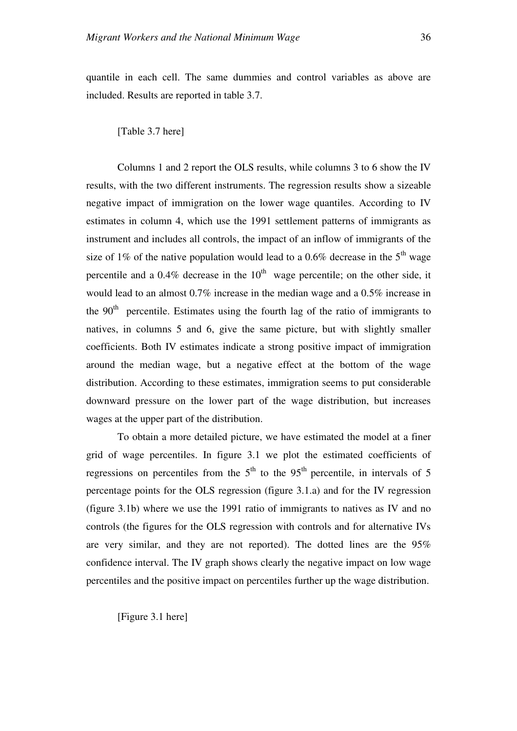quantile in each cell. The same dummies and control variables as above are included. Results are reported in table 3.7.

[Table 3.7 here]

Columns 1 and 2 report the OLS results, while columns 3 to 6 show the IV results, with the two different instruments. The regression results show a sizeable negative impact of immigration on the lower wage quantiles. According to IV estimates in column 4, which use the 1991 settlement patterns of immigrants as instrument and includes all controls, the impact of an inflow of immigrants of the size of 1% of the native population would lead to a 0.6% decrease in the 5$^{th}$ wage percentile and a 0.4% decrease in the 10$^{th}$ wage percentile; on the other side, it would lead to an almost 0.7% increase in the median wage and a 0.5% increase in the 90$^{th}$ percentile. Estimates using the fourth lag of the ratio of immigrants to natives, in columns 5 and 6, give the same picture, but with slightly smaller coefficients. Both IV estimates indicate a strong positive impact of immigration around the median wage, but a negative effect at the bottom of the wage distribution. According to these estimates, immigration seems to put considerable downward pressure on the lower part of the wage distribution, but increases wages at the upper part of the distribution.

To obtain a more detailed picture, we have estimated the model at a finer grid of wage percentiles. In figure 3.1 we plot the estimated coefficients of regressions on percentiles from the 5$^{th}$ to the 95$^{th}$ percentile, in intervals of 5 percentage points for the OLS regression (figure 3.1.a) and for the IV regression (figure 3.1b) where we use the 1991 ratio of immigrants to natives as IV and no controls (the figures for the OLS regression with controls and for alternative IVs are very similar, and they are not reported). The dotted lines are the 95% confidence interval. The IV graph shows clearly the negative impact on low wage percentiles and the positive impact on percentiles further up the wage distribution.

[Figure 3.1 here]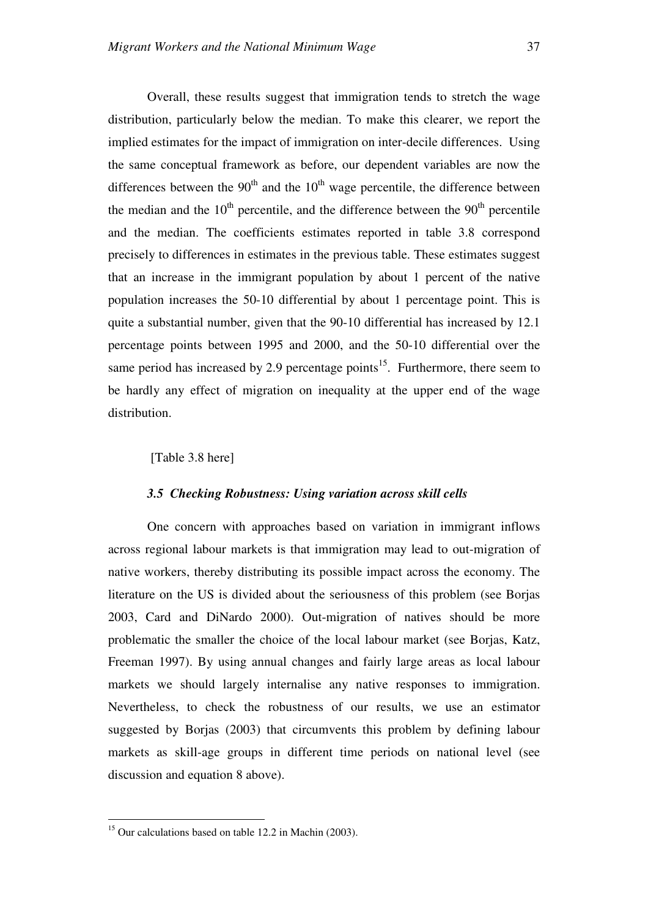Overall, these results suggest that immigration tends to stretch the wage distribution, particularly below the median. To make this clearer, we report the implied estimates for the impact of immigration on inter-decile differences. Using the same conceptual framework as before, our dependent variables are now the differences between the $90^{th}$ and the $10^{th}$ wage percentile, the difference between the median and the $10^{th}$ percentile, and the difference between the $90^{th}$ percentile and the median. The coefficients estimates reported in table 3.8 correspond precisely to differences in estimates in the previous table. These estimates suggest that an increase in the immigrant population by about 1 percent of the native population increases the 50-10 differential by about 1 percentage point. This is quite a substantial number, given that the 90-10 differential has increased by 12.1 percentage points between 1995 and 2000, and the 50-10 differential over the same period has increased by 2.9 percentage points[15]. Furthermore, there seem to be hardly any effect of migration on inequality at the upper end of the wage distribution.

[Table 3.8 here]

### *3.5 Checking Robustness: Using variation across skill cells*

One concern with approaches based on variation in immigrant inflows across regional labour markets is that immigration may lead to out-migration of native workers, thereby distributing its possible impact across the economy. The literature on the US is divided about the seriousness of this problem (see Borjas 2003, Card and DiNardo 2000). Out-migration of natives should be more problematic the smaller the choice of the local labour market (see Borjas, Katz, Freeman 1997). By using annual changes and fairly large areas as local labour markets we should largely internalise any native responses to immigration. Nevertheless, to check the robustness of our results, we use an estimator suggested by Borjas (2003) that circumvents this problem by defining labour markets as skill-age groups in different time periods on national level (see discussion and equation 8 above).

---

[15] Our calculations based on table 12.2 in Machin (2003).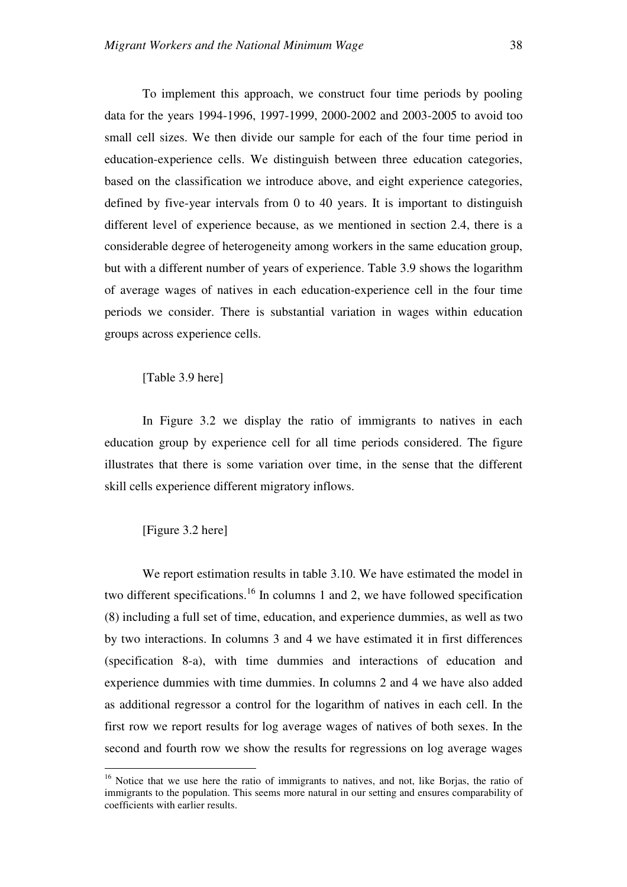To implement this approach, we construct four time periods by pooling data for the years 1994-1996, 1997-1999, 2000-2002 and 2003-2005 to avoid too small cell sizes. We then divide our sample for each of the four time period in education-experience cells. We distinguish between three education categories, based on the classification we introduce above, and eight experience categories, defined by five-year intervals from 0 to 40 years. It is important to distinguish different level of experience because, as we mentioned in section 2.4, there is a considerable degree of heterogeneity among workers in the same education group, but with a different number of years of experience. Table 3.9 shows the logarithm of average wages of natives in each education-experience cell in the four time periods we consider. There is substantial variation in wages within education groups across experience cells.

[Table 3.9 here]

In Figure 3.2 we display the ratio of immigrants to natives in each education group by experience cell for all time periods considered. The figure illustrates that there is some variation over time, in the sense that the different skill cells experience different migratory inflows.

[Figure 3.2 here]

We report estimation results in table 3.10. We have estimated the model in two different specifications.[16] In columns 1 and 2, we have followed specification (8) including a full set of time, education, and experience dummies, as well as two by two interactions. In columns 3 and 4 we have estimated it in first differences (specification 8-a), with time dummies and interactions of education and experience dummies with time dummies. In columns 2 and 4 we have also added as additional regressor a control for the logarithm of natives in each cell. In the first row we report results for log average wages of natives of both sexes. In the second and fourth row we show the results for regressions on log average wages

[16] Notice that we use here the ratio of immigrants to natives, and not, like Borjas, the ratio of immigrants to the population. This seems more natural in our setting and ensures comparability of coefficients with earlier results.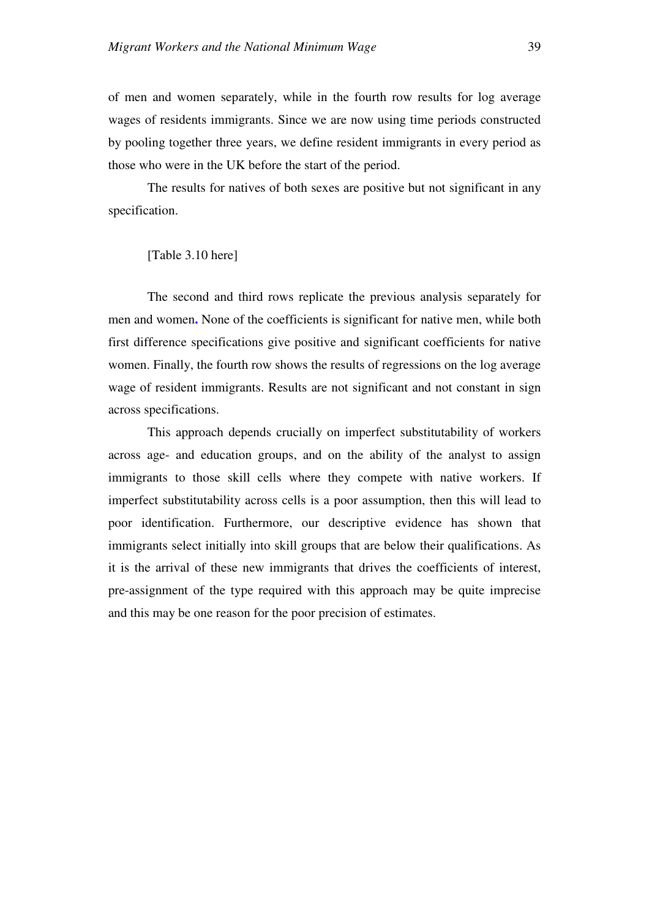of men and women separately, while in the fourth row results for log average wages of residents immigrants. Since we are now using time periods constructed by pooling together three years, we define resident immigrants in every period as those who were in the UK before the start of the period.

The results for natives of both sexes are positive but not significant in any specification.

[Table 3.10 here]

The second and third rows replicate the previous analysis separately for men and women**.** None of the coefficients is significant for native men, while both first difference specifications give positive and significant coefficients for native women. Finally, the fourth row shows the results of regressions on the log average wage of resident immigrants. Results are not significant and not constant in sign across specifications.

This approach depends crucially on imperfect substitutability of workers across age- and education groups, and on the ability of the analyst to assign immigrants to those skill cells where they compete with native workers. If imperfect substitutability across cells is a poor assumption, then this will lead to poor identification. Furthermore, our descriptive evidence has shown that immigrants select initially into skill groups that are below their qualifications. As it is the arrival of these new immigrants that drives the coefficients of interest, pre-assignment of the type required with this approach may be quite imprecise and this may be one reason for the poor precision of estimates.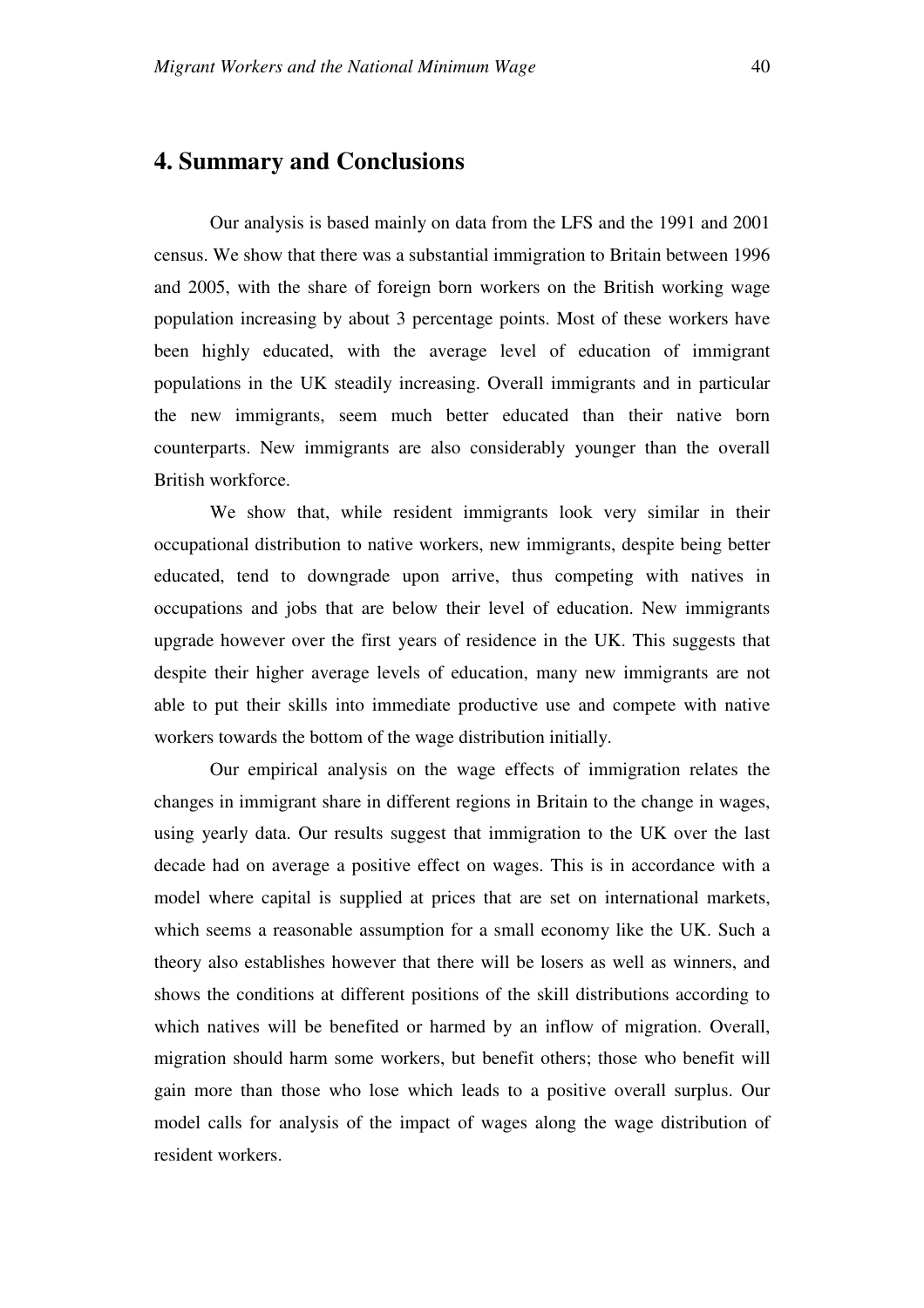## 4. Summary and Conclusions

Our analysis is based mainly on data from the LFS and the 1991 and 2001 census. We show that there was a substantial immigration to Britain between 1996 and 2005, with the share of foreign born workers on the British working wage population increasing by about 3 percentage points. Most of these workers have been highly educated, with the average level of education of immigrant populations in the UK steadily increasing. Overall immigrants and in particular the new immigrants, seem much better educated than their native born counterparts. New immigrants are also considerably younger than the overall British workforce.

We show that, while resident immigrants look very similar in their occupational distribution to native workers, new immigrants, despite being better educated, tend to downgrade upon arrive, thus competing with natives in occupations and jobs that are below their level of education. New immigrants upgrade however over the first years of residence in the UK. This suggests that despite their higher average levels of education, many new immigrants are not able to put their skills into immediate productive use and compete with native workers towards the bottom of the wage distribution initially.

Our empirical analysis on the wage effects of immigration relates the changes in immigrant share in different regions in Britain to the change in wages, using yearly data. Our results suggest that immigration to the UK over the last decade had on average a positive effect on wages. This is in accordance with a model where capital is supplied at prices that are set on international markets, which seems a reasonable assumption for a small economy like the UK. Such a theory also establishes however that there will be losers as well as winners, and shows the conditions at different positions of the skill distributions according to which natives will be benefited or harmed by an inflow of migration. Overall, migration should harm some workers, but benefit others; those who benefit will gain more than those who lose which leads to a positive overall surplus. Our model calls for analysis of the impact of wages along the wage distribution of resident workers.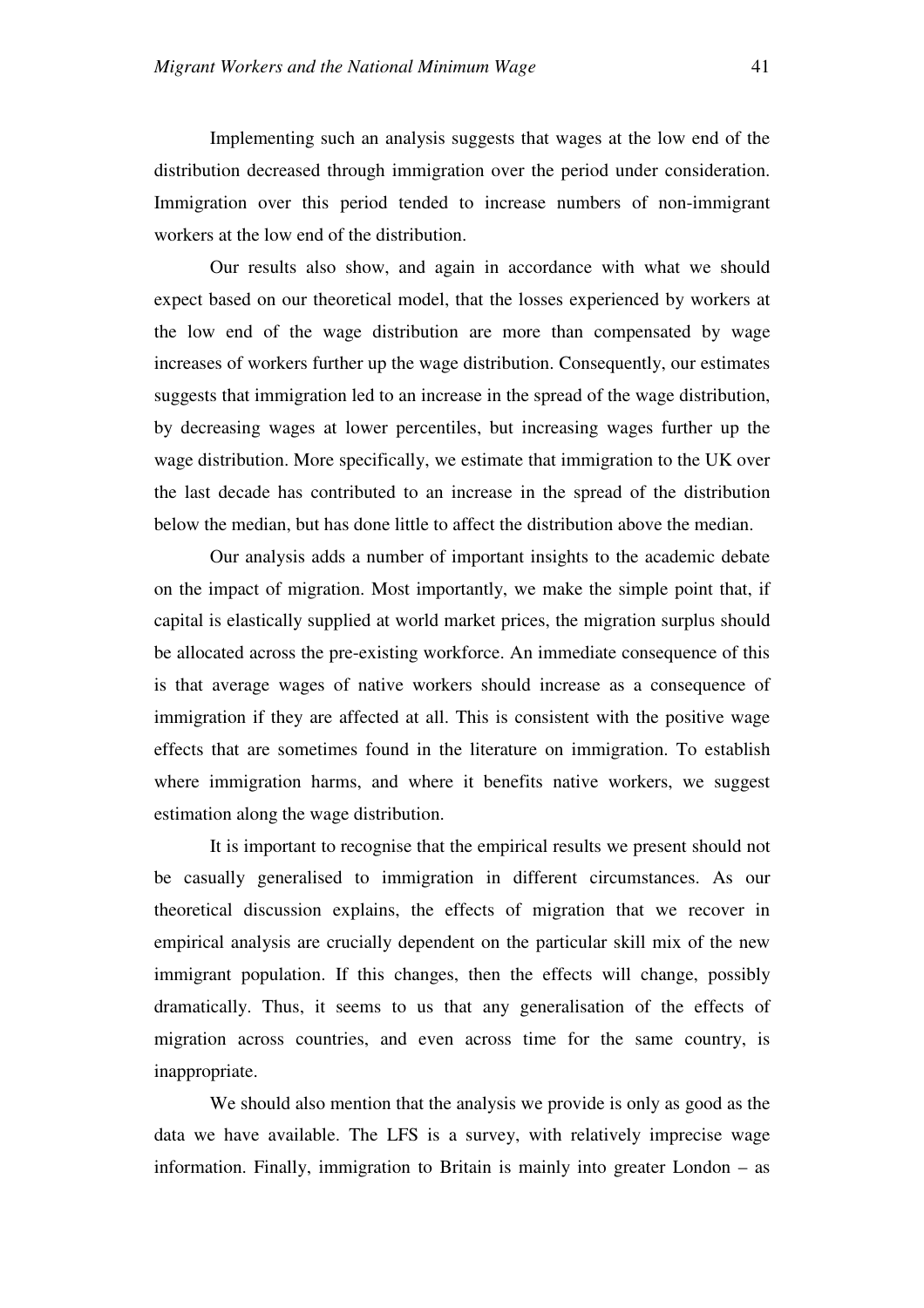Implementing such an analysis suggests that wages at the low end of the distribution decreased through immigration over the period under consideration. Immigration over this period tended to increase numbers of non-immigrant workers at the low end of the distribution.

Our results also show, and again in accordance with what we should expect based on our theoretical model, that the losses experienced by workers at the low end of the wage distribution are more than compensated by wage increases of workers further up the wage distribution. Consequently, our estimates suggests that immigration led to an increase in the spread of the wage distribution, by decreasing wages at lower percentiles, but increasing wages further up the wage distribution. More specifically, we estimate that immigration to the UK over the last decade has contributed to an increase in the spread of the distribution below the median, but has done little to affect the distribution above the median.

Our analysis adds a number of important insights to the academic debate on the impact of migration. Most importantly, we make the simple point that, if capital is elastically supplied at world market prices, the migration surplus should be allocated across the pre-existing workforce. An immediate consequence of this is that average wages of native workers should increase as a consequence of immigration if they are affected at all. This is consistent with the positive wage effects that are sometimes found in the literature on immigration. To establish where immigration harms, and where it benefits native workers, we suggest estimation along the wage distribution.

It is important to recognise that the empirical results we present should not be casually generalised to immigration in different circumstances. As our theoretical discussion explains, the effects of migration that we recover in empirical analysis are crucially dependent on the particular skill mix of the new immigrant population. If this changes, then the effects will change, possibly dramatically. Thus, it seems to us that any generalisation of the effects of migration across countries, and even across time for the same country, is inappropriate.

We should also mention that the analysis we provide is only as good as the data we have available. The LFS is a survey, with relatively imprecise wage information. Finally, immigration to Britain is mainly into greater London – as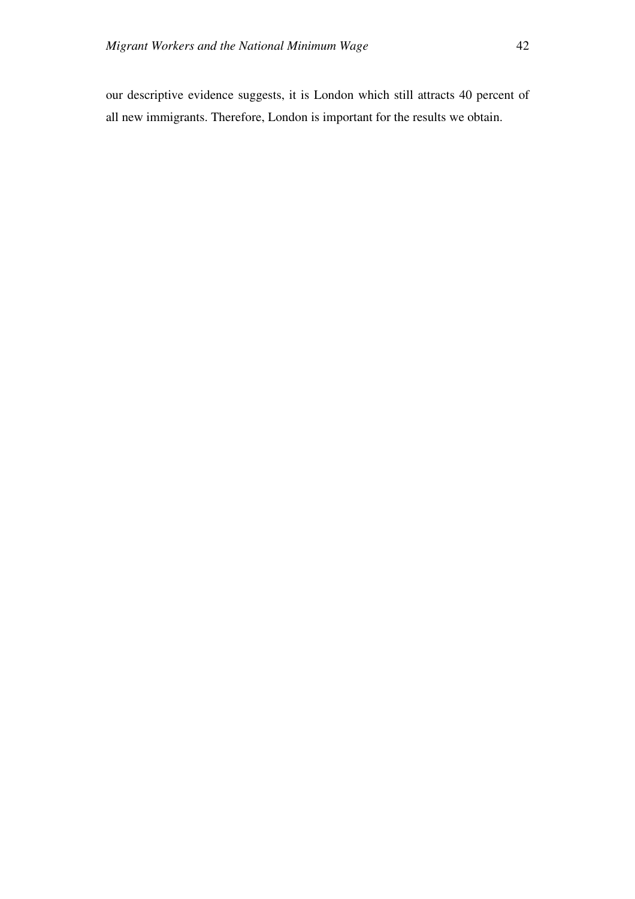our descriptive evidence suggests, it is London which still attracts 40 percent of all new immigrants. Therefore, London is important for the results we obtain.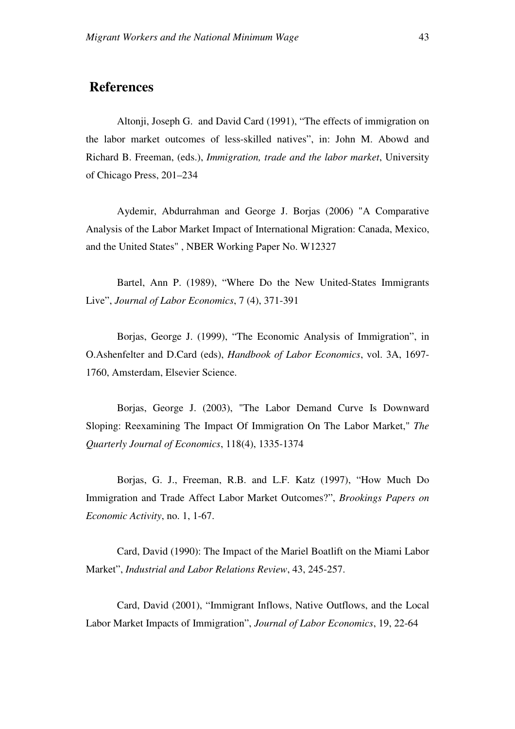# References

Altonji, Joseph G. and David Card (1991), "The effects of immigration on the labor market outcomes of less-skilled natives", in: John M. Abowd and Richard B. Freeman, (eds.), *Immigration, trade and the labor market*, University of Chicago Press, 201–234

Aydemir, Abdurrahman and George J. Borjas (2006) "A Comparative Analysis of the Labor Market Impact of International Migration: Canada, Mexico, and the United States" , NBER Working Paper No. W12327

Bartel, Ann P. (1989), "Where Do the New United-States Immigrants Live", *Journal of Labor Economics*, 7 (4), 371-391

Borjas, George J. (1999), "The Economic Analysis of Immigration", in O.Ashenfelter and D.Card (eds), *Handbook of Labor Economics*, vol. 3A, 1697-1760, Amsterdam, Elsevier Science.

Borjas, George J. (2003), "The Labor Demand Curve Is Downward Sloping: Reexamining The Impact Of Immigration On The Labor Market," *The Quarterly Journal of Economics*, 118(4), 1335-1374

Borjas, G. J., Freeman, R.B. and L.F. Katz (1997), "How Much Do Immigration and Trade Affect Labor Market Outcomes?", *Brookings Papers on Economic Activity*, no. 1, 1-67.

Card, David (1990): The Impact of the Mariel Boatlift on the Miami Labor Market", *Industrial and Labor Relations Review*, 43, 245-257.

Card, David (2001), "Immigrant Inflows, Native Outflows, and the Local Labor Market Impacts of Immigration", *Journal of Labor Economics*, 19, 22-64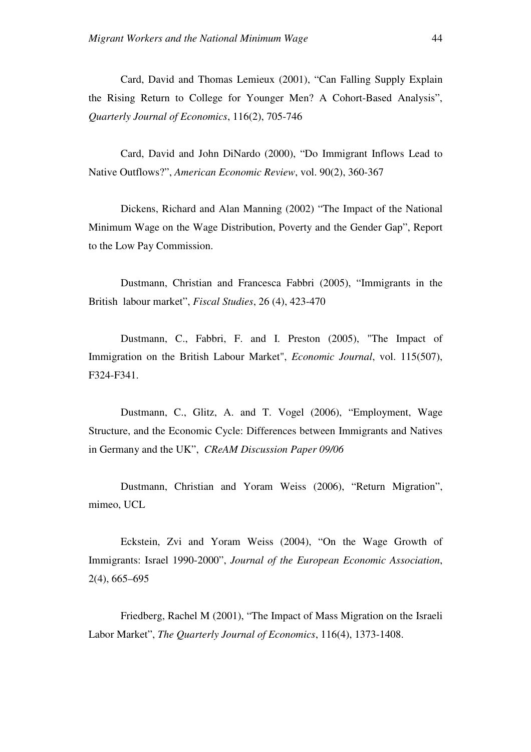Card, David and Thomas Lemieux (2001), "Can Falling Supply Explain the Rising Return to College for Younger Men? A Cohort-Based Analysis", *Quarterly Journal of Economics*, 116(2), 705-746

Card, David and John DiNardo (2000), "Do Immigrant Inflows Lead to Native Outflows?", *American Economic Review*, vol. 90(2), 360-367

Dickens, Richard and Alan Manning (2002) "The Impact of the National Minimum Wage on the Wage Distribution, Poverty and the Gender Gap", Report to the Low Pay Commission.

Dustmann, Christian and Francesca Fabbri (2005), "Immigrants in the British labour market", *Fiscal Studies*, 26 (4), 423-470

Dustmann, C., Fabbri, F. and I. Preston (2005), "The Impact of Immigration on the British Labour Market", *Economic Journal*, vol. 115(507), F324-F341.

Dustmann, C., Glitz, A. and T. Vogel (2006), "Employment, Wage Structure, and the Economic Cycle: Differences between Immigrants and Natives in Germany and the UK", *CReAM Discussion Paper 09/06*

Dustmann, Christian and Yoram Weiss (2006), "Return Migration", mimeo, UCL

Eckstein, Zvi and Yoram Weiss (2004), "On the Wage Growth of Immigrants: Israel 1990-2000", *Journal of the European Economic Association*, 2(4), 665–695

Friedberg, Rachel M (2001), "The Impact of Mass Migration on the Israeli Labor Market", *The Quarterly Journal of Economics*, 116(4), 1373-1408.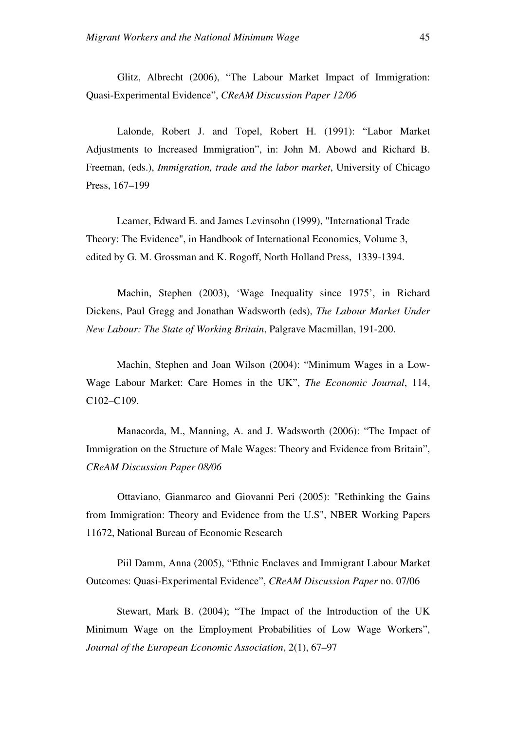Glitz, Albrecht (2006), "The Labour Market Impact of Immigration: Quasi-Experimental Evidence", *CReAM Discussion Paper 12/06*

Lalonde, Robert J. and Topel, Robert H. (1991): "Labor Market Adjustments to Increased Immigration", in: John M. Abowd and Richard B. Freeman, (eds.), *Immigration, trade and the labor market*, University of Chicago Press, 167–199

Leamer, Edward E. and James Levinsohn (1999), "International Trade Theory: The Evidence", in Handbook of International Economics, Volume 3, edited by G. M. Grossman and K. Rogoff, North Holland Press, 1339-1394.

Machin, Stephen (2003), 'Wage Inequality since 1975', in Richard Dickens, Paul Gregg and Jonathan Wadsworth (eds), *The Labour Market Under New Labour: The State of Working Britain*, Palgrave Macmillan, 191-200.

Machin, Stephen and Joan Wilson (2004): "Minimum Wages in a Low-Wage Labour Market: Care Homes in the UK", *The Economic Journal*, 114, C102–C109.

Manacorda, M., Manning, A. and J. Wadsworth (2006): "The Impact of Immigration on the Structure of Male Wages: Theory and Evidence from Britain", *CReAM Discussion Paper 08/06*

Ottaviano, Gianmarco and Giovanni Peri (2005): "Rethinking the Gains from Immigration: Theory and Evidence from the U.S", NBER Working Papers 11672, National Bureau of Economic Research

Piil Damm, Anna (2005), "Ethnic Enclaves and Immigrant Labour Market Outcomes: Quasi-Experimental Evidence", *CReAM Discussion Paper* no. 07/06

Stewart, Mark B. (2004); "The Impact of the Introduction of the UK Minimum Wage on the Employment Probabilities of Low Wage Workers", *Journal of the European Economic Association*, 2(1), 67–97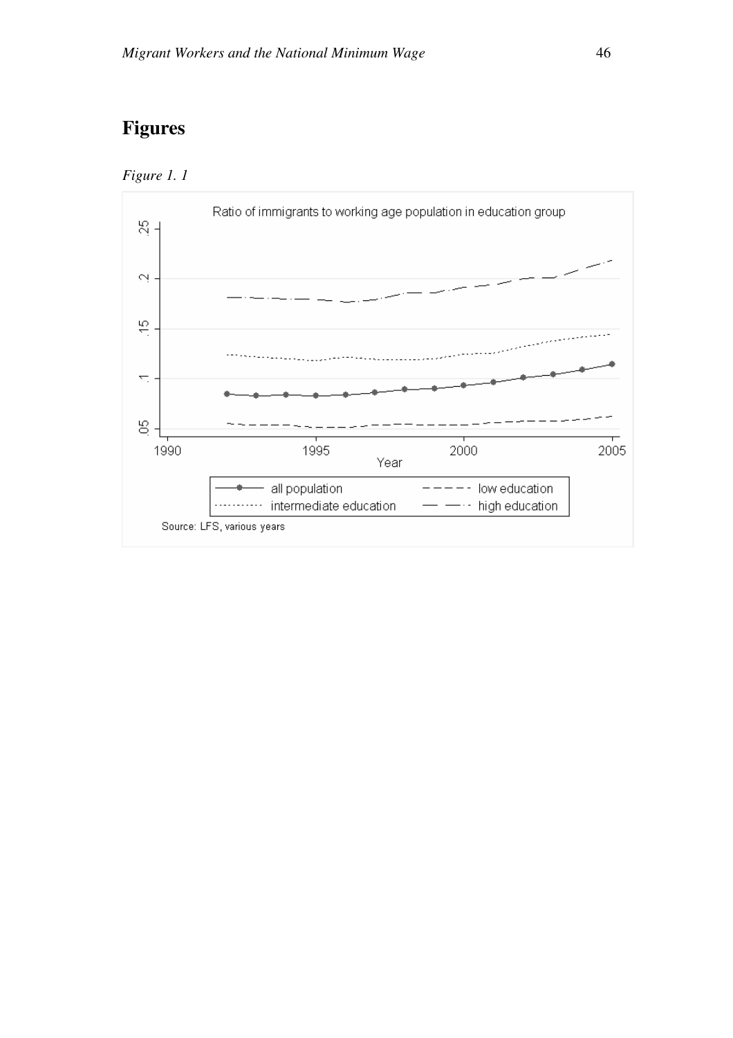# Figures

*Figure 1. 1*

Ratio of immigrants to working age population in education group

Source: LFS, various years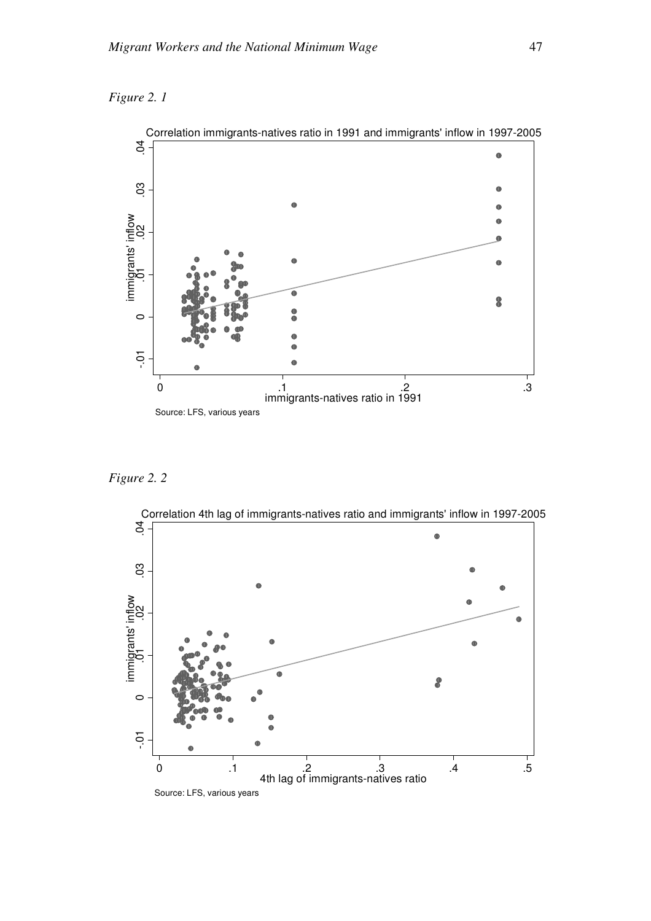*Figure 2. 1*

Correlation immigrants-natives ratio in 1991 and immigrants' inflow in 1997-2005

Source: LFS, various years

*Figure 2. 2*

Correlation 4th lag of immigrants-natives ratio and immigrants' inflow in 1997-2005

Source: LFS, various years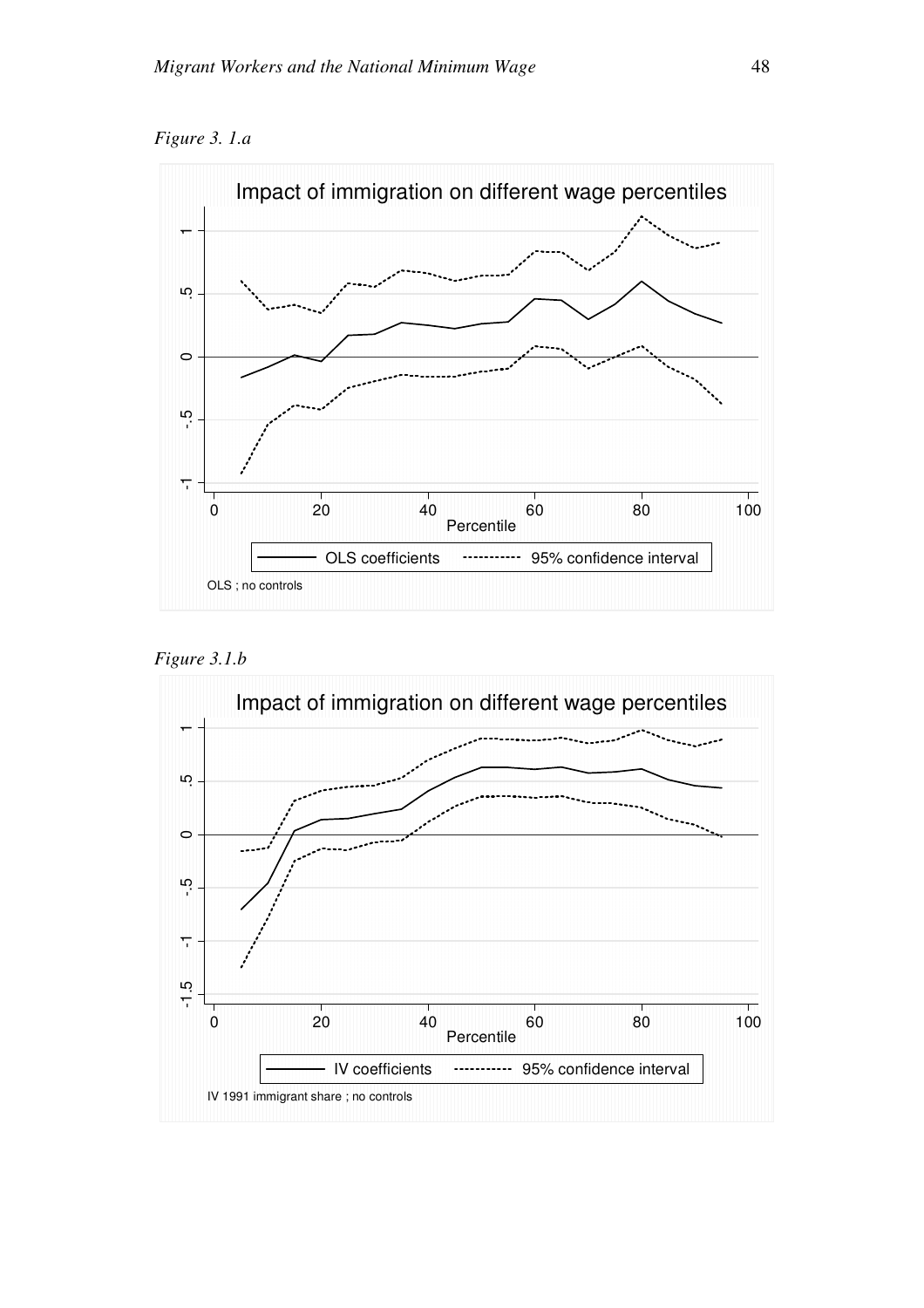*Figure 3. 1.a*

Impact of immigration on different wage percentiles

OLS coefficients ---------- 95% confidence interval

OLS ; no controls

*Figure 3.1.b*

Impact of immigration on different wage percentiles

IV coefficients ---------- 95% confidence interval

IV 1991 immigrant share ; no controls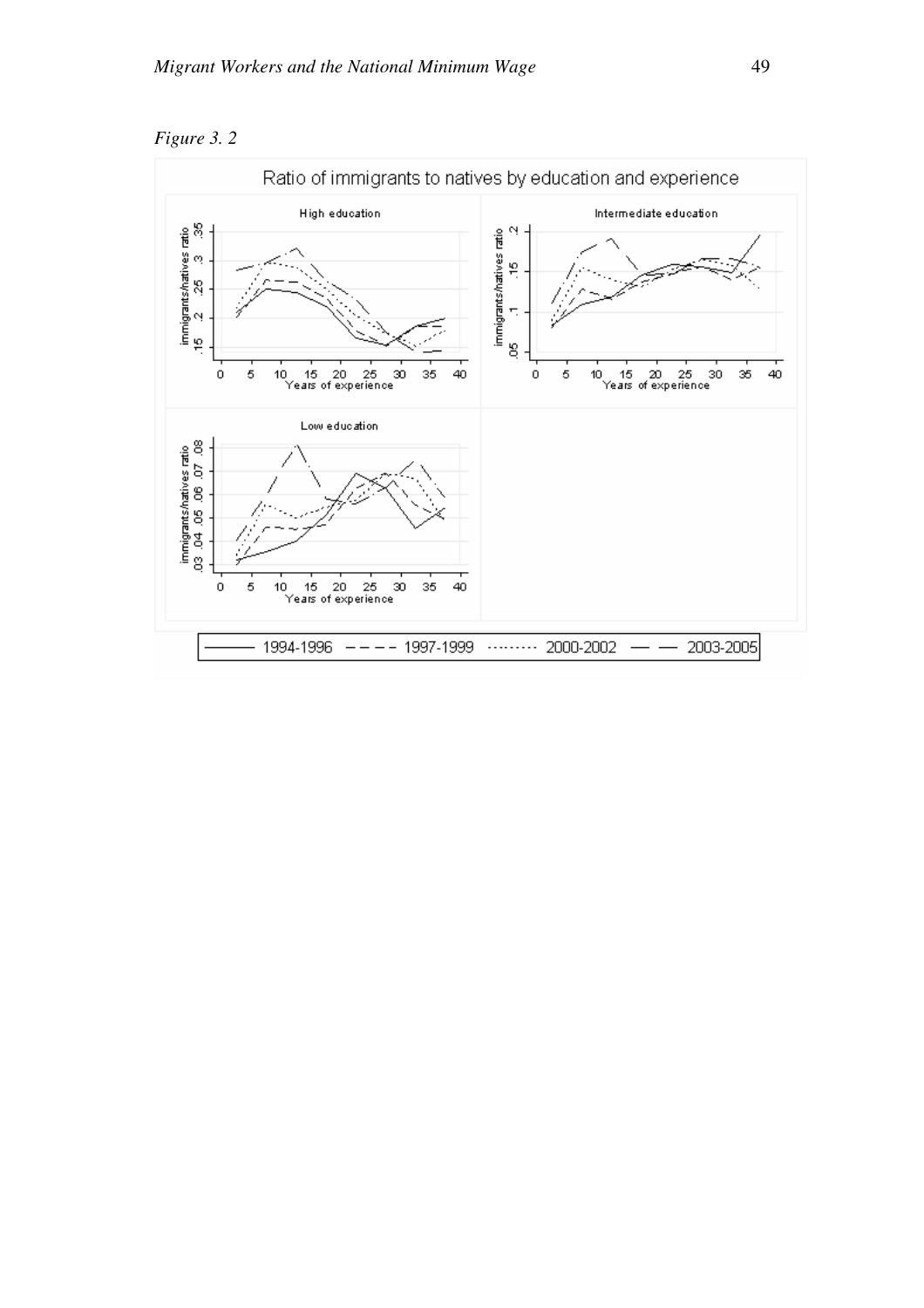*Figure 3. 2*

Ratio of immigrants to natives by education and experience

High education

Intermediate education

Low education

immigrants/natives ratio

Years of experience

1994-1996 — 1997-1999 — 2000-2002 — 2003-2005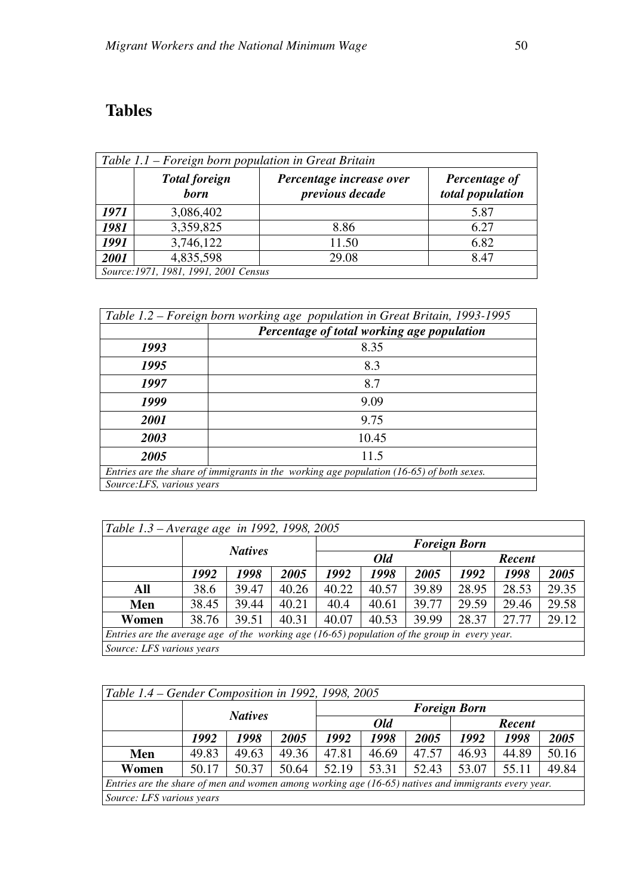## Tables

| *Table 1.1 – Foreign born population in Great Britain* | | | |
|---|---|---|---|
| | ***Total foreign born*** | ***Percentage increase over previous decade*** | ***Percentage of total population*** |
| ***1971*** | 3,086,402 | | 5.87 |
| ***1981*** | 3,359,825 | 8.86 | 6.27 |
| ***1991*** | 3,746,122 | 11.50 | 6.82 |
| ***2001*** | 4,835,598 | 29.08 | 8.47 |
| *Source:1971, 1981, 1991, 2001 Census* | | | |

| *Table 1.2 – Foreign born working age population in Great Britain, 1993-1995* | |
|---|---|
| | ***Percentage of total working age population*** |
| ***1993*** | 8.35 |
| ***1995*** | 8.3 |
| ***1997*** | 8.7 |
| ***1999*** | 9.09 |
| ***2001*** | 9.75 |
| ***2003*** | 10.45 |
| ***2005*** | 11.5 |
| *Entries are the share of immigrants in the working age population (16-65) of both sexes.* | |
| *Source:LFS, various years* | |

| *Table 1.3 – Average age in 1992, 1998, 2005* | | | | | | | | | |
|---|---|---|---|---|---|---|---|---|---|
| | ***Natives*** | | | ***Foreign Born*** | | | | | |
| | | | | ***Old*** | | | ***Recent*** | | |
| | ***1992*** | ***1998*** | ***2005*** | ***1992*** | ***1998*** | ***2005*** | ***1992*** | ***1998*** | ***2005*** |
| **All** | 38.6 | 39.47 | 40.26 | 40.22 | 40.57 | 39.89 | 28.95 | 28.53 | 29.35 |
| **Men** | 38.45 | 39.44 | 40.21 | 40.4 | 40.61 | 39.77 | 29.59 | 29.46 | 29.58 |
| **Women** | 38.76 | 39.51 | 40.31 | 40.07 | 40.53 | 39.99 | 28.37 | 27.77 | 29.12 |
| *Entries are the average age of the working age (16-65) population of the group in every year.* | | | | | | | | | |
| *Source: LFS various years* | | | | | | | | | |

| *Table 1.4 – Gender Composition in 1992, 1998, 2005* | | | | | | | | | |
|---|---|---|---|---|---|---|---|---|---|
| | ***Natives*** | | | ***Foreign Born*** | | | | | |
| | | | | ***Old*** | | | ***Recent*** | | |
| | ***1992*** | ***1998*** | ***2005*** | ***1992*** | ***1998*** | ***2005*** | ***1992*** | ***1998*** | ***2005*** |
| **Men** | 49.83 | 49.63 | 49.36 | 47.81 | 46.69 | 47.57 | 46.93 | 44.89 | 50.16 |
| **Women** | 50.17 | 50.37 | 50.64 | 52.19 | 53.31 | 52.43 | 53.07 | 55.11 | 49.84 |
| *Entries are the share of men and women among working age (16-65) natives and immigrants every year.* | | | | | | | | | |
| *Source: LFS various years* | | | | | | | | | |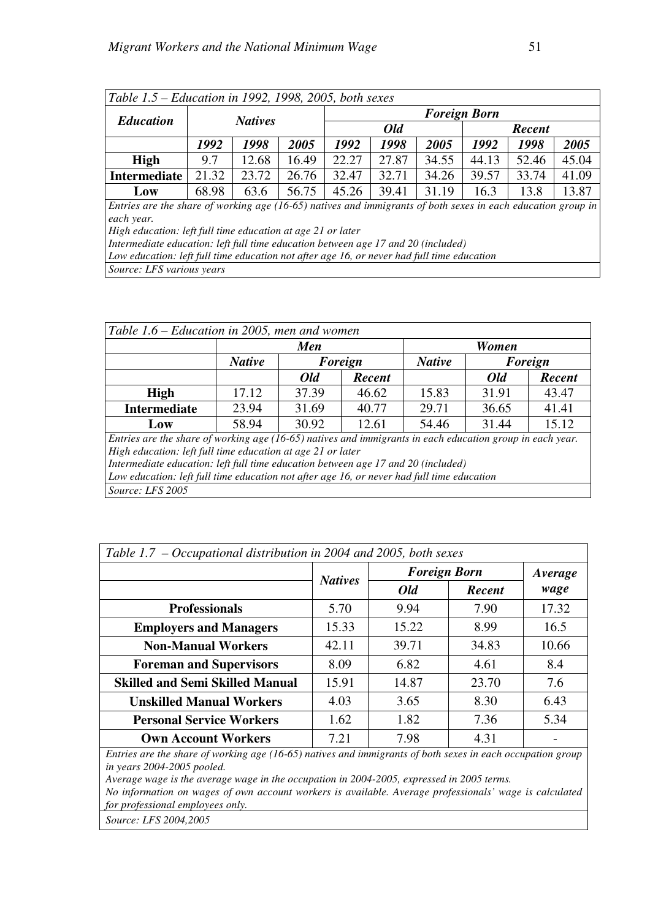*Table 1.5 – Education in 1992, 1998, 2005, both sexes*

| Education | Natives | | | Foreign Born | | | | | |
|---|---|---|---|---|---|---|---|---|---|
| | | | | Old | | | Recent | | |
| | 1992 | 1998 | 2005 | 1992 | 1998 | 2005 | 1992 | 1998 | 2005 |
| **High** | 9.7 | 12.68 | 16.49 | 22.27 | 27.87 | 34.55 | 44.13 | 52.46 | 45.04 |
| **Intermediate** | 21.32 | 23.72 | 26.76 | 32.47 | 32.71 | 34.26 | 39.57 | 33.74 | 41.09 |
| **Low** | 68.98 | 63.6 | 56.75 | 45.26 | 39.41 | 31.19 | 16.3 | 13.8 | 13.87 |

*Entries are the share of working age (16-65) natives and immigrants of both sexes in each education group in each year.*
*High education: left full time education at age 21 or later*
*Intermediate education: left full time education between age 17 and 20 (included)*
*Low education: left full time education not after age 16, or never had full time education*
*Source: LFS various years*

*Table 1.6 – Education in 2005, men and women*

| | Men | | | Women | | |
|---|---|---|---|---|---|---|
| | Native | Foreign | | Native | Foreign | |
| | | Old | Recent | | Old | Recent |
| **High** | 17.12 | 37.39 | 46.62 | 15.83 | 31.91 | 43.47 |
| **Intermediate** | 23.94 | 31.69 | 40.77 | 29.71 | 36.65 | 41.41 |
| **Low** | 58.94 | 30.92 | 12.61 | 54.46 | 31.44 | 15.12 |

*Entries are the share of working age (16-65) natives and immigrants in each education group in each year.*
*High education: left full time education at age 21 or later*
*Intermediate education: left full time education between age 17 and 20 (included)*
*Low education: left full time education not after age 16, or never had full time education*
*Source: LFS 2005*

*Table 1.7 – Occupational distribution in 2004 and 2005, both sexes*

| | Natives | Foreign Born | | Average wage |
|---|---|---|---|---|
| | | Old | Recent | |
| **Professionals** | 5.70 | 9.94 | 7.90 | 17.32 |
| **Employers and Managers** | 15.33 | 15.22 | 8.99 | 16.5 |
| **Non-Manual Workers** | 42.11 | 39.71 | 34.83 | 10.66 |
| **Foreman and Supervisors** | 8.09 | 6.82 | 4.61 | 8.4 |
| **Skilled and Semi Skilled Manual** | 15.91 | 14.87 | 23.70 | 7.6 |
| **Unskilled Manual Workers** | 4.03 | 3.65 | 8.30 | 6.43 |
| **Personal Service Workers** | 1.62 | 1.82 | 7.36 | 5.34 |
| **Own Account Workers** | 7.21 | 7.98 | 4.31 | - |

*Entries are the share of working age (16-65) natives and immigrants of both sexes in each occupation group in years 2004-2005 pooled.*
*Average wage is the average wage in the occupation in 2004-2005, expressed in 2005 terms.*
*No information on wages of own account workers is available. Average professionals' wage is calculated for professional employees only.*
*Source: LFS 2004,2005*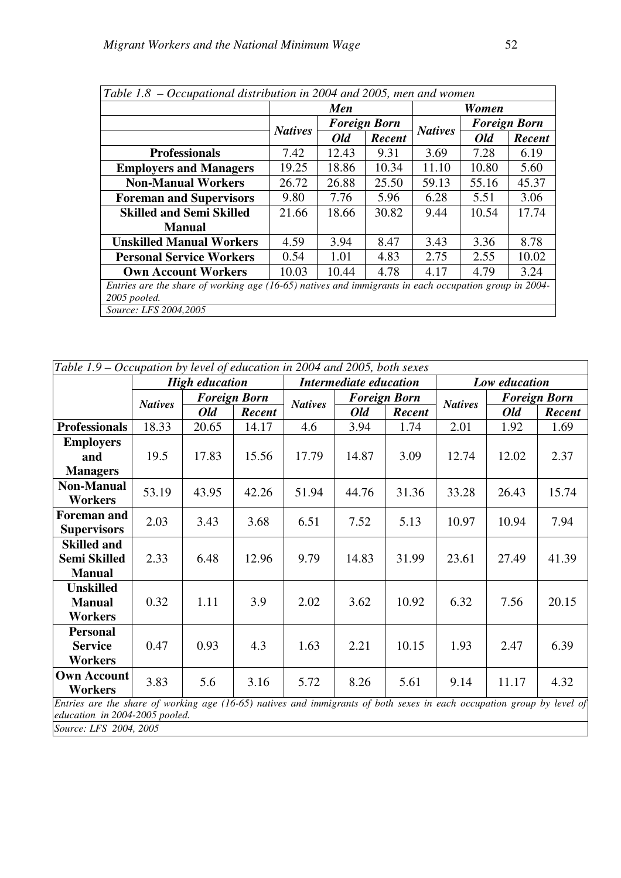| *Table 1.8 – Occupational distribution in 2004 and 2005, men and women* | | | | | | |
|---|---|---|---|---|---|---|
| | ***Men*** | | | ***Women*** | | |
| | ***Natives*** | ***Foreign Born*** | | ***Natives*** | ***Foreign Born*** | |
| | | ***Old*** | ***Recent*** | | ***Old*** | ***Recent*** |
| **Professionals** | 7.42 | 12.43 | 9.31 | 3.69 | 7.28 | 6.19 |
| **Employers and Managers** | 19.25 | 18.86 | 10.34 | 11.10 | 10.80 | 5.60 |
| **Non-Manual Workers** | 26.72 | 26.88 | 25.50 | 59.13 | 55.16 | 45.37 |
| **Foreman and Supervisors** | 9.80 | 7.76 | 5.96 | 6.28 | 5.51 | 3.06 |
| **Skilled and Semi Skilled Manual** | 21.66 | 18.66 | 30.82 | 9.44 | 10.54 | 17.74 |
| **Unskilled Manual Workers** | 4.59 | 3.94 | 8.47 | 3.43 | 3.36 | 8.78 |
| **Personal Service Workers** | 0.54 | 1.01 | 4.83 | 2.75 | 2.55 | 10.02 |
| **Own Account Workers** | 10.03 | 10.44 | 4.78 | 4.17 | 4.79 | 3.24 |

*Entries are the share of working age (16-65) natives and immigrants in each occupation group in 2004-2005 pooled.*

*Source: LFS 2004,2005*

| *Table 1.9 – Occupation by level of education in 2004 and 2005, both sexes* | | | | | | | | | |
|---|---|---|---|---|---|---|---|---|---|
| | ***High education*** | | | ***Intermediate education*** | | | ***Low education*** | | |
| | ***Natives*** | ***Foreign Born*** | | ***Natives*** | ***Foreign Born*** | | ***Natives*** | ***Foreign Born*** | |
| | | ***Old*** | ***Recent*** | | ***Old*** | ***Recent*** | | ***Old*** | ***Recent*** |
| **Professionals** | 18.33 | 20.65 | 14.17 | 4.6 | 3.94 | 1.74 | 2.01 | 1.92 | 1.69 |
| **Employers and Managers** | 19.5 | 17.83 | 15.56 | 17.79 | 14.87 | 3.09 | 12.74 | 12.02 | 2.37 |
| **Non-Manual Workers** | 53.19 | 43.95 | 42.26 | 51.94 | 44.76 | 31.36 | 33.28 | 26.43 | 15.74 |
| **Foreman and Supervisors** | 2.03 | 3.43 | 3.68 | 6.51 | 7.52 | 5.13 | 10.97 | 10.94 | 7.94 |
| **Skilled and Semi Skilled Manual** | 2.33 | 6.48 | 12.96 | 9.79 | 14.83 | 31.99 | 23.61 | 27.49 | 41.39 |
| **Unskilled Manual Workers** | 0.32 | 1.11 | 3.9 | 2.02 | 3.62 | 10.92 | 6.32 | 7.56 | 20.15 |
| **Personal Service Workers** | 0.47 | 0.93 | 4.3 | 1.63 | 2.21 | 10.15 | 1.93 | 2.47 | 6.39 |
| **Own Account Workers** | 3.83 | 5.6 | 3.16 | 5.72 | 8.26 | 5.61 | 9.14 | 11.17 | 4.32 |

*Entries are the share of working age (16-65) natives and immigrants of both sexes in each occupation group by level of education in 2004-2005 pooled.*

*Source: LFS 2004, 2005*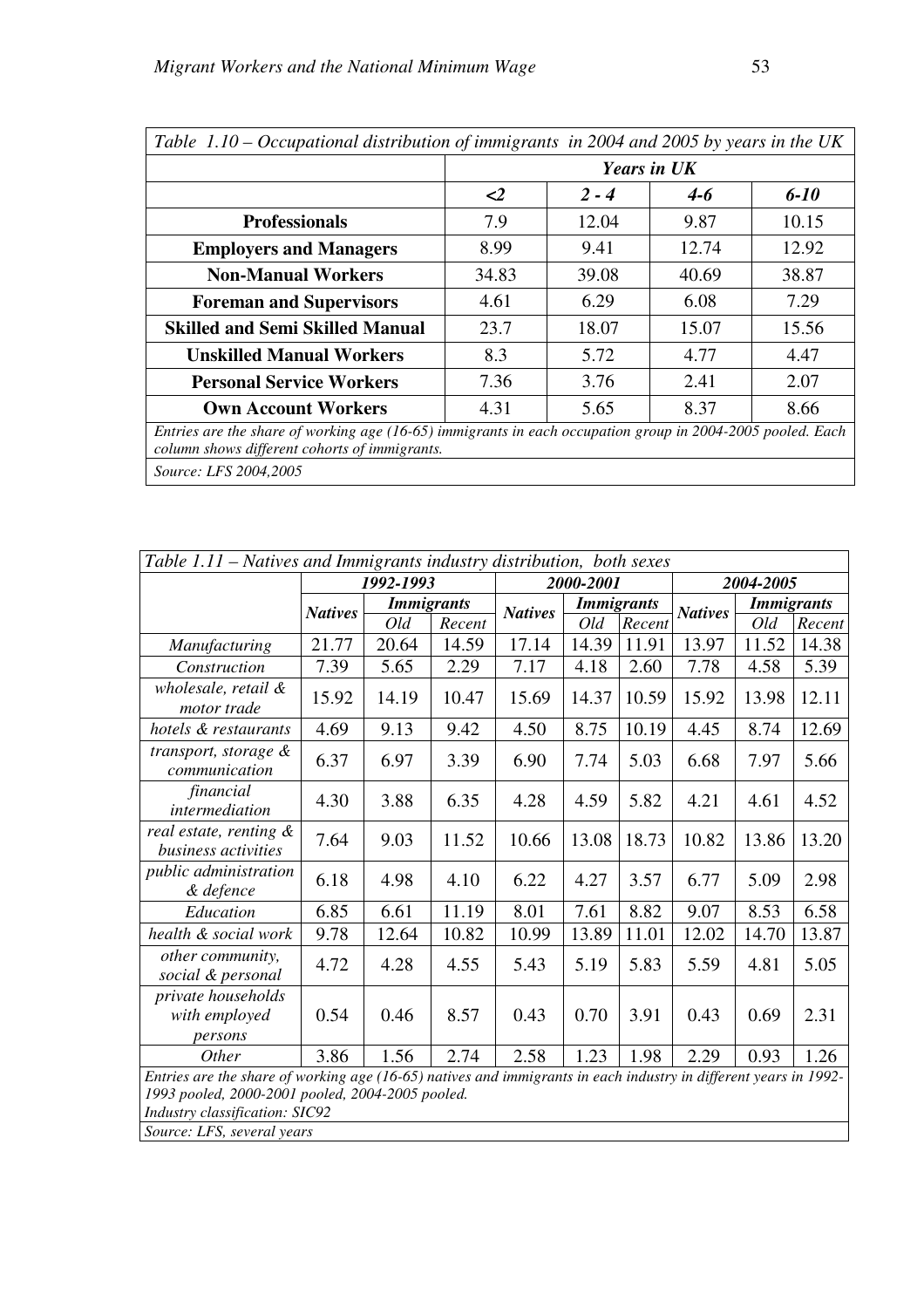*Table 1.10 – Occupational distribution of immigrants in 2004 and 2005 by years in the UK*

| | ***Years in UK*** | | | |
|---|---|---|---|---|
| | ***<2*** | ***2 - 4*** | ***4-6*** | ***6-10*** |
| **Professionals** | 7.9 | 12.04 | 9.87 | 10.15 |
| **Employers and Managers** | 8.99 | 9.41 | 12.74 | 12.92 |
| **Non-Manual Workers** | 34.83 | 39.08 | 40.69 | 38.87 |
| **Foreman and Supervisors** | 4.61 | 6.29 | 6.08 | 7.29 |
| **Skilled and Semi Skilled Manual** | 23.7 | 18.07 | 15.07 | 15.56 |
| **Unskilled Manual Workers** | 8.3 | 5.72 | 4.77 | 4.47 |
| **Personal Service Workers** | 7.36 | 3.76 | 2.41 | 2.07 |
| **Own Account Workers** | 4.31 | 5.65 | 8.37 | 8.66 |

*Entries are the share of working age (16-65) immigrants in each occupation group in 2004-2005 pooled. Each column shows different cohorts of immigrants.*

*Source: LFS 2004,2005*

*Table 1.11 – Natives and Immigrants industry distribution, both sexes*

| | ***1992-1993*** | | | ***2000-2001*** | | | ***2004-2005*** | | |
|---|---|---|---|---|---|---|---|---|---|
| | ***Natives*** | ***Immigrants*** | | ***Natives*** | ***Immigrants*** | | ***Natives*** | ***Immigrants*** | |
| | | *Old* | *Recent* | | *Old* | *Recent* | | *Old* | *Recent* |
| *Manufacturing* | 21.77 | 20.64 | 14.59 | 17.14 | 14.39 | 11.91 | 13.97 | 11.52 | 14.38 |
| *Construction* | 7.39 | 5.65 | 2.29 | 7.17 | 4.18 | 2.60 | 7.78 | 4.58 | 5.39 |
| *wholesale, retail & motor trade* | 15.92 | 14.19 | 10.47 | 15.69 | 14.37 | 10.59 | 15.92 | 13.98 | 12.11 |
| *hotels & restaurants* | 4.69 | 9.13 | 9.42 | 4.50 | 8.75 | 10.19 | 4.45 | 8.74 | 12.69 |
| *transport, storage & communication* | 6.37 | 6.97 | 3.39 | 6.90 | 7.74 | 5.03 | 6.68 | 7.97 | 5.66 |
| *financial intermediation* | 4.30 | 3.88 | 6.35 | 4.28 | 4.59 | 5.82 | 4.21 | 4.61 | 4.52 |
| *real estate, renting & business activities* | 7.64 | 9.03 | 11.52 | 10.66 | 13.08 | 18.73 | 10.82 | 13.86 | 13.20 |
| *public administration & defence* | 6.18 | 4.98 | 4.10 | 6.22 | 4.27 | 3.57 | 6.77 | 5.09 | 2.98 |
| *Education* | 6.85 | 6.61 | 11.19 | 8.01 | 7.61 | 8.82 | 9.07 | 8.53 | 6.58 |
| *health & social work* | 9.78 | 12.64 | 10.82 | 10.99 | 13.89 | 11.01 | 12.02 | 14.70 | 13.87 |
| *other community, social & personal* | 4.72 | 4.28 | 4.55 | 5.43 | 5.19 | 5.83 | 5.59 | 4.81 | 5.05 |
| *private households with employed persons* | 0.54 | 0.46 | 8.57 | 0.43 | 0.70 | 3.91 | 0.43 | 0.69 | 2.31 |
| *Other* | 3.86 | 1.56 | 2.74 | 2.58 | 1.23 | 1.98 | 2.29 | 0.93 | 1.26 |

*Entries are the share of working age (16-65) natives and immigrants in each industry in different years in 1992-1993 pooled, 2000-2001 pooled, 2004-2005 pooled.*

*Industry classification: SIC92*

*Source: LFS, several years*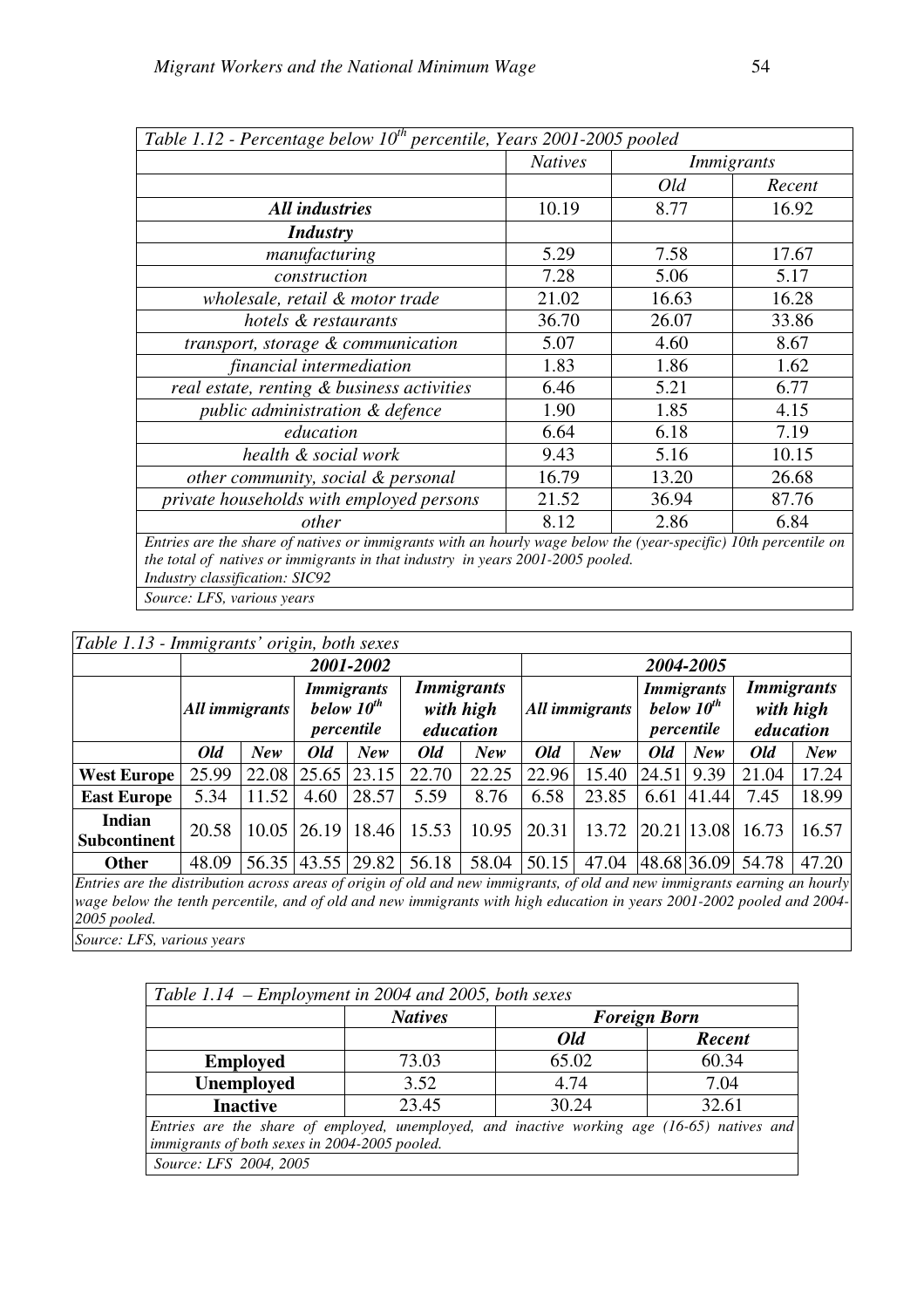| *Table 1.12 - Percentage below 10th percentile, Years 2001-2005 pooled* | | | |
|---|---|---|---|
| | *Natives* | *Immigrants* | |
| | | *Old* | *Recent* |
| ***All industries*** | 10.19 | 8.77 | 16.92 |
| ***Industry*** | | | |
| *manufacturing* | 5.29 | 7.58 | 17.67 |
| *construction* | 7.28 | 5.06 | 5.17 |
| *wholesale, retail & motor trade* | 21.02 | 16.63 | 16.28 |
| *hotels & restaurants* | 36.70 | 26.07 | 33.86 |
| *transport, storage & communication* | 5.07 | 4.60 | 8.67 |
| *financial intermediation* | 1.83 | 1.86 | 1.62 |
| *real estate, renting & business activities* | 6.46 | 5.21 | 6.77 |
| *public administration & defence* | 1.90 | 1.85 | 4.15 |
| *education* | 6.64 | 6.18 | 7.19 |
| *health & social work* | 9.43 | 5.16 | 10.15 |
| *other community, social & personal* | 16.79 | 13.20 | 26.68 |
| *private households with employed persons* | 21.52 | 36.94 | 87.76 |
| *other* | 8.12 | 2.86 | 6.84 |

*Entries are the share of natives or immigrants with an hourly wage below the (year-specific) 10th percentile on the total of natives or immigrants in that industry in years 2001-2005 pooled.*
*Industry classification: SIC92*

*Source: LFS, various years*

| *Table 1.13 - Immigrants' origin, both sexes* | | | | | | | | | | | | |
|---|---|---|---|---|---|---|---|---|---|---|---|---|
| | ***2001-2002*** | | | | | | ***2004-2005*** | | | | | |
| | ***All immigrants*** | | ***Immigrants below 10th percentile*** | | ***Immigrants with high education*** | | ***All immigrants*** | | ***Immigrants below 10th percentile*** | | ***Immigrants with high education*** | |
| | ***Old*** | ***New*** | ***Old*** | ***New*** | ***Old*** | ***New*** | ***Old*** | ***New*** | ***Old*** | ***New*** | ***Old*** | ***New*** |
| **West Europe** | 25.99 | 22.08 | 25.65 | 23.15 | 22.70 | 22.25 | 22.96 | 15.40 | 24.51 | 9.39 | 21.04 | 17.24 |
| **East Europe** | 5.34 | 11.52 | 4.60 | 28.57 | 5.59 | 8.76 | 6.58 | 23.85 | 6.61 | 41.44 | 7.45 | 18.99 |
| **Indian Subcontinent** | 20.58 | 10.05 | 26.19 | 18.46 | 15.53 | 10.95 | 20.31 | 13.72 | 20.21 | 13.08 | 16.73 | 16.57 |
| **Other** | 48.09 | 56.35 | 43.55 | 29.82 | 56.18 | 58.04 | 50.15 | 47.04 | 48.68 | 36.09 | 54.78 | 47.20 |

*Entries are the distribution across areas of origin of old and new immigrants, of old and new immigrants earning an hourly wage below the tenth percentile, and of new immigrants with high education in years 2001-2002 pooled and 2004-2005 pooled.*

*Source: LFS, various years*

| *Table 1.14 – Employment in 2004 and 2005, both sexes* | | | |
|---|---|---|---|
| | ***Natives*** | ***Foreign Born*** | |
| | | ***Old*** | ***Recent*** |
| **Employed** | 73.03 | 65.02 | 60.34 |
| **Unemployed** | 3.52 | 4.74 | 7.04 |
| **Inactive** | 23.45 | 30.24 | 32.61 |

*Entries are the share of employed, unemployed, and inactive working age (16-65) natives and immigrants of both sexes in 2004-2005 pooled.*

*Source: LFS 2004, 2005*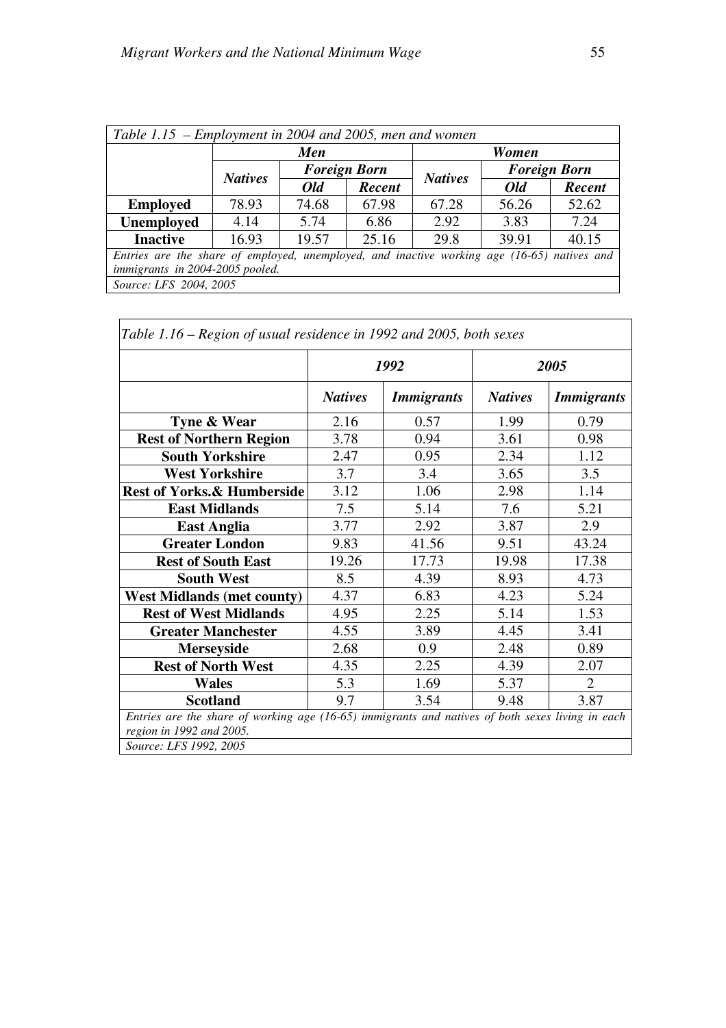| *Table 1.15 – Employment in 2004 and 2005, men and women* | | | | | | |
|---|---|---|---|---|---|---|
| | ***Men*** | | | ***Women*** | | |
| | ***Natives*** | ***Foreign Born*** | | ***Natives*** | ***Foreign Born*** | |
| | | ***Old*** | ***Recent*** | | ***Old*** | ***Recent*** |
| **Employed** | 78.93 | 74.68 | 67.98 | 67.28 | 56.26 | 52.62 |
| **Unemployed** | 4.14 | 5.74 | 6.86 | 2.92 | 3.83 | 7.24 |
| **Inactive** | 16.93 | 19.57 | 25.16 | 29.8 | 39.91 | 40.15 |

*Entries are the share of employed, unemployed, and inactive working age (16-65) natives and immigrants in 2004-2005 pooled.*

*Source: LFS 2004, 2005*

| *Table 1.16 – Region of usual residence in 1992 and 2005, both sexes* | | | | |
|---|---|---|---|---|
| | ***1992*** | | ***2005*** | |
| | ***Natives*** | ***Immigrants*** | ***Natives*** | ***Immigrants*** |
| **Tyne & Wear** | 2.16 | 0.57 | 1.99 | 0.79 |
| **Rest of Northern Region** | 3.78 | 0.94 | 3.61 | 0.98 |
| **South Yorkshire** | 2.47 | 0.95 | 2.34 | 1.12 |
| **West Yorkshire** | 3.7 | 3.4 | 3.65 | 3.5 |
| **Rest of Yorks.& Humberside** | 3.12 | 1.06 | 2.98 | 1.14 |
| **East Midlands** | 7.5 | 5.14 | 7.6 | 5.21 |
| **East Anglia** | 3.77 | 2.92 | 3.87 | 2.9 |
| **Greater London** | 9.83 | 41.56 | 9.51 | 43.24 |
| **Rest of South East** | 19.26 | 17.73 | 19.98 | 17.38 |
| **South West** | 8.5 | 4.39 | 8.93 | 4.73 |
| **West Midlands (met county)** | 4.37 | 6.83 | 4.23 | 5.24 |
| **Rest of West Midlands** | 4.95 | 2.25 | 5.14 | 1.53 |
| **Greater Manchester** | 4.55 | 3.89 | 4.45 | 3.41 |
| **Merseyside** | 2.68 | 0.9 | 2.48 | 0.89 |
| **Rest of North West** | 4.35 | 2.25 | 4.39 | 2.07 |
| **Wales** | 5.3 | 1.69 | 5.37 | 2 |
| **Scotland** | 9.7 | 3.54 | 9.48 | 3.87 |

*Entries are the share of working age (16-65) immigrants and natives of both sexes living in each region in 1992 and 2005.*

*Source: LFS 1992, 2005*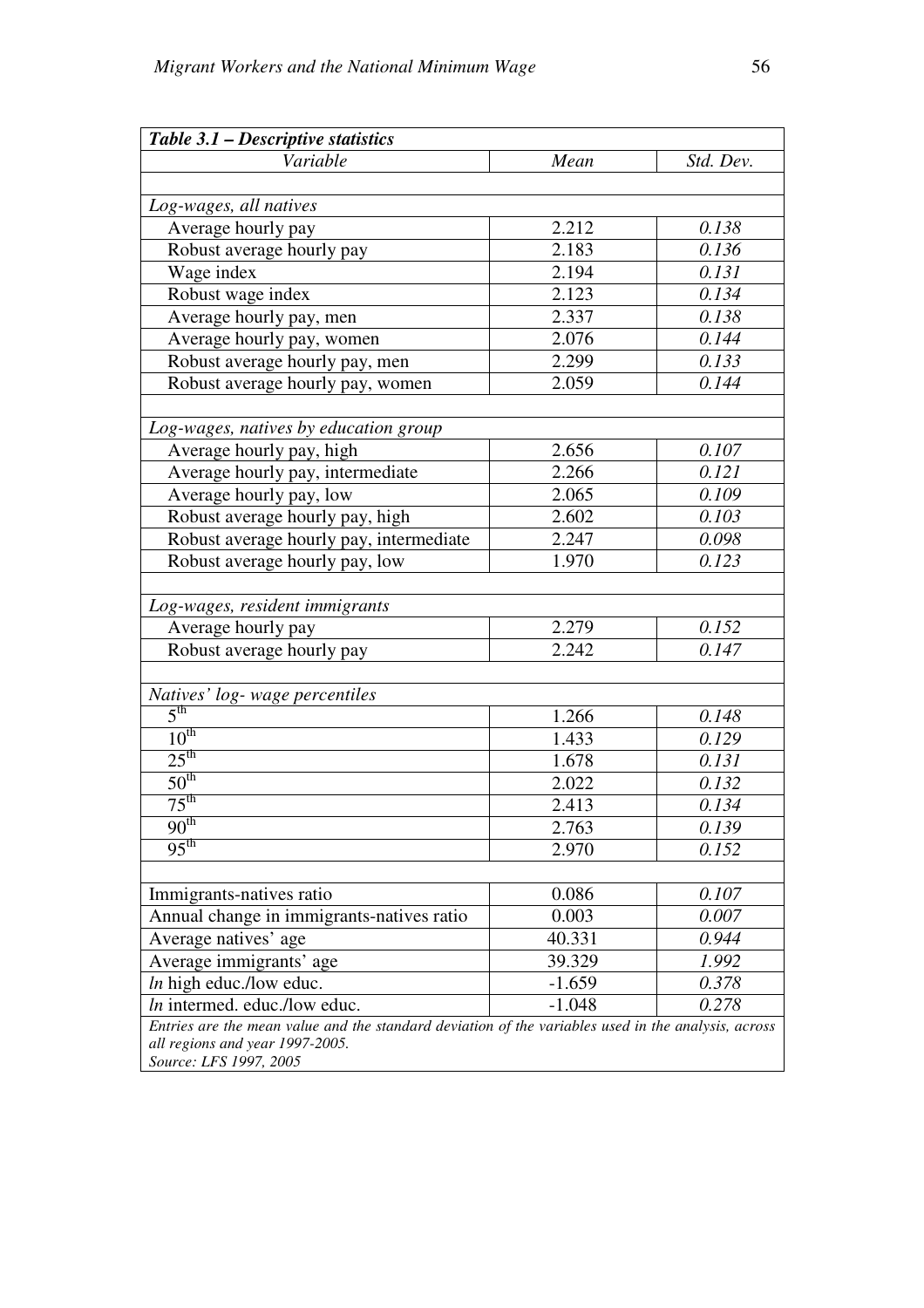| ***Table 3.1 – Descriptive statistics*** | | |
|---|---|---|
| *Variable* | *Mean* | *Std. Dev.* |
| | | |
| *Log-wages, all natives* | | |
| Average hourly pay | 2.212 | *0.138* |
| Robust average hourly pay | 2.183 | *0.136* |
| Wage index | 2.194 | *0.131* |
| Robust wage index | 2.123 | *0.134* |
| Average hourly pay, men | 2.337 | *0.138* |
| Average hourly pay, women | 2.076 | *0.144* |
| Robust average hourly pay, men | 2.299 | *0.133* |
| Robust average hourly pay, women | 2.059 | *0.144* |
| | | |
| *Log-wages, natives by education group* | | |
| Average hourly pay, high | 2.656 | *0.107* |
| Average hourly pay, intermediate | 2.266 | *0.121* |
| Average hourly pay, low | 2.065 | *0.109* |
| Robust average hourly pay, high | 2.602 | *0.103* |
| Robust average hourly pay, intermediate | 2.247 | *0.098* |
| Robust average hourly pay, low | 1.970 | *0.123* |
| | | |
| *Log-wages, resident immigrants* | | |
| Average hourly pay | 2.279 | *0.152* |
| Robust average hourly pay | 2.242 | *0.147* |
| | | |
| *Natives' log- wage percentiles* | | |
| 5th | 1.266 | *0.148* |
| 10th | 1.433 | *0.129* |
| 25th | 1.678 | *0.131* |
| 50th | 2.022 | *0.132* |
| 75th | 2.413 | *0.134* |
| 90th | 2.763 | *0.139* |
| 95th | 2.970 | *0.152* |
| | | |
| Immigrants-natives ratio | 0.086 | *0.107* |
| Annual change in immigrants-natives ratio | 0.003 | *0.007* |
| Average natives' age | 40.331 | *0.944* |
| Average immigrants' age | 39.329 | *1.992* |
| *ln* high educ./low educ. | -1.659 | *0.378* |
| *ln* intermed. educ./low educ. | -1.048 | *0.278* |

*Entries are the mean value and the standard deviation of the variables used in the analysis, across all regions and year 1997-2005.*
*Source: LFS 1997, 2005*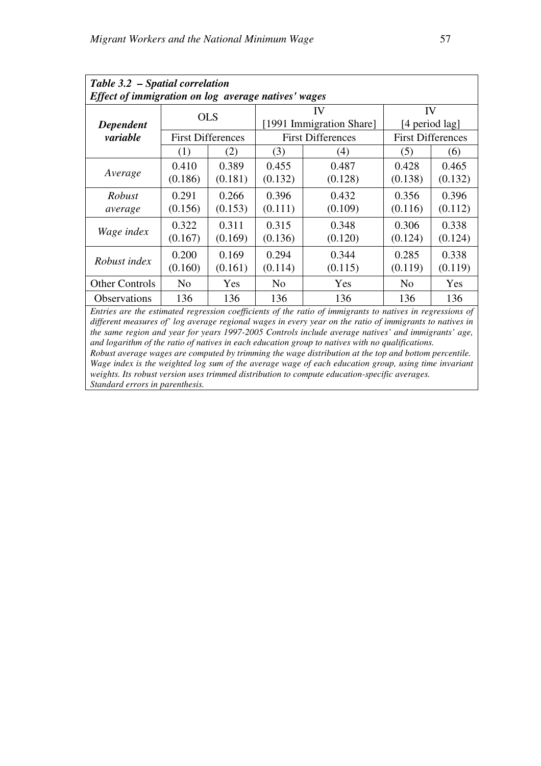***Table 3.2 – Spatial correlation***
***Effect of immigration on log average natives' wages***

| ***Dependent variable*** | OLS | | IV [1991 Immigration Share] | | IV [4 period lag] | |
|---|---|---|---|---|---|---|
| | First Differences | | First Differences | | First Differences | |
| | (1) | (2) | (3) | (4) | (5) | (6) |
| *Average* | 0.410 (0.186) | 0.389 (0.181) | 0.455 (0.132) | 0.487 (0.128) | 0.428 (0.138) | 0.465 (0.132) |
| *Robust average* | 0.291 (0.156) | 0.266 (0.153) | 0.396 (0.111) | 0.432 (0.109) | 0.356 (0.116) | 0.396 (0.112) |
| *Wage index* | 0.322 (0.167) | 0.311 (0.169) | 0.315 (0.136) | 0.348 (0.120) | 0.306 (0.124) | 0.338 (0.124) |
| *Robust index* | 0.200 (0.160) | 0.169 (0.161) | 0.294 (0.114) | 0.344 (0.115) | 0.285 (0.119) | 0.338 (0.119) |
| Other Controls | No | Yes | No | Yes | No | Yes |
| Observations | 136 | 136 | 136 | 136 | 136 | 136 |

*Entries are the estimated regression coefficients of the ratio of immigrants to natives in regressions of different measures of' log average regional wages in every year on the ratio of immigrants to natives in the same region and year for years 1997-2005 Controls include average natives' and immigrants' age, and logarithm of the ratio of natives in each education group to natives with no qualifications.*
*Robust average wages are computed by trimming the wage distribution at the top and bottom percentile. Wage index is the weighted log sum of the average wage of each education group, using time invariant weights. Its robust version uses trimmed distribution to compute education-specific averages.*
*Standard errors in parenthesis.*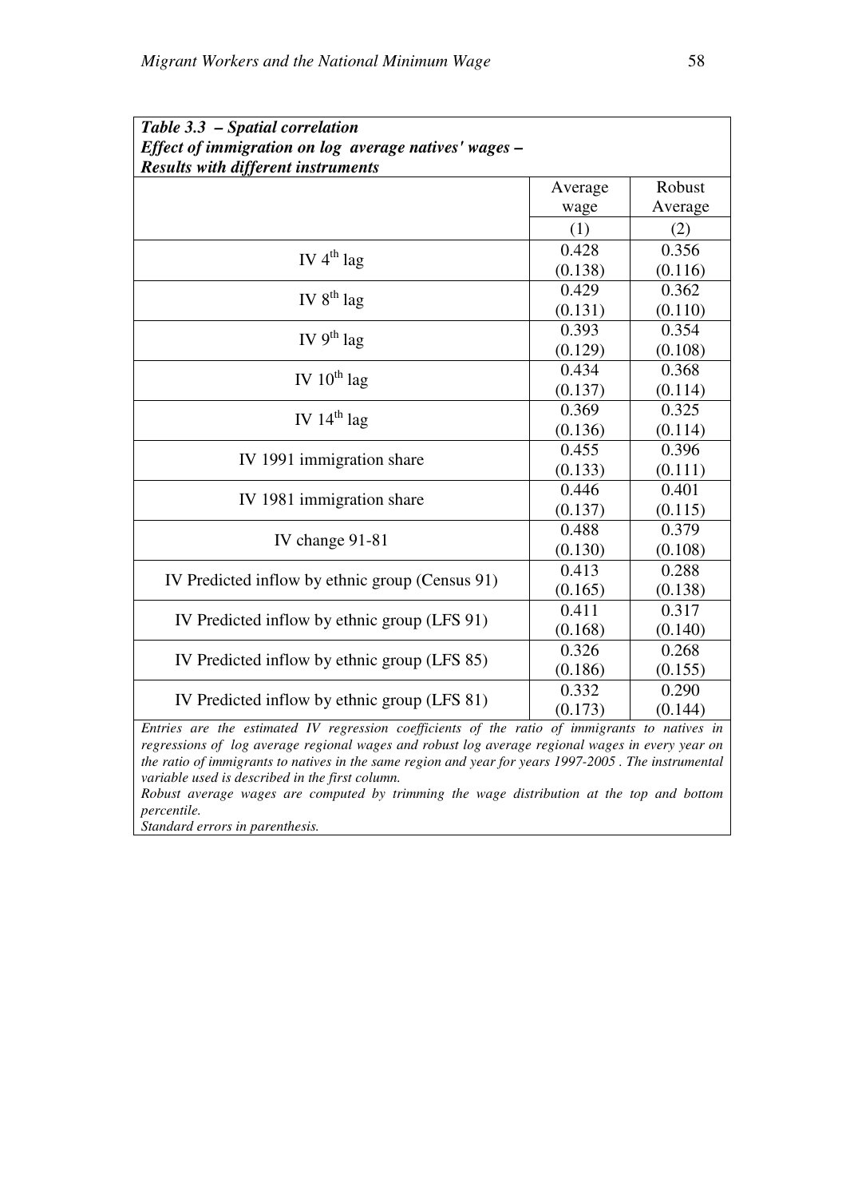***Table 3.3 – Spatial correlation***
***Effect of immigration on log average natives' wages –***
***Results with different instruments***

| | Average wage | Robust Average |
|---|---|---|
| | (1) | (2) |
| IV $4^{th}$ lag | 0.428<br>(0.138) | 0.356<br>(0.116) |
| IV $8^{th}$ lag | 0.429<br>(0.131) | 0.362<br>(0.110) |
| IV $9^{th}$ lag | 0.393<br>(0.129) | 0.354<br>(0.108) |
| IV $10^{th}$ lag | 0.434<br>(0.137) | 0.368<br>(0.114) |
| IV $14^{th}$ lag | 0.369<br>(0.136) | 0.325<br>(0.114) |
| IV 1991 immigration share | 0.455<br>(0.133) | 0.396<br>(0.111) |
| IV 1981 immigration share | 0.446<br>(0.137) | 0.401<br>(0.115) |
| IV change 91-81 | 0.488<br>(0.130) | 0.379<br>(0.108) |
| IV Predicted inflow by ethnic group (Census 91) | 0.413<br>(0.165) | 0.288<br>(0.138) |
| IV Predicted inflow by ethnic group (LFS 91) | 0.411<br>(0.168) | 0.317<br>(0.140) |
| IV Predicted inflow by ethnic group (LFS 85) | 0.326<br>(0.186) | 0.268<br>(0.155) |
| IV Predicted inflow by ethnic group (LFS 81) | 0.332<br>(0.173) | 0.290<br>(0.144) |

*Entries are the estimated IV regression coefficients of the ratio of immigrants to natives in regressions of log average regional wages and robust log average regional wages in every year on the ratio of immigrants to natives in the same region and year for years 1997-2005 . The instrumental variable used is described in the first column.*
*Robust average wages are computed by trimming the wage distribution at the top and bottom percentile.*
*Standard errors in parenthesis.*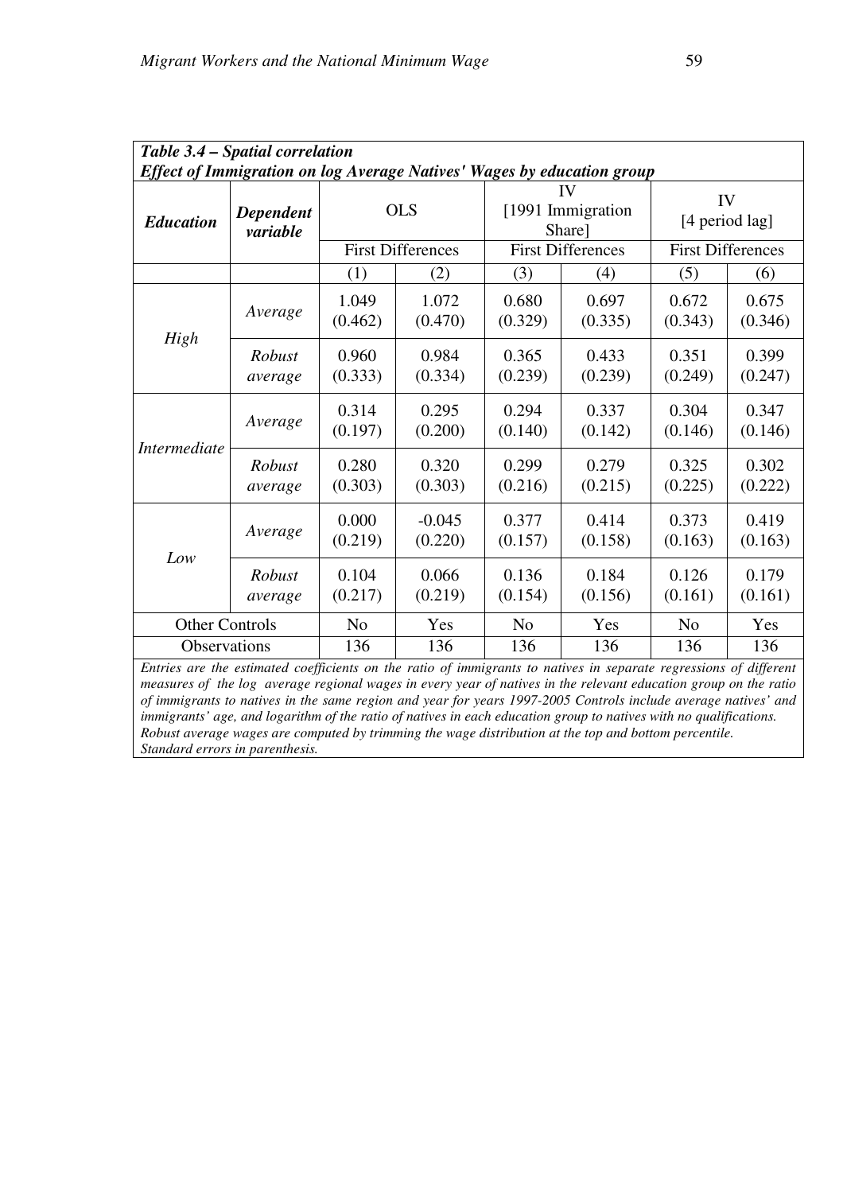***Table 3.4 – Spatial correlation***
***Effect of Immigration on log Average Natives' Wages by education group***

| ***Education*** | ***Dependent variable*** | OLS | | IV [1991 Immigration Share] | | IV [4 period lag] | |
|---|---|---|---|---|---|---|---|
| | | First Differences | | First Differences | | First Differences | |
| | | (1) | (2) | (3) | (4) | (5) | (6) |
| *High* | *Average* | 1.049 (0.462) | 1.072 (0.470) | 0.680 (0.329) | 0.697 (0.335) | 0.672 (0.343) | 0.675 (0.346) |
| | *Robust average* | 0.960 (0.333) | 0.984 (0.334) | 0.365 (0.239) | 0.433 (0.239) | 0.351 (0.249) | 0.399 (0.247) |
| *Intermediate* | *Average* | 0.314 (0.197) | 0.295 (0.200) | 0.294 (0.140) | 0.337 (0.142) | 0.304 (0.146) | 0.347 (0.146) |
| | *Robust average* | 0.280 (0.303) | 0.320 (0.303) | 0.299 (0.216) | 0.279 (0.215) | 0.325 (0.225) | 0.302 (0.222) |
| *Low* | *Average* | 0.000 (0.219) | -0.045 (0.220) | 0.377 (0.157) | 0.414 (0.158) | 0.373 (0.163) | 0.419 (0.163) |
| | *Robust average* | 0.104 (0.217) | 0.066 (0.219) | 0.136 (0.154) | 0.184 (0.156) | 0.126 (0.161) | 0.179 (0.161) |
| Other Controls | | No | Yes | No | Yes | No | Yes |
| Observations | | 136 | 136 | 136 | 136 | 136 | 136 |

*Entries are the estimated coefficients on the ratio of immigrants to natives in separate regressions of different measures of the log average regional wages in every year of natives in the relevant education group on the ratio of immigrants to natives in the same region and year for years 1997-2005 Controls include average natives' and immigrants' age, and logarithm of the ratio of natives in each education group to natives with no qualifications. Robust average wages are computed by trimming the wage distribution at the top and bottom percentile. Standard errors in parenthesis.*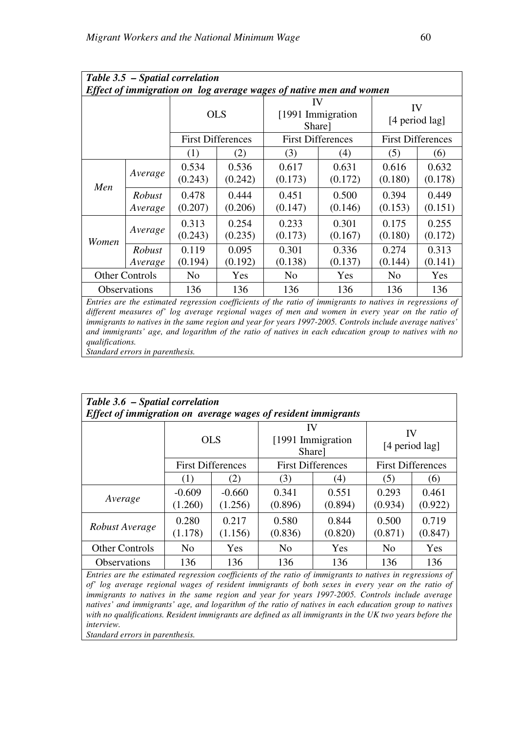| *Table 3.5 – Spatial correlation*<br>*Effect of immigration on log average wages of native men and women* | | | | | | | |
|---|---|---|---|---|---|---|---|
| | | OLS | | IV [1991 Immigration Share] | | IV [4 period lag] | |
| | | First Differences | | First Differences | | First Differences | |
| | | (1) | (2) | (3) | (4) | (5) | (6) |
| *Men* | *Average* | 0.534<br>(0.243) | 0.536<br>(0.242) | 0.617<br>(0.173) | 0.631<br>(0.172) | 0.616<br>(0.180) | 0.632<br>(0.178) |
| | *Robust Average* | 0.478<br>(0.207) | 0.444<br>(0.206) | 0.451<br>(0.147) | 0.500<br>(0.146) | 0.394<br>(0.153) | 0.449<br>(0.151) |
| *Women* | *Average* | 0.313<br>(0.243) | 0.254<br>(0.235) | 0.233<br>(0.173) | 0.301<br>(0.167) | 0.175<br>(0.180) | 0.255<br>(0.172) |
| | *Robust Average* | 0.119<br>(0.194) | 0.095<br>(0.192) | 0.301<br>(0.138) | 0.336<br>(0.137) | 0.274<br>(0.144) | 0.313<br>(0.141) |
| Other Controls | | No | Yes | No | Yes | No | Yes |
| Observations | | 136 | 136 | 136 | 136 | 136 | 136 |

*Entries are the estimated regression coefficients of the ratio of immigrants to natives in regressions of different measures of' log average regional wages of men and women in every year on the ratio of immigrants to natives in the same region and year for years 1997-2005. Controls include average natives' and immigrants' age, and logarithm of the ratio of natives in each education group to natives with no qualifications.*
*Standard errors in parenthesis.*

| *Table 3.6 – Spatial correlation*<br>*Effect of immigration on average wages of resident immigrants* | | | | | | |
|---|---|---|---|---|---|---|
| | OLS | | IV [1991 Immigration Share] | | IV [4 period lag] | |
| | First Differences | | First Differences | | First Differences | |
| | (1) | (2) | (3) | (4) | (5) | (6) |
| *Average* | -0.609<br>(1.260) | -0.660<br>(1.256) | 0.341<br>(0.896) | 0.551<br>(0.894) | 0.293<br>(0.934) | 0.461<br>(0.922) |
| *Robust Average* | 0.280<br>(1.178) | 0.217<br>(1.156) | 0.580<br>(0.836) | 0.844<br>(0.820) | 0.500<br>(0.871) | 0.719<br>(0.847) |
| Other Controls | No | Yes | No | Yes | No | Yes |
| Observations | 136 | 136 | 136 | 136 | 136 | 136 |

*Entries are the estimated regression coefficients of the ratio of immigrants to natives in regressions of of' log average regional wages of resident immigrants of both sexes in every year on the ratio of immigrants to natives in the same region and year for years 1997-2005. Controls include average natives' and immigrants' age, and logarithm of the ratio of natives in each education group to natives with no qualifications. Resident immigrants are defined as all immigrants in the UK two years before the interview.*
*Standard errors in parenthesis.*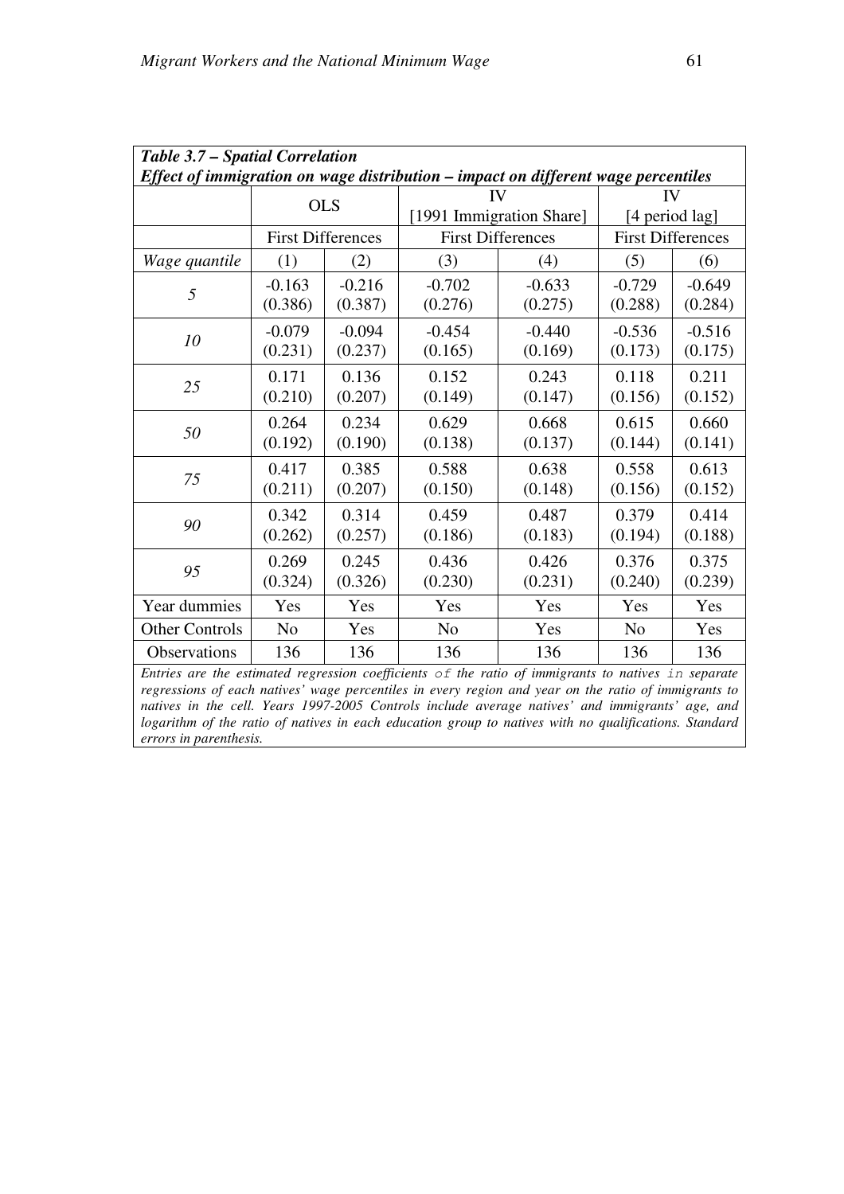**Table 3.7 – Spatial Correlation**

***Effect of immigration on wage distribution – impact on different wage percentiles***

| | OLS | | IV [1991 Immigration Share] | | IV [4 period lag] | |
|---|---|---|---|---|---|---|
| | First Differences | | First Differences | | First Differences | |
| *Wage quantile* | (1) | (2) | (3) | (4) | (5) | (6) |
| *5* | -0.163 (0.386) | -0.216 (0.387) | -0.702 (0.276) | -0.633 (0.275) | -0.729 (0.288) | -0.649 (0.284) |
| *10* | -0.079 (0.231) | -0.094 (0.237) | -0.454 (0.165) | -0.440 (0.169) | -0.536 (0.173) | -0.516 (0.175) |
| *25* | 0.171 (0.210) | 0.136 (0.207) | 0.152 (0.149) | 0.243 (0.147) | 0.118 (0.156) | 0.211 (0.152) |
| *50* | 0.264 (0.192) | 0.234 (0.190) | 0.629 (0.138) | 0.668 (0.137) | 0.615 (0.144) | 0.660 (0.141) |
| *75* | 0.417 (0.211) | 0.385 (0.207) | 0.588 (0.150) | 0.638 (0.148) | 0.558 (0.156) | 0.613 (0.152) |
| *90* | 0.342 (0.262) | 0.314 (0.257) | 0.459 (0.186) | 0.487 (0.183) | 0.379 (0.194) | 0.414 (0.188) |
| *95* | 0.269 (0.324) | 0.245 (0.326) | 0.436 (0.230) | 0.426 (0.231) | 0.376 (0.240) | 0.375 (0.239) |
| Year dummies | Yes | Yes | Yes | Yes | Yes | Yes |
| Other Controls | No | Yes | No | Yes | No | Yes |
| Observations | 136 | 136 | 136 | 136 | 136 | 136 |

*Entries are the estimated regression coefficients of the ratio of immigrants to natives in separate regressions of each natives' wage percentiles in every region and year on the ratio of immigrants to natives in the cell. Years 1997-2005 Controls include average natives' and immigrants' age, and logarithm of the ratio of natives in each education group to natives with no qualifications. Standard errors in parenthesis.*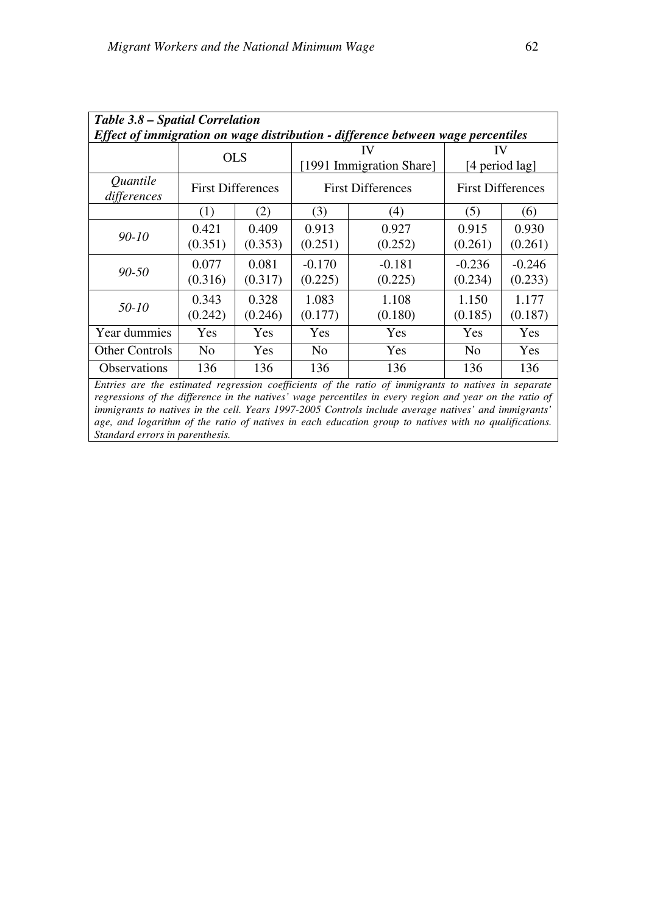| ***Table 3.8 – Spatial Correlation***<br>***Effect of immigration on wage distribution - difference between wage percentiles*** | | | | | | |
|---|---|---|---|---|---|---|
| | OLS | | IV<br>[1991 Immigration Share] | | IV<br>[4 period lag] | |
| *Quantile differences* | First Differences | | First Differences | | First Differences | |
| | (1) | (2) | (3) | (4) | (5) | (6) |
| *90-10* | 0.421<br>(0.351) | 0.409<br>(0.353) | 0.913<br>(0.251) | 0.927<br>(0.252) | 0.915<br>(0.261) | 0.930<br>(0.261) |
| *90-50* | 0.077<br>(0.316) | 0.081<br>(0.317) | -0.170<br>(0.225) | -0.181<br>(0.225) | -0.236<br>(0.234) | -0.246<br>(0.233) |
| *50-10* | 0.343<br>(0.242) | 0.328<br>(0.246) | 1.083<br>(0.177) | 1.108<br>(0.180) | 1.150<br>(0.185) | 1.177<br>(0.187) |
| Year dummies | Yes | Yes | Yes | Yes | Yes | Yes |
| Other Controls | No | Yes | No | Yes | No | Yes |
| Observations | 136 | 136 | 136 | 136 | 136 | 136 |

*Entries are the estimated regression coefficients of the ratio of immigrants to natives in separate regressions of the difference in the natives' wage percentiles in every region and year on the ratio of immigrants to natives in the cell. Years 1997-2005 Controls include average natives' and immigrants' age, and logarithm of the ratio of natives in each education group to natives with no qualifications. Standard errors in parenthesis.*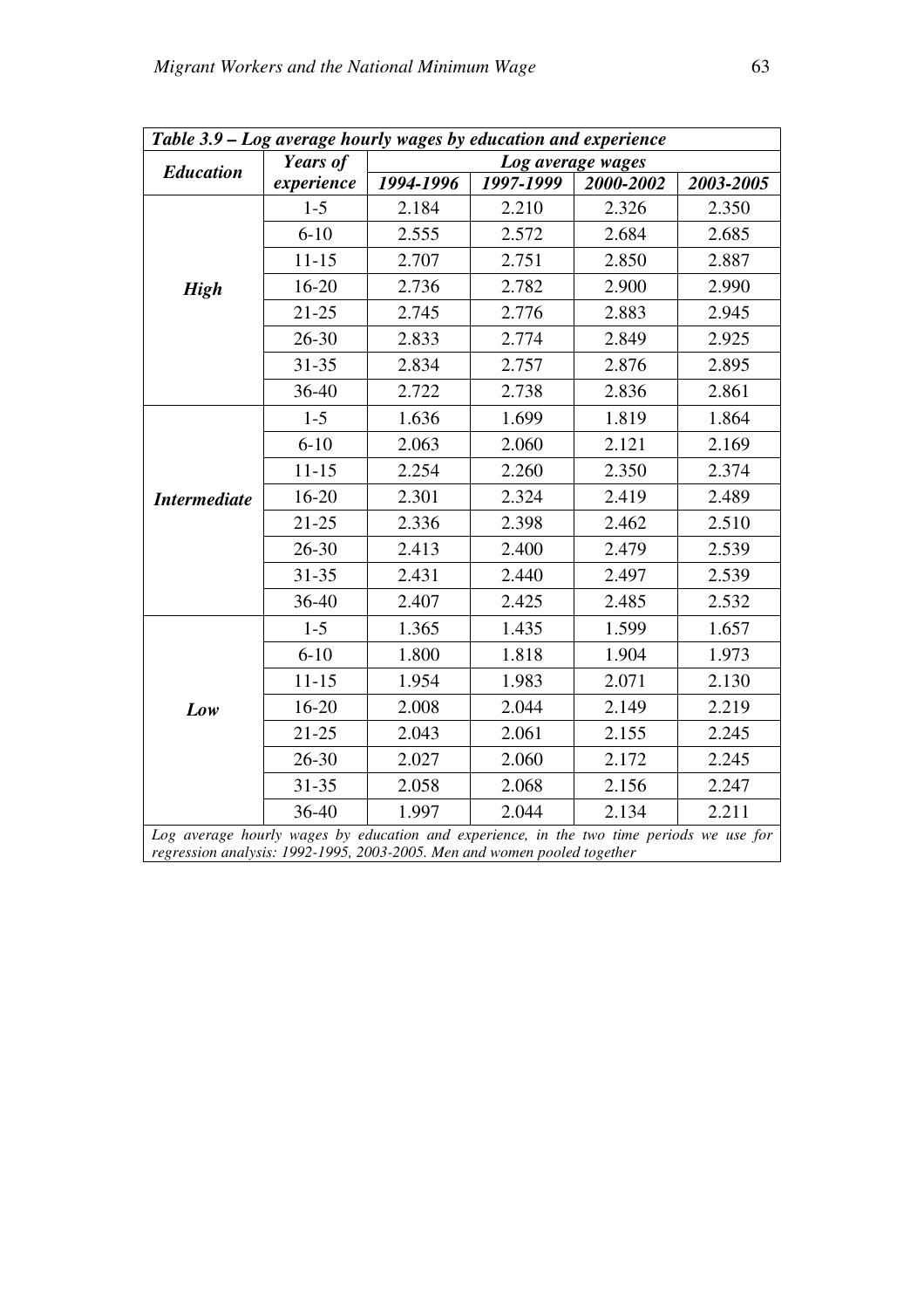**Table 3.9 – Log average hourly wages by education and experience**

| Education | Years of experience | Log average wages | | | |
|---|---|---|---|---|---|
| | | 1994-1996 | 1997-1999 | 2000-2002 | 2003-2005 |
| **High** | 1-5 | 2.184 | 2.210 | 2.326 | 2.350 |
| | 6-10 | 2.555 | 2.572 | 2.684 | 2.685 |
| | 11-15 | 2.707 | 2.751 | 2.850 | 2.887 |
| | 16-20 | 2.736 | 2.782 | 2.900 | 2.990 |
| | 21-25 | 2.745 | 2.776 | 2.883 | 2.945 |
| | 26-30 | 2.833 | 2.774 | 2.849 | 2.925 |
| | 31-35 | 2.834 | 2.757 | 2.876 | 2.895 |
| | 36-40 | 2.722 | 2.738 | 2.836 | 2.861 |
| **Intermediate** | 1-5 | 1.636 | 1.699 | 1.819 | 1.864 |
| | 6-10 | 2.063 | 2.060 | 2.121 | 2.169 |
| | 11-15 | 2.254 | 2.260 | 2.350 | 2.374 |
| | 16-20 | 2.301 | 2.324 | 2.419 | 2.489 |
| | 21-25 | 2.336 | 2.398 | 2.462 | 2.510 |
| | 26-30 | 2.413 | 2.400 | 2.479 | 2.539 |
| | 31-35 | 2.431 | 2.440 | 2.497 | 2.539 |
| | 36-40 | 2.407 | 2.425 | 2.485 | 2.532 |
| **Low** | 1-5 | 1.365 | 1.435 | 1.599 | 1.657 |
| | 6-10 | 1.800 | 1.818 | 1.904 | 1.973 |
| | 11-15 | 1.954 | 1.983 | 2.071 | 2.130 |
| | 16-20 | 2.008 | 2.044 | 2.149 | 2.219 |
| | 21-25 | 2.043 | 2.061 | 2.155 | 2.245 |
| | 26-30 | 2.027 | 2.060 | 2.172 | 2.245 |
| | 31-35 | 2.058 | 2.068 | 2.156 | 2.247 |
| | 36-40 | 1.997 | 2.044 | 2.134 | 2.211 |

*Log average hourly wages by education and experience, in the two time periods we use for regression analysis: 1992-1995, 2003-2005. Men and women pooled together*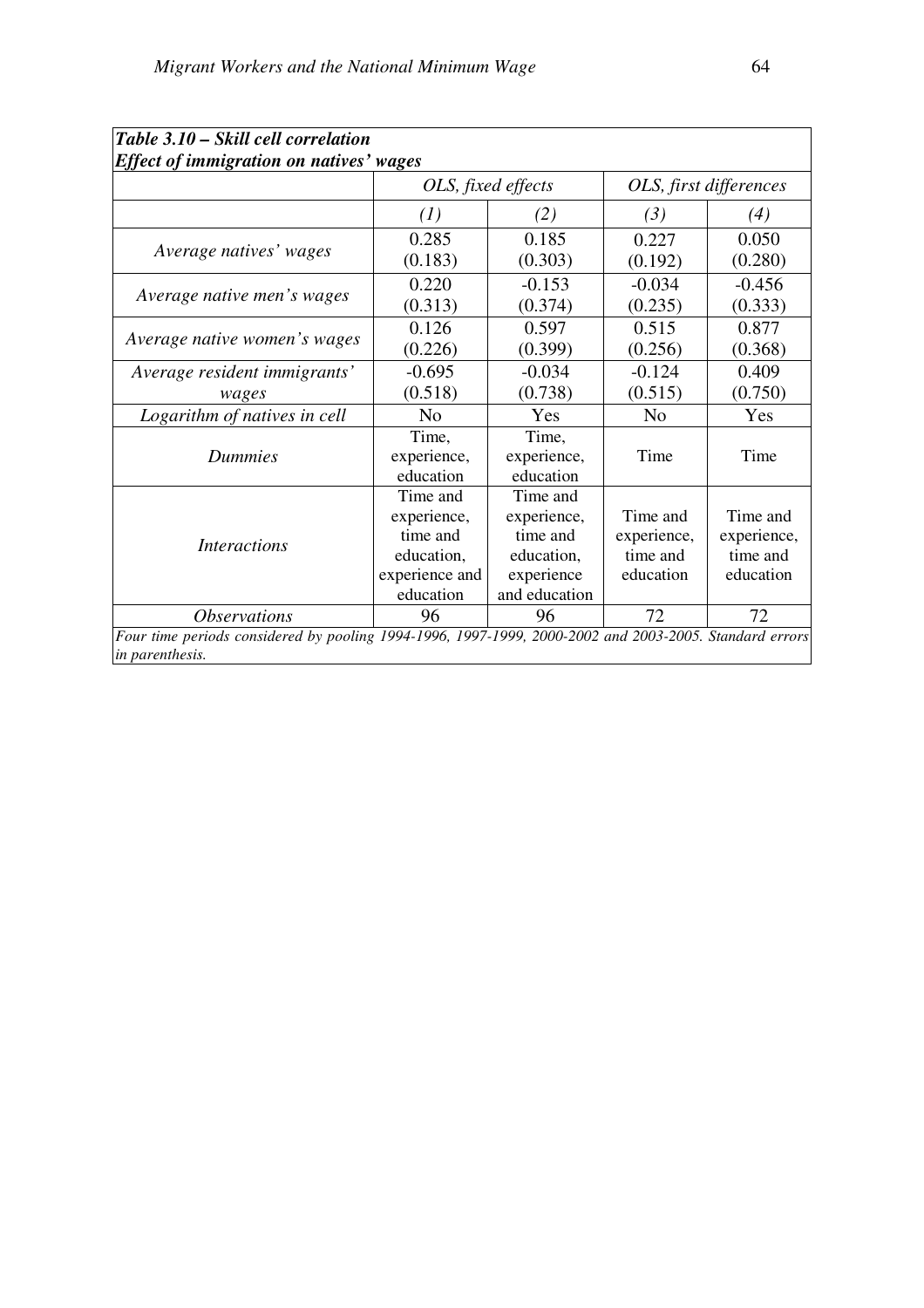***Table 3.10 – Skill cell correlation***
***Effect of immigration on natives' wages***

| | *OLS, fixed effects* | | *OLS, first differences* | |
|---|---|---|---|---|
| | *(1)* | *(2)* | *(3)* | *(4)* |
| *Average natives' wages* | 0.285 (0.183) | 0.185 (0.303) | 0.227 (0.192) | 0.050 (0.280) |
| *Average native men's wages* | 0.220 (0.313) | -0.153 (0.374) | -0.034 (0.235) | -0.456 (0.333) |
| *Average native women's wages* | 0.126 (0.226) | 0.597 (0.399) | 0.515 (0.256) | 0.877 (0.368) |
| *Average resident immigrants' wages* | -0.695 (0.518) | -0.034 (0.738) | -0.124 (0.515) | 0.409 (0.750) |
| *Logarithm of natives in cell* | No | Yes | No | Yes |
| *Dummies* | Time, experience, education | Time, experience, education | Time | Time |
| *Interactions* | Time and experience, time and education, experience and education | Time and experience, time and education, experience and education | Time and experience, time and education | Time and experience, time and education |
| *Observations* | 96 | 96 | 72 | 72 |

*Four time periods considered by pooling 1994-1996, 1997-1999, 2000-2002 and 2003-2005. Standard errors in parenthesis.*